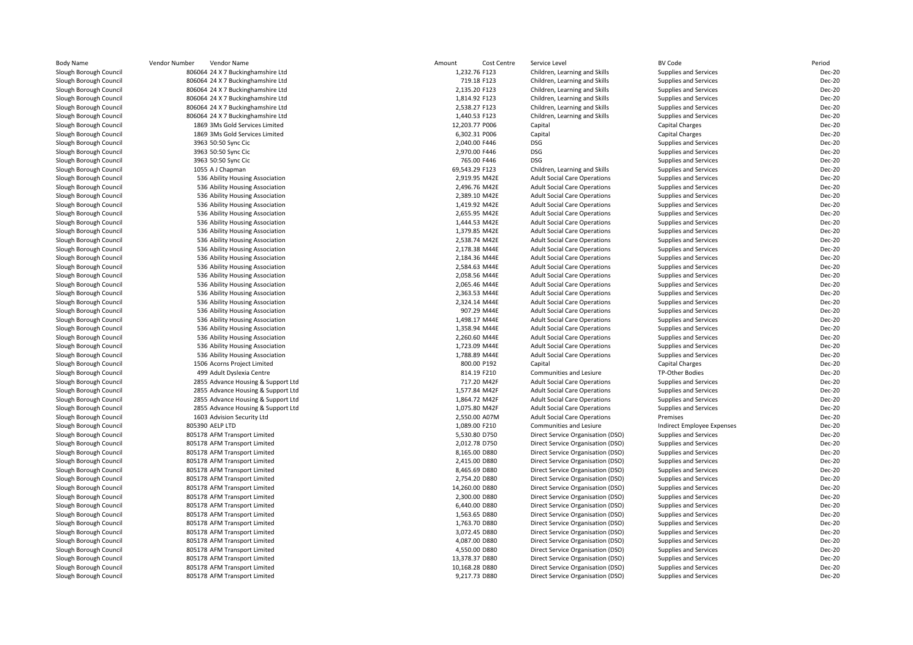| Body Name | Vendor Number | Vendor Name | Amount | Cost Centre | Service Level | BV Code | Period |
|---|---|---|---|---|---|---|---|
| Slough Borough Council | 806064 | 24 X 7 Buckinghamshire Ltd | 1,232.76 | F123 | Children, Learning and Skills | Supplies and Services | Dec-20 |
| Slough Borough Council | 806064 | 24 X 7 Buckinghamshire Ltd | 719.18 | F123 | Children, Learning and Skills | Supplies and Services | Dec-20 |
| Slough Borough Council | 806064 | 24 X 7 Buckinghamshire Ltd | 2,135.20 | F123 | Children, Learning and Skills | Supplies and Services | Dec-20 |
| Slough Borough Council | 806064 | 24 X 7 Buckinghamshire Ltd | 1,814.92 | F123 | Children, Learning and Skills | Supplies and Services | Dec-20 |
| Slough Borough Council | 806064 | 24 X 7 Buckinghamshire Ltd | 2,538.27 | F123 | Children, Learning and Skills | Supplies and Services | Dec-20 |
| Slough Borough Council | 806064 | 24 X 7 Buckinghamshire Ltd | 1,440.53 | F123 | Children, Learning and Skills | Supplies and Services | Dec-20 |
| Slough Borough Council | 1869 | 3Ms Gold Services Limited | 12,203.77 | P006 | Capital | Capital Charges | Dec-20 |
| Slough Borough Council | 1869 | 3Ms Gold Services Limited | 6,302.31 | P006 | Capital | Capital Charges | Dec-20 |
| Slough Borough Council | 3963 | 50:50 Sync Cic | 2,040.00 | F446 | DSG | Supplies and Services | Dec-20 |
| Slough Borough Council | 3963 | 50:50 Sync Cic | 2,970.00 | F446 | DSG | Supplies and Services | Dec-20 |
| Slough Borough Council | 3963 | 50:50 Sync Cic | 765.00 | F446 | DSG | Supplies and Services | Dec-20 |
| Slough Borough Council | 1055 | A J Chapman | 69,543.29 | F123 | Children, Learning and Skills | Supplies and Services | Dec-20 |
| Slough Borough Council | 536 | Ability Housing Association | 2,919.95 | M42E | Adult Social Care Operations | Supplies and Services | Dec-20 |
| Slough Borough Council | 536 | Ability Housing Association | 2,496.76 | M42E | Adult Social Care Operations | Supplies and Services | Dec-20 |
| Slough Borough Council | 536 | Ability Housing Association | 2,389.10 | M42E | Adult Social Care Operations | Supplies and Services | Dec-20 |
| Slough Borough Council | 536 | Ability Housing Association | 1,419.92 | M42E | Adult Social Care Operations | Supplies and Services | Dec-20 |
| Slough Borough Council | 536 | Ability Housing Association | 2,655.95 | M42E | Adult Social Care Operations | Supplies and Services | Dec-20 |
| Slough Borough Council | 536 | Ability Housing Association | 1,444.53 | M42E | Adult Social Care Operations | Supplies and Services | Dec-20 |
| Slough Borough Council | 536 | Ability Housing Association | 1,379.85 | M42E | Adult Social Care Operations | Supplies and Services | Dec-20 |
| Slough Borough Council | 536 | Ability Housing Association | 2,538.74 | M42E | Adult Social Care Operations | Supplies and Services | Dec-20 |
| Slough Borough Council | 536 | Ability Housing Association | 2,178.38 | M44E | Adult Social Care Operations | Supplies and Services | Dec-20 |
| Slough Borough Council | 536 | Ability Housing Association | 2,184.36 | M44E | Adult Social Care Operations | Supplies and Services | Dec-20 |
| Slough Borough Council | 536 | Ability Housing Association | 2,584.63 | M44E | Adult Social Care Operations | Supplies and Services | Dec-20 |
| Slough Borough Council | 536 | Ability Housing Association | 2,058.56 | M44E | Adult Social Care Operations | Supplies and Services | Dec-20 |
| Slough Borough Council | 536 | Ability Housing Association | 2,065.46 | M44E | Adult Social Care Operations | Supplies and Services | Dec-20 |
| Slough Borough Council | 536 | Ability Housing Association | 2,363.53 | M44E | Adult Social Care Operations | Supplies and Services | Dec-20 |
| Slough Borough Council | 536 | Ability Housing Association | 2,324.14 | M44E | Adult Social Care Operations | Supplies and Services | Dec-20 |
| Slough Borough Council | 536 | Ability Housing Association | 907.29 | M44E | Adult Social Care Operations | Supplies and Services | Dec-20 |
| Slough Borough Council | 536 | Ability Housing Association | 1,498.17 | M44E | Adult Social Care Operations | Supplies and Services | Dec-20 |
| Slough Borough Council | 536 | Ability Housing Association | 1,358.94 | M44E | Adult Social Care Operations | Supplies and Services | Dec-20 |
| Slough Borough Council | 536 | Ability Housing Association | 2,260.60 | M44E | Adult Social Care Operations | Supplies and Services | Dec-20 |
| Slough Borough Council | 536 | Ability Housing Association | 1,723.09 | M44E | Adult Social Care Operations | Supplies and Services | Dec-20 |
| Slough Borough Council | 536 | Ability Housing Association | 1,788.89 | M44E | Adult Social Care Operations | Supplies and Services | Dec-20 |
| Slough Borough Council | 1506 | Acorns Project Limited | 800.00 | P192 | Capital | Capital Charges | Dec-20 |
| Slough Borough Council | 499 | Adult Dyslexia Centre | 814.19 | F210 | Communities and Lesiure | TP-Other Bodies | Dec-20 |
| Slough Borough Council | 2855 | Advance Housing & Support Ltd | 717.20 | M42F | Adult Social Care Operations | Supplies and Services | Dec-20 |
| Slough Borough Council | 2855 | Advance Housing & Support Ltd | 1,577.84 | M42F | Adult Social Care Operations | Supplies and Services | Dec-20 |
| Slough Borough Council | 2855 | Advance Housing & Support Ltd | 1,864.72 | M42F | Adult Social Care Operations | Supplies and Services | Dec-20 |
| Slough Borough Council | 2855 | Advance Housing & Support Ltd | 1,075.80 | M42F | Adult Social Care Operations | Supplies and Services | Dec-20 |
| Slough Borough Council | 1603 | Advision Security Ltd | 2,550.00 | A07M | Adult Social Care Operations | Premises | Dec-20 |
| Slough Borough Council | 805390 | AELP LTD | 1,089.00 | F210 | Communities and Lesiure | Indirect Employee Expenses | Dec-20 |
| Slough Borough Council | 805178 | AFM Transport Limited | 5,530.80 | D750 | Direct Service Organisation (DSO) | Supplies and Services | Dec-20 |
| Slough Borough Council | 805178 | AFM Transport Limited | 2,012.78 | D750 | Direct Service Organisation (DSO) | Supplies and Services | Dec-20 |
| Slough Borough Council | 805178 | AFM Transport Limited | 8,165.00 | D880 | Direct Service Organisation (DSO) | Supplies and Services | Dec-20 |
| Slough Borough Council | 805178 | AFM Transport Limited | 2,415.00 | D880 | Direct Service Organisation (DSO) | Supplies and Services | Dec-20 |
| Slough Borough Council | 805178 | AFM Transport Limited | 8,465.69 | D880 | Direct Service Organisation (DSO) | Supplies and Services | Dec-20 |
| Slough Borough Council | 805178 | AFM Transport Limited | 2,754.20 | D880 | Direct Service Organisation (DSO) | Supplies and Services | Dec-20 |
| Slough Borough Council | 805178 | AFM Transport Limited | 14,260.00 | D880 | Direct Service Organisation (DSO) | Supplies and Services | Dec-20 |
| Slough Borough Council | 805178 | AFM Transport Limited | 2,300.00 | D880 | Direct Service Organisation (DSO) | Supplies and Services | Dec-20 |
| Slough Borough Council | 805178 | AFM Transport Limited | 6,440.00 | D880 | Direct Service Organisation (DSO) | Supplies and Services | Dec-20 |
| Slough Borough Council | 805178 | AFM Transport Limited | 1,563.65 | D880 | Direct Service Organisation (DSO) | Supplies and Services | Dec-20 |
| Slough Borough Council | 805178 | AFM Transport Limited | 1,763.70 | D880 | Direct Service Organisation (DSO) | Supplies and Services | Dec-20 |
| Slough Borough Council | 805178 | AFM Transport Limited | 3,072.45 | D880 | Direct Service Organisation (DSO) | Supplies and Services | Dec-20 |
| Slough Borough Council | 805178 | AFM Transport Limited | 4,087.00 | D880 | Direct Service Organisation (DSO) | Supplies and Services | Dec-20 |
| Slough Borough Council | 805178 | AFM Transport Limited | 4,550.00 | D880 | Direct Service Organisation (DSO) | Supplies and Services | Dec-20 |
| Slough Borough Council | 805178 | AFM Transport Limited | 13,378.37 | D880 | Direct Service Organisation (DSO) | Supplies and Services | Dec-20 |
| Slough Borough Council | 805178 | AFM Transport Limited | 10,168.28 | D880 | Direct Service Organisation (DSO) | Supplies and Services | Dec-20 |
| Slough Borough Council | 805178 | AFM Transport Limited | 9,217.73 | D880 | Direct Service Organisation (DSO) | Supplies and Services | Dec-20 |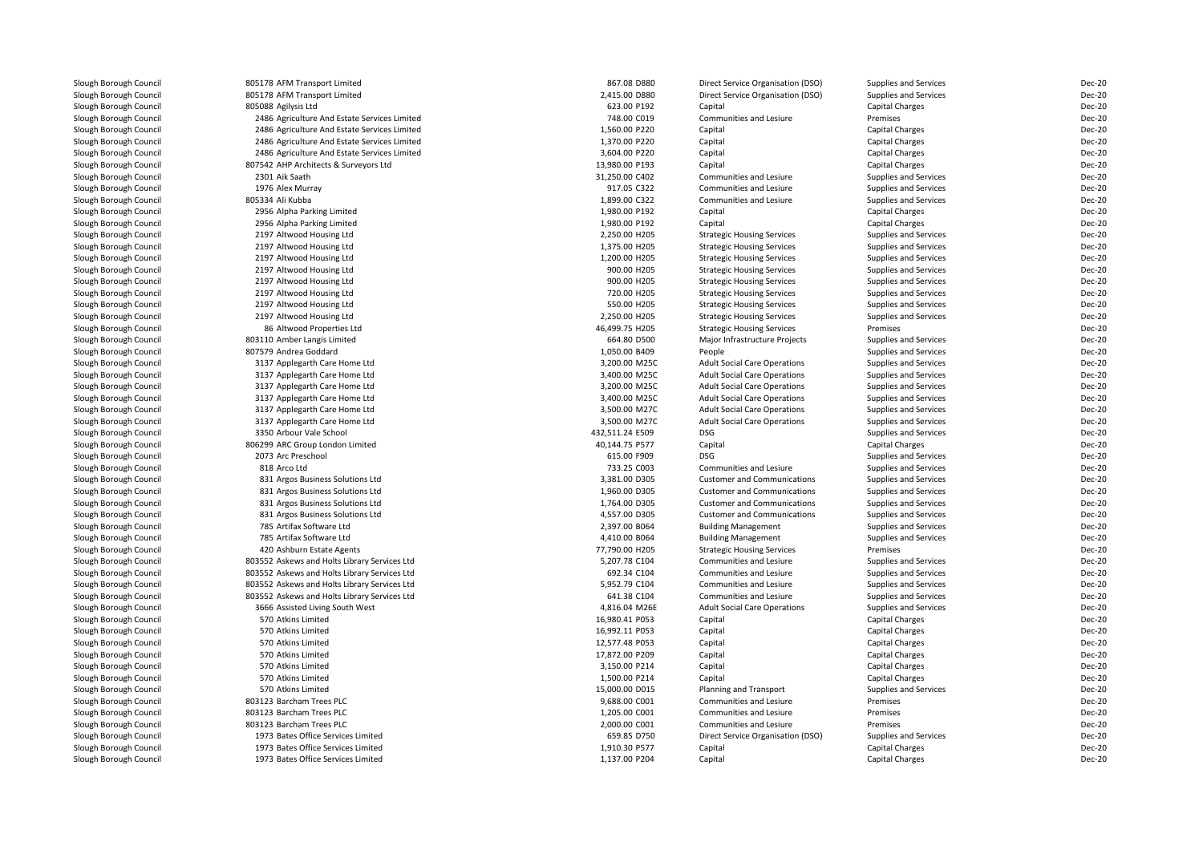| | | | | | | |
|---|---|---|---|---|---|---|
| Slough Borough Council | 805178 AFM Transport Limited | 867.08 | D880 | Direct Service Organisation (DSO) | Supplies and Services | Dec-20 |
| Slough Borough Council | 805178 AFM Transport Limited | 2,415.00 | D880 | Direct Service Organisation (DSO) | Supplies and Services | Dec-20 |
| Slough Borough Council | 805088 Agilysis Ltd | 623.00 | P192 | Capital | Capital Charges | Dec-20 |
| Slough Borough Council | 2486 Agriculture And Estate Services Limited | 748.00 | C019 | Communities and Lesiure | Premises | Dec-20 |
| Slough Borough Council | 2486 Agriculture And Estate Services Limited | 1,560.00 | P220 | Capital | Capital Charges | Dec-20 |
| Slough Borough Council | 2486 Agriculture And Estate Services Limited | 1,370.00 | P220 | Capital | Capital Charges | Dec-20 |
| Slough Borough Council | 2486 Agriculture And Estate Services Limited | 3,604.00 | P220 | Capital | Capital Charges | Dec-20 |
| Slough Borough Council | 807542 AHP Architects & Surveyors Ltd | 13,980.00 | P193 | Capital | Capital Charges | Dec-20 |
| Slough Borough Council | 2301 Aik Saath | 31,250.00 | C402 | Communities and Lesiure | Supplies and Services | Dec-20 |
| Slough Borough Council | 1976 Alex Murray | 917.05 | C322 | Communities and Lesiure | Supplies and Services | Dec-20 |
| Slough Borough Council | 805334 Ali Kubba | 1,899.00 | C322 | Communities and Lesiure | Supplies and Services | Dec-20 |
| Slough Borough Council | 2956 Alpha Parking Limited | 1,980.00 | P192 | Capital | Capital Charges | Dec-20 |
| Slough Borough Council | 2956 Alpha Parking Limited | 1,980.00 | P192 | Capital | Capital Charges | Dec-20 |
| Slough Borough Council | 2197 Altwood Housing Ltd | 2,250.00 | H205 | Strategic Housing Services | Supplies and Services | Dec-20 |
| Slough Borough Council | 2197 Altwood Housing Ltd | 1,375.00 | H205 | Strategic Housing Services | Supplies and Services | Dec-20 |
| Slough Borough Council | 2197 Altwood Housing Ltd | 1,200.00 | H205 | Strategic Housing Services | Supplies and Services | Dec-20 |
| Slough Borough Council | 2197 Altwood Housing Ltd | 900.00 | H205 | Strategic Housing Services | Supplies and Services | Dec-20 |
| Slough Borough Council | 2197 Altwood Housing Ltd | 900.00 | H205 | Strategic Housing Services | Supplies and Services | Dec-20 |
| Slough Borough Council | 2197 Altwood Housing Ltd | 720.00 | H205 | Strategic Housing Services | Supplies and Services | Dec-20 |
| Slough Borough Council | 2197 Altwood Housing Ltd | 550.00 | H205 | Strategic Housing Services | Supplies and Services | Dec-20 |
| Slough Borough Council | 2197 Altwood Housing Ltd | 2,250.00 | H205 | Strategic Housing Services | Supplies and Services | Dec-20 |
| Slough Borough Council | 86 Altwood Properties Ltd | 46,499.75 | H205 | Strategic Housing Services | Premises | Dec-20 |
| Slough Borough Council | 803110 Amber Langis Limited | 664.80 | D500 | Major Infrastructure Projects | Supplies and Services | Dec-20 |
| Slough Borough Council | 807579 Andrea Goddard | 1,050.00 | B409 | People | Supplies and Services | Dec-20 |
| Slough Borough Council | 3137 Applegarth Care Home Ltd | 3,200.00 | M25C | Adult Social Care Operations | Supplies and Services | Dec-20 |
| Slough Borough Council | 3137 Applegarth Care Home Ltd | 3,400.00 | M25C | Adult Social Care Operations | Supplies and Services | Dec-20 |
| Slough Borough Council | 3137 Applegarth Care Home Ltd | 3,200.00 | M25C | Adult Social Care Operations | Supplies and Services | Dec-20 |
| Slough Borough Council | 3137 Applegarth Care Home Ltd | 3,400.00 | M25C | Adult Social Care Operations | Supplies and Services | Dec-20 |
| Slough Borough Council | 3137 Applegarth Care Home Ltd | 3,500.00 | M27C | Adult Social Care Operations | Supplies and Services | Dec-20 |
| Slough Borough Council | 3137 Applegarth Care Home Ltd | 3,500.00 | M27C | Adult Social Care Operations | Supplies and Services | Dec-20 |
| Slough Borough Council | 3350 Arbour Vale School | 432,511.24 | E509 | DSG | Supplies and Services | Dec-20 |
| Slough Borough Council | 806299 ARC Group London Limited | 40,144.75 | P577 | Capital | Capital Charges | Dec-20 |
| Slough Borough Council | 2073 Arc Preschool | 615.00 | F909 | DSG | Supplies and Services | Dec-20 |
| Slough Borough Council | 818 Arco Ltd | 733.25 | C003 | Communities and Lesiure | Supplies and Services | Dec-20 |
| Slough Borough Council | 831 Argos Business Solutions Ltd | 3,381.00 | D305 | Customer and Communications | Supplies and Services | Dec-20 |
| Slough Borough Council | 831 Argos Business Solutions Ltd | 1,960.00 | D305 | Customer and Communications | Supplies and Services | Dec-20 |
| Slough Borough Council | 831 Argos Business Solutions Ltd | 1,764.00 | D305 | Customer and Communications | Supplies and Services | Dec-20 |
| Slough Borough Council | 831 Argos Business Solutions Ltd | 4,557.00 | D305 | Customer and Communications | Supplies and Services | Dec-20 |
| Slough Borough Council | 785 Artifax Software Ltd | 2,397.00 | B064 | Building Management | Supplies and Services | Dec-20 |
| Slough Borough Council | 785 Artifax Software Ltd | 4,410.00 | B064 | Building Management | Supplies and Services | Dec-20 |
| Slough Borough Council | 420 Ashburn Estate Agents | 77,790.00 | H205 | Strategic Housing Services | Premises | Dec-20 |
| Slough Borough Council | 803552 Askews and Holts Library Services Ltd | 5,207.78 | C104 | Communities and Lesiure | Supplies and Services | Dec-20 |
| Slough Borough Council | 803552 Askews and Holts Library Services Ltd | 692.34 | C104 | Communities and Lesiure | Supplies and Services | Dec-20 |
| Slough Borough Council | 803552 Askews and Holts Library Services Ltd | 5,952.79 | C104 | Communities and Lesiure | Supplies and Services | Dec-20 |
| Slough Borough Council | 803552 Askews and Holts Library Services Ltd | 641.38 | C104 | Communities and Lesiure | Supplies and Services | Dec-20 |
| Slough Borough Council | 3666 Assisted Living South West | 4,816.04 | M26E | Adult Social Care Operations | Supplies and Services | Dec-20 |
| Slough Borough Council | 570 Atkins Limited | 16,980.41 | P053 | Capital | Capital Charges | Dec-20 |
| Slough Borough Council | 570 Atkins Limited | 16,992.11 | P053 | Capital | Capital Charges | Dec-20 |
| Slough Borough Council | 570 Atkins Limited | 12,577.48 | P053 | Capital | Capital Charges | Dec-20 |
| Slough Borough Council | 570 Atkins Limited | 17,872.00 | P209 | Capital | Capital Charges | Dec-20 |
| Slough Borough Council | 570 Atkins Limited | 3,150.00 | P214 | Capital | Capital Charges | Dec-20 |
| Slough Borough Council | 570 Atkins Limited | 1,500.00 | P214 | Capital | Capital Charges | Dec-20 |
| Slough Borough Council | 570 Atkins Limited | 15,000.00 | D015 | Planning and Transport | Supplies and Services | Dec-20 |
| Slough Borough Council | 803123 Barcham Trees PLC | 9,688.00 | C001 | Communities and Lesiure | Premises | Dec-20 |
| Slough Borough Council | 803123 Barcham Trees PLC | 1,205.00 | C001 | Communities and Lesiure | Premises | Dec-20 |
| Slough Borough Council | 803123 Barcham Trees PLC | 2,000.00 | C001 | Communities and Lesiure | Premises | Dec-20 |
| Slough Borough Council | 1973 Bates Office Services Limited | 659.85 | D750 | Direct Service Organisation (DSO) | Supplies and Services | Dec-20 |
| Slough Borough Council | 1973 Bates Office Services Limited | 1,910.30 | P577 | Capital | Capital Charges | Dec-20 |
| Slough Borough Council | 1973 Bates Office Services Limited | 1,137.00 | P204 | Capital | Capital Charges | Dec-20 |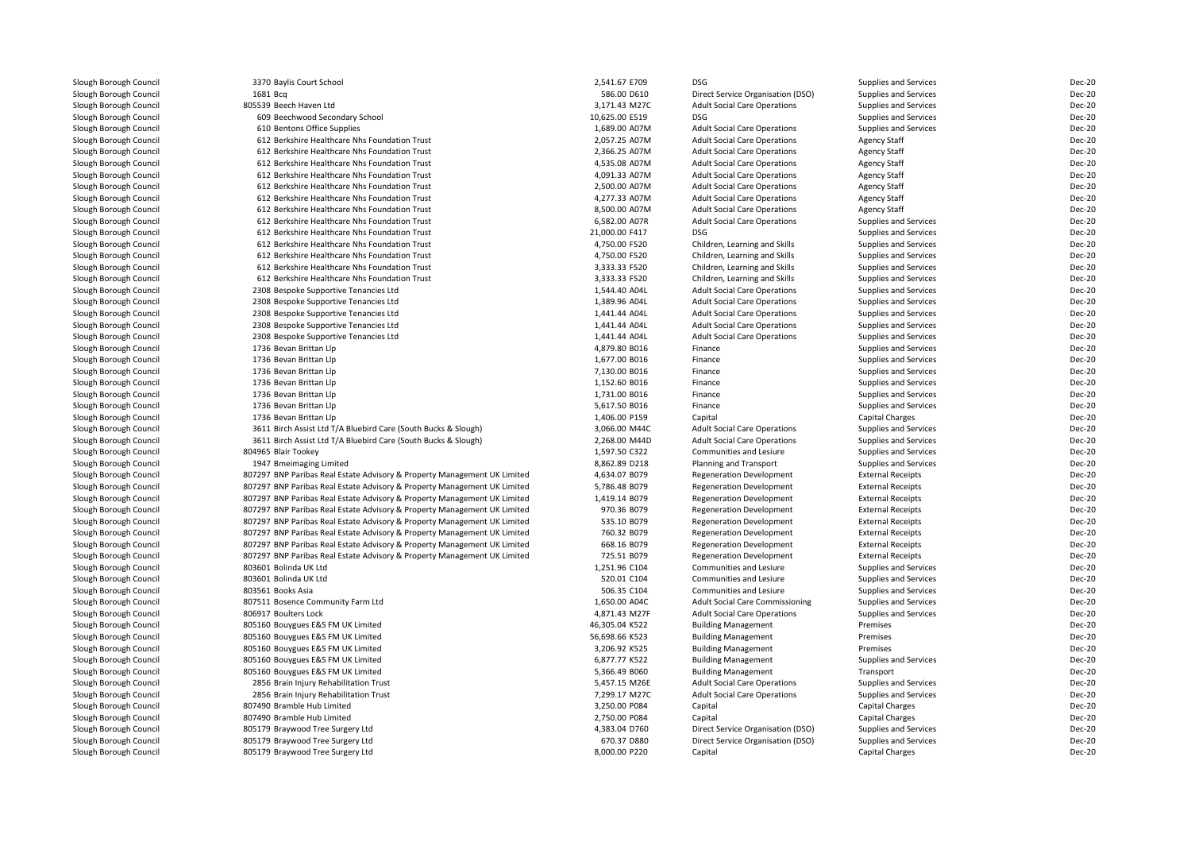| | | | | | | |
|---|---|---|---|---|---|---|
| Slough Borough Council | 3370 Baylis Court School | 2,541.67 E709 | DSG | Supplies and Services | Dec-20 |
| Slough Borough Council | 1681 Bcq | 586.00 D610 | Direct Service Organisation (DSO) | Supplies and Services | Dec-20 |
| Slough Borough Council | 805539 Beech Haven Ltd | 3,171.43 M27C | Adult Social Care Operations | Supplies and Services | Dec-20 |
| Slough Borough Council | 609 Beechwood Secondary School | 10,625.00 E519 | DSG | Supplies and Services | Dec-20 |
| Slough Borough Council | 610 Bentons Office Supplies | 1,689.00 A07M | Adult Social Care Operations | Supplies and Services | Dec-20 |
| Slough Borough Council | 612 Berkshire Healthcare Nhs Foundation Trust | 2,057.25 A07M | Adult Social Care Operations | Agency Staff | Dec-20 |
| Slough Borough Council | 612 Berkshire Healthcare Nhs Foundation Trust | 2,366.25 A07M | Adult Social Care Operations | Agency Staff | Dec-20 |
| Slough Borough Council | 612 Berkshire Healthcare Nhs Foundation Trust | 4,535.08 A07M | Adult Social Care Operations | Agency Staff | Dec-20 |
| Slough Borough Council | 612 Berkshire Healthcare Nhs Foundation Trust | 4,091.33 A07M | Adult Social Care Operations | Agency Staff | Dec-20 |
| Slough Borough Council | 612 Berkshire Healthcare Nhs Foundation Trust | 2,500.00 A07M | Adult Social Care Operations | Agency Staff | Dec-20 |
| Slough Borough Council | 612 Berkshire Healthcare Nhs Foundation Trust | 4,277.33 A07M | Adult Social Care Operations | Agency Staff | Dec-20 |
| Slough Borough Council | 612 Berkshire Healthcare Nhs Foundation Trust | 8,500.00 A07M | Adult Social Care Operations | Agency Staff | Dec-20 |
| Slough Borough Council | 612 Berkshire Healthcare Nhs Foundation Trust | 6,582.00 A07R | Adult Social Care Operations | Supplies and Services | Dec-20 |
| Slough Borough Council | 612 Berkshire Healthcare Nhs Foundation Trust | 21,000.00 F417 | DSG | Supplies and Services | Dec-20 |
| Slough Borough Council | 612 Berkshire Healthcare Nhs Foundation Trust | 4,750.00 F520 | Children, Learning and Skills | Supplies and Services | Dec-20 |
| Slough Borough Council | 612 Berkshire Healthcare Nhs Foundation Trust | 4,750.00 F520 | Children, Learning and Skills | Supplies and Services | Dec-20 |
| Slough Borough Council | 612 Berkshire Healthcare Nhs Foundation Trust | 3,333.33 F520 | Children, Learning and Skills | Supplies and Services | Dec-20 |
| Slough Borough Council | 612 Berkshire Healthcare Nhs Foundation Trust | 3,333.33 F520 | Children, Learning and Skills | Supplies and Services | Dec-20 |
| Slough Borough Council | 2308 Bespoke Supportive Tenancies Ltd | 1,544.40 A04L | Adult Social Care Operations | Supplies and Services | Dec-20 |
| Slough Borough Council | 2308 Bespoke Supportive Tenancies Ltd | 1,389.96 A04L | Adult Social Care Operations | Supplies and Services | Dec-20 |
| Slough Borough Council | 2308 Bespoke Supportive Tenancies Ltd | 1,441.44 A04L | Adult Social Care Operations | Supplies and Services | Dec-20 |
| Slough Borough Council | 2308 Bespoke Supportive Tenancies Ltd | 1,441.44 A04L | Adult Social Care Operations | Supplies and Services | Dec-20 |
| Slough Borough Council | 2308 Bespoke Supportive Tenancies Ltd | 1,441.44 A04L | Adult Social Care Operations | Supplies and Services | Dec-20 |
| Slough Borough Council | 1736 Bevan Brittan Llp | 4,879.80 B016 | Finance | Supplies and Services | Dec-20 |
| Slough Borough Council | 1736 Bevan Brittan Llp | 1,677.00 B016 | Finance | Supplies and Services | Dec-20 |
| Slough Borough Council | 1736 Bevan Brittan Llp | 7,130.00 B016 | Finance | Supplies and Services | Dec-20 |
| Slough Borough Council | 1736 Bevan Brittan Llp | 1,152.60 B016 | Finance | Supplies and Services | Dec-20 |
| Slough Borough Council | 1736 Bevan Brittan Llp | 1,731.00 B016 | Finance | Supplies and Services | Dec-20 |
| Slough Borough Council | 1736 Bevan Brittan Llp | 5,617.50 B016 | Finance | Supplies and Services | Dec-20 |
| Slough Borough Council | 1736 Bevan Brittan Llp | 1,406.00 P159 | Capital | Capital Charges | Dec-20 |
| Slough Borough Council | 3611 Birch Assist Ltd T/A Bluebird Care (South Bucks & Slough) | 3,066.00 M44C | Adult Social Care Operations | Supplies and Services | Dec-20 |
| Slough Borough Council | 3611 Birch Assist Ltd T/A Bluebird Care (South Bucks & Slough) | 2,268.00 M44D | Adult Social Care Operations | Supplies and Services | Dec-20 |
| Slough Borough Council | 804965 Blair Tookey | 1,597.50 C322 | Communities and Lesiure | Supplies and Services | Dec-20 |
| Slough Borough Council | 1947 Bmeimaging Limited | 8,862.89 D218 | Planning and Transport | Supplies and Services | Dec-20 |
| Slough Borough Council | 807297 BNP Paribas Real Estate Advisory & Property Management UK Limited | 4,634.07 B079 | Regeneration Development | External Receipts | Dec-20 |
| Slough Borough Council | 807297 BNP Paribas Real Estate Advisory & Property Management UK Limited | 5,786.48 B079 | Regeneration Development | External Receipts | Dec-20 |
| Slough Borough Council | 807297 BNP Paribas Real Estate Advisory & Property Management UK Limited | 1,419.14 B079 | Regeneration Development | External Receipts | Dec-20 |
| Slough Borough Council | 807297 BNP Paribas Real Estate Advisory & Property Management UK Limited | 970.36 B079 | Regeneration Development | External Receipts | Dec-20 |
| Slough Borough Council | 807297 BNP Paribas Real Estate Advisory & Property Management UK Limited | 535.10 B079 | Regeneration Development | External Receipts | Dec-20 |
| Slough Borough Council | 807297 BNP Paribas Real Estate Advisory & Property Management UK Limited | 760.32 B079 | Regeneration Development | External Receipts | Dec-20 |
| Slough Borough Council | 807297 BNP Paribas Real Estate Advisory & Property Management UK Limited | 668.16 B079 | Regeneration Development | External Receipts | Dec-20 |
| Slough Borough Council | 807297 BNP Paribas Real Estate Advisory & Property Management UK Limited | 725.51 B079 | Regeneration Development | External Receipts | Dec-20 |
| Slough Borough Council | 803601 Bolinda UK Ltd | 1,251.96 C104 | Communities and Lesiure | Supplies and Services | Dec-20 |
| Slough Borough Council | 803601 Bolinda UK Ltd | 520.01 C104 | Communities and Lesiure | Supplies and Services | Dec-20 |
| Slough Borough Council | 803561 Books Asia | 506.35 C104 | Communities and Lesiure | Supplies and Services | Dec-20 |
| Slough Borough Council | 807511 Bosence Community Farm Ltd | 1,650.00 A04C | Adult Social Care Commissioning | Supplies and Services | Dec-20 |
| Slough Borough Council | 806917 Boulters Lock | 4,871.43 M27F | Adult Social Care Operations | Supplies and Services | Dec-20 |
| Slough Borough Council | 805160 Bouygues E&S FM UK Limited | 46,305.04 K522 | Building Management | Premises | Dec-20 |
| Slough Borough Council | 805160 Bouygues E&S FM UK Limited | 56,698.66 K523 | Building Management | Premises | Dec-20 |
| Slough Borough Council | 805160 Bouygues E&S FM UK Limited | 3,206.92 K525 | Building Management | Premises | Dec-20 |
| Slough Borough Council | 805160 Bouygues E&S FM UK Limited | 6,877.77 K522 | Building Management | Supplies and Services | Dec-20 |
| Slough Borough Council | 805160 Bouygues E&S FM UK Limited | 5,366.49 B060 | Building Management | Transport | Dec-20 |
| Slough Borough Council | 2856 Brain Injury Rehabilitation Trust | 5,457.15 M26E | Adult Social Care Operations | Supplies and Services | Dec-20 |
| Slough Borough Council | 2856 Brain Injury Rehabilitation Trust | 7,299.17 M27C | Adult Social Care Operations | Supplies and Services | Dec-20 |
| Slough Borough Council | 807490 Bramble Hub Limited | 3,250.00 P084 | Capital | Capital Charges | Dec-20 |
| Slough Borough Council | 807490 Bramble Hub Limited | 2,750.00 P084 | Capital | Capital Charges | Dec-20 |
| Slough Borough Council | 805179 Braywood Tree Surgery Ltd | 4,383.04 D760 | Direct Service Organisation (DSO) | Supplies and Services | Dec-20 |
| Slough Borough Council | 805179 Braywood Tree Surgery Ltd | 670.37 D880 | Direct Service Organisation (DSO) | Supplies and Services | Dec-20 |
| Slough Borough Council | 805179 Braywood Tree Surgery Ltd | 8,000.00 P220 | Capital | Capital Charges | Dec-20 |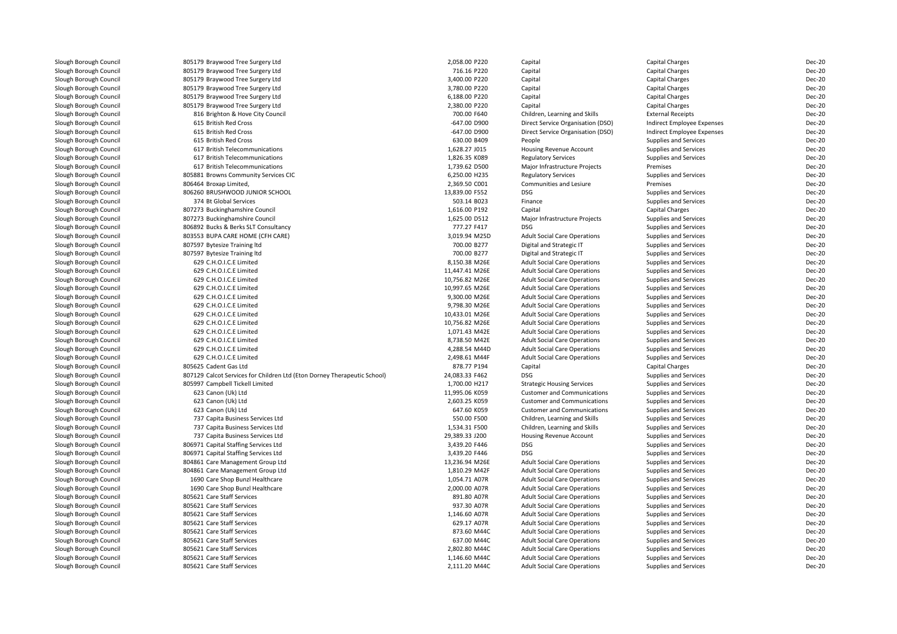| | | | | | | |
|---|---|---|---|---|---|---|
| Slough Borough Council | 805179 Braywood Tree Surgery Ltd | 2,058.00 P220 | Capital | Capital Charges | Dec-20 |
| Slough Borough Council | 805179 Braywood Tree Surgery Ltd | 716.16 P220 | Capital | Capital Charges | Dec-20 |
| Slough Borough Council | 805179 Braywood Tree Surgery Ltd | 3,400.00 P220 | Capital | Capital Charges | Dec-20 |
| Slough Borough Council | 805179 Braywood Tree Surgery Ltd | 3,780.00 P220 | Capital | Capital Charges | Dec-20 |
| Slough Borough Council | 805179 Braywood Tree Surgery Ltd | 6,188.00 P220 | Capital | Capital Charges | Dec-20 |
| Slough Borough Council | 805179 Braywood Tree Surgery Ltd | 2,380.00 P220 | Capital | Capital Charges | Dec-20 |
| Slough Borough Council | 816 Brighton & Hove City Council | 700.00 F640 | Children, Learning and Skills | External Receipts | Dec-20 |
| Slough Borough Council | 615 British Red Cross | -647.00 D900 | Direct Service Organisation (DSO) | Indirect Employee Expenses | Dec-20 |
| Slough Borough Council | 615 British Red Cross | -647.00 D900 | Direct Service Organisation (DSO) | Indirect Employee Expenses | Dec-20 |
| Slough Borough Council | 615 British Red Cross | 630.00 B409 | People | Supplies and Services | Dec-20 |
| Slough Borough Council | 617 British Telecommunications | 1,628.27 J015 | Housing Revenue Account | Supplies and Services | Dec-20 |
| Slough Borough Council | 617 British Telecommunications | 1,826.35 K089 | Regulatory Services | Supplies and Services | Dec-20 |
| Slough Borough Council | 617 British Telecommunications | 1,739.62 D500 | Major Infrastructure Projects | Premises | Dec-20 |
| Slough Borough Council | 805881 Browns Community Services CIC | 6,250.00 H235 | Regulatory Services | Supplies and Services | Dec-20 |
| Slough Borough Council | 806464 Broxap Limited, | 2,369.50 C001 | Communities and Lesiure | Premises | Dec-20 |
| Slough Borough Council | 806260 BRUSHWOOD JUNIOR SCHOOL | 13,839.00 F552 | DSG | Supplies and Services | Dec-20 |
| Slough Borough Council | 374 Bt Global Services | 503.14 B023 | Finance | Supplies and Services | Dec-20 |
| Slough Borough Council | 807273 Buckinghamshire Council | 1,616.00 P192 | Capital | Capital Charges | Dec-20 |
| Slough Borough Council | 807273 Buckinghamshire Council | 1,625.00 D512 | Major Infrastructure Projects | Supplies and Services | Dec-20 |
| Slough Borough Council | 806892 Bucks & Berks SLT Consultancy | 777.27 F417 | DSG | Supplies and Services | Dec-20 |
| Slough Borough Council | 803553 BUPA CARE HOME (CFH CARE) | 3,019.94 M25D | Adult Social Care Operations | Supplies and Services | Dec-20 |
| Slough Borough Council | 807597 Bytesize Training ltd | 700.00 B277 | Digital and Strategic IT | Supplies and Services | Dec-20 |
| Slough Borough Council | 807597 Bytesize Training ltd | 700.00 B277 | Digital and Strategic IT | Supplies and Services | Dec-20 |
| Slough Borough Council | 629 C.H.O.I.C.E Limited | 8,150.38 M26E | Adult Social Care Operations | Supplies and Services | Dec-20 |
| Slough Borough Council | 629 C.H.O.I.C.E Limited | 11,447.41 M26E | Adult Social Care Operations | Supplies and Services | Dec-20 |
| Slough Borough Council | 629 C.H.O.I.C.E Limited | 10,756.82 M26E | Adult Social Care Operations | Supplies and Services | Dec-20 |
| Slough Borough Council | 629 C.H.O.I.C.E Limited | 10,997.65 M26E | Adult Social Care Operations | Supplies and Services | Dec-20 |
| Slough Borough Council | 629 C.H.O.I.C.E Limited | 9,300.00 M26E | Adult Social Care Operations | Supplies and Services | Dec-20 |
| Slough Borough Council | 629 C.H.O.I.C.E Limited | 9,798.30 M26E | Adult Social Care Operations | Supplies and Services | Dec-20 |
| Slough Borough Council | 629 C.H.O.I.C.E Limited | 10,433.01 M26E | Adult Social Care Operations | Supplies and Services | Dec-20 |
| Slough Borough Council | 629 C.H.O.I.C.E Limited | 10,756.82 M26E | Adult Social Care Operations | Supplies and Services | Dec-20 |
| Slough Borough Council | 629 C.H.O.I.C.E Limited | 1,071.43 M42E | Adult Social Care Operations | Supplies and Services | Dec-20 |
| Slough Borough Council | 629 C.H.O.I.C.E Limited | 8,738.50 M42E | Adult Social Care Operations | Supplies and Services | Dec-20 |
| Slough Borough Council | 629 C.H.O.I.C.E Limited | 4,288.54 M44D | Adult Social Care Operations | Supplies and Services | Dec-20 |
| Slough Borough Council | 629 C.H.O.I.C.E Limited | 2,498.61 M44F | Adult Social Care Operations | Supplies and Services | Dec-20 |
| Slough Borough Council | 805625 Cadent Gas Ltd | 878.77 P194 | Capital | Capital Charges | Dec-20 |
| Slough Borough Council | 807129 Calcot Services for Children Ltd (Eton Dorney Therapeutic School) | 24,083.33 F462 | DSG | Supplies and Services | Dec-20 |
| Slough Borough Council | 805997 Campbell Tickell Limited | 1,700.00 H217 | Strategic Housing Services | Supplies and Services | Dec-20 |
| Slough Borough Council | 623 Canon (Uk) Ltd | 11,995.06 K059 | Customer and Communications | Supplies and Services | Dec-20 |
| Slough Borough Council | 623 Canon (Uk) Ltd | 2,603.25 K059 | Customer and Communications | Supplies and Services | Dec-20 |
| Slough Borough Council | 623 Canon (Uk) Ltd | 647.60 K059 | Customer and Communications | Supplies and Services | Dec-20 |
| Slough Borough Council | 737 Capita Business Services Ltd | 550.00 F500 | Children, Learning and Skills | Supplies and Services | Dec-20 |
| Slough Borough Council | 737 Capita Business Services Ltd | 1,534.31 F500 | Children, Learning and Skills | Supplies and Services | Dec-20 |
| Slough Borough Council | 737 Capita Business Services Ltd | 29,389.33 J200 | Housing Revenue Account | Supplies and Services | Dec-20 |
| Slough Borough Council | 806971 Capital Staffing Services Ltd | 3,439.20 F446 | DSG | Supplies and Services | Dec-20 |
| Slough Borough Council | 806971 Capital Staffing Services Ltd | 3,439.20 F446 | DSG | Supplies and Services | Dec-20 |
| Slough Borough Council | 804861 Care Management Group Ltd | 13,236.94 M26E | Adult Social Care Operations | Supplies and Services | Dec-20 |
| Slough Borough Council | 804861 Care Management Group Ltd | 1,810.29 M42F | Adult Social Care Operations | Supplies and Services | Dec-20 |
| Slough Borough Council | 1690 Care Shop Bunzl Healthcare | 1,054.71 A07R | Adult Social Care Operations | Supplies and Services | Dec-20 |
| Slough Borough Council | 1690 Care Shop Bunzl Healthcare | 2,000.00 A07R | Adult Social Care Operations | Supplies and Services | Dec-20 |
| Slough Borough Council | 805621 Care Staff Services | 891.80 A07R | Adult Social Care Operations | Supplies and Services | Dec-20 |
| Slough Borough Council | 805621 Care Staff Services | 937.30 A07R | Adult Social Care Operations | Supplies and Services | Dec-20 |
| Slough Borough Council | 805621 Care Staff Services | 1,146.60 A07R | Adult Social Care Operations | Supplies and Services | Dec-20 |
| Slough Borough Council | 805621 Care Staff Services | 629.17 A07R | Adult Social Care Operations | Supplies and Services | Dec-20 |
| Slough Borough Council | 805621 Care Staff Services | 873.60 M44C | Adult Social Care Operations | Supplies and Services | Dec-20 |
| Slough Borough Council | 805621 Care Staff Services | 637.00 M44C | Adult Social Care Operations | Supplies and Services | Dec-20 |
| Slough Borough Council | 805621 Care Staff Services | 2,802.80 M44C | Adult Social Care Operations | Supplies and Services | Dec-20 |
| Slough Borough Council | 805621 Care Staff Services | 1,146.60 M44C | Adult Social Care Operations | Supplies and Services | Dec-20 |
| Slough Borough Council | 805621 Care Staff Services | 2,111.20 M44C | Adult Social Care Operations | Supplies and Services | Dec-20 |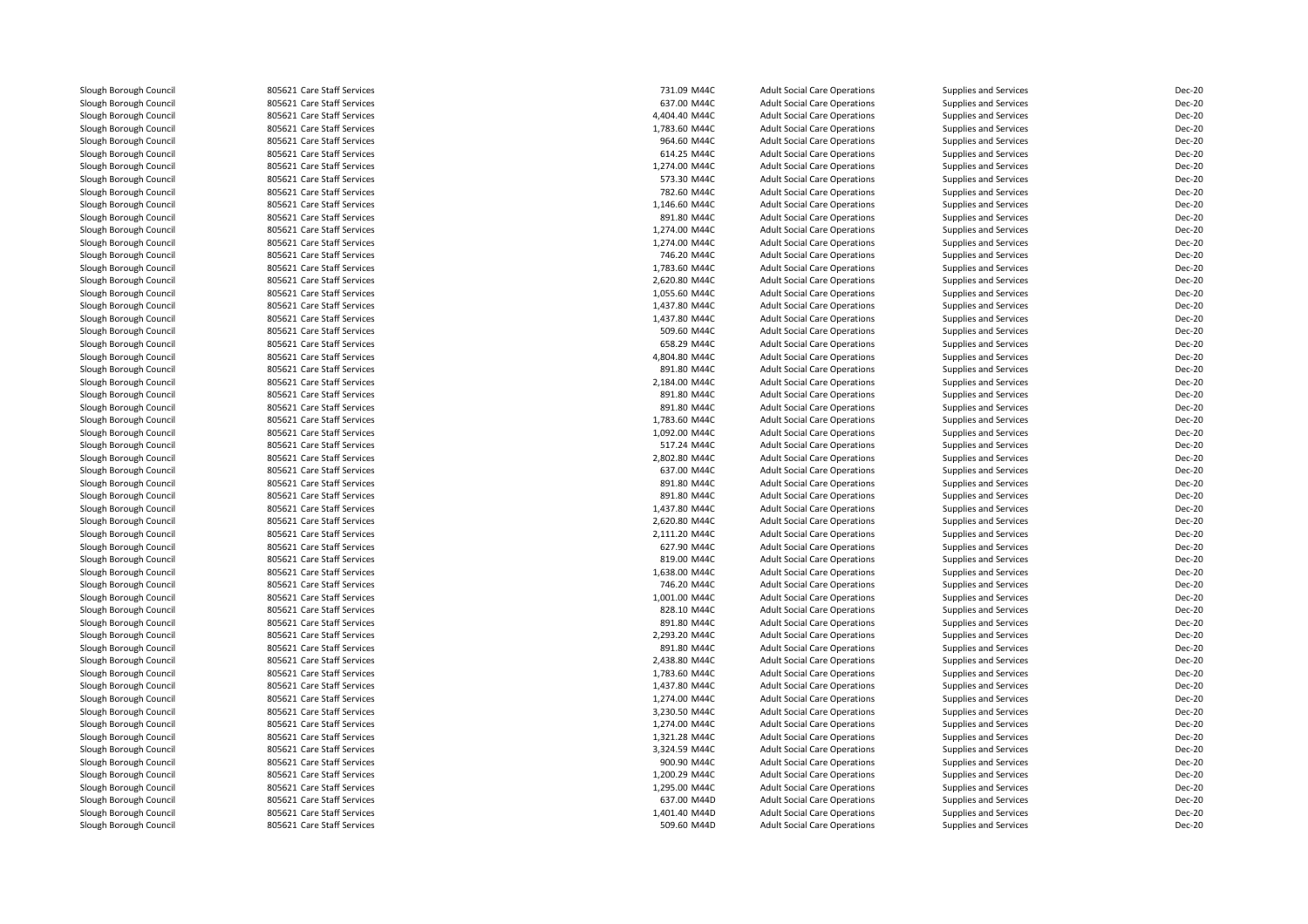| | | | | | | |
|---|---|---|---|---|---|---|
| Slough Borough Council | 805621 Care Staff Services | 731.09 M44C | Adult Social Care Operations | Supplies and Services | Dec-20 |
| Slough Borough Council | 805621 Care Staff Services | 637.00 M44C | Adult Social Care Operations | Supplies and Services | Dec-20 |
| Slough Borough Council | 805621 Care Staff Services | 4,404.40 M44C | Adult Social Care Operations | Supplies and Services | Dec-20 |
| Slough Borough Council | 805621 Care Staff Services | 1,783.60 M44C | Adult Social Care Operations | Supplies and Services | Dec-20 |
| Slough Borough Council | 805621 Care Staff Services | 964.60 M44C | Adult Social Care Operations | Supplies and Services | Dec-20 |
| Slough Borough Council | 805621 Care Staff Services | 614.25 M44C | Adult Social Care Operations | Supplies and Services | Dec-20 |
| Slough Borough Council | 805621 Care Staff Services | 1,274.00 M44C | Adult Social Care Operations | Supplies and Services | Dec-20 |
| Slough Borough Council | 805621 Care Staff Services | 573.30 M44C | Adult Social Care Operations | Supplies and Services | Dec-20 |
| Slough Borough Council | 805621 Care Staff Services | 782.60 M44C | Adult Social Care Operations | Supplies and Services | Dec-20 |
| Slough Borough Council | 805621 Care Staff Services | 1,146.60 M44C | Adult Social Care Operations | Supplies and Services | Dec-20 |
| Slough Borough Council | 805621 Care Staff Services | 891.80 M44C | Adult Social Care Operations | Supplies and Services | Dec-20 |
| Slough Borough Council | 805621 Care Staff Services | 1,274.00 M44C | Adult Social Care Operations | Supplies and Services | Dec-20 |
| Slough Borough Council | 805621 Care Staff Services | 1,274.00 M44C | Adult Social Care Operations | Supplies and Services | Dec-20 |
| Slough Borough Council | 805621 Care Staff Services | 746.20 M44C | Adult Social Care Operations | Supplies and Services | Dec-20 |
| Slough Borough Council | 805621 Care Staff Services | 1,783.60 M44C | Adult Social Care Operations | Supplies and Services | Dec-20 |
| Slough Borough Council | 805621 Care Staff Services | 2,620.80 M44C | Adult Social Care Operations | Supplies and Services | Dec-20 |
| Slough Borough Council | 805621 Care Staff Services | 1,055.60 M44C | Adult Social Care Operations | Supplies and Services | Dec-20 |
| Slough Borough Council | 805621 Care Staff Services | 1,437.80 M44C | Adult Social Care Operations | Supplies and Services | Dec-20 |
| Slough Borough Council | 805621 Care Staff Services | 1,437.80 M44C | Adult Social Care Operations | Supplies and Services | Dec-20 |
| Slough Borough Council | 805621 Care Staff Services | 509.60 M44C | Adult Social Care Operations | Supplies and Services | Dec-20 |
| Slough Borough Council | 805621 Care Staff Services | 658.29 M44C | Adult Social Care Operations | Supplies and Services | Dec-20 |
| Slough Borough Council | 805621 Care Staff Services | 4,804.80 M44C | Adult Social Care Operations | Supplies and Services | Dec-20 |
| Slough Borough Council | 805621 Care Staff Services | 891.80 M44C | Adult Social Care Operations | Supplies and Services | Dec-20 |
| Slough Borough Council | 805621 Care Staff Services | 2,184.00 M44C | Adult Social Care Operations | Supplies and Services | Dec-20 |
| Slough Borough Council | 805621 Care Staff Services | 891.80 M44C | Adult Social Care Operations | Supplies and Services | Dec-20 |
| Slough Borough Council | 805621 Care Staff Services | 891.80 M44C | Adult Social Care Operations | Supplies and Services | Dec-20 |
| Slough Borough Council | 805621 Care Staff Services | 1,783.60 M44C | Adult Social Care Operations | Supplies and Services | Dec-20 |
| Slough Borough Council | 805621 Care Staff Services | 1,092.00 M44C | Adult Social Care Operations | Supplies and Services | Dec-20 |
| Slough Borough Council | 805621 Care Staff Services | 517.24 M44C | Adult Social Care Operations | Supplies and Services | Dec-20 |
| Slough Borough Council | 805621 Care Staff Services | 2,802.80 M44C | Adult Social Care Operations | Supplies and Services | Dec-20 |
| Slough Borough Council | 805621 Care Staff Services | 637.00 M44C | Adult Social Care Operations | Supplies and Services | Dec-20 |
| Slough Borough Council | 805621 Care Staff Services | 891.80 M44C | Adult Social Care Operations | Supplies and Services | Dec-20 |
| Slough Borough Council | 805621 Care Staff Services | 891.80 M44C | Adult Social Care Operations | Supplies and Services | Dec-20 |
| Slough Borough Council | 805621 Care Staff Services | 1,437.80 M44C | Adult Social Care Operations | Supplies and Services | Dec-20 |
| Slough Borough Council | 805621 Care Staff Services | 2,620.80 M44C | Adult Social Care Operations | Supplies and Services | Dec-20 |
| Slough Borough Council | 805621 Care Staff Services | 2,111.20 M44C | Adult Social Care Operations | Supplies and Services | Dec-20 |
| Slough Borough Council | 805621 Care Staff Services | 627.90 M44C | Adult Social Care Operations | Supplies and Services | Dec-20 |
| Slough Borough Council | 805621 Care Staff Services | 819.00 M44C | Adult Social Care Operations | Supplies and Services | Dec-20 |
| Slough Borough Council | 805621 Care Staff Services | 1,638.00 M44C | Adult Social Care Operations | Supplies and Services | Dec-20 |
| Slough Borough Council | 805621 Care Staff Services | 746.20 M44C | Adult Social Care Operations | Supplies and Services | Dec-20 |
| Slough Borough Council | 805621 Care Staff Services | 1,001.00 M44C | Adult Social Care Operations | Supplies and Services | Dec-20 |
| Slough Borough Council | 805621 Care Staff Services | 828.10 M44C | Adult Social Care Operations | Supplies and Services | Dec-20 |
| Slough Borough Council | 805621 Care Staff Services | 891.80 M44C | Adult Social Care Operations | Supplies and Services | Dec-20 |
| Slough Borough Council | 805621 Care Staff Services | 2,293.20 M44C | Adult Social Care Operations | Supplies and Services | Dec-20 |
| Slough Borough Council | 805621 Care Staff Services | 891.80 M44C | Adult Social Care Operations | Supplies and Services | Dec-20 |
| Slough Borough Council | 805621 Care Staff Services | 2,438.80 M44C | Adult Social Care Operations | Supplies and Services | Dec-20 |
| Slough Borough Council | 805621 Care Staff Services | 1,783.60 M44C | Adult Social Care Operations | Supplies and Services | Dec-20 |
| Slough Borough Council | 805621 Care Staff Services | 1,437.80 M44C | Adult Social Care Operations | Supplies and Services | Dec-20 |
| Slough Borough Council | 805621 Care Staff Services | 1,274.00 M44C | Adult Social Care Operations | Supplies and Services | Dec-20 |
| Slough Borough Council | 805621 Care Staff Services | 3,230.50 M44C | Adult Social Care Operations | Supplies and Services | Dec-20 |
| Slough Borough Council | 805621 Care Staff Services | 1,274.00 M44C | Adult Social Care Operations | Supplies and Services | Dec-20 |
| Slough Borough Council | 805621 Care Staff Services | 1,321.28 M44C | Adult Social Care Operations | Supplies and Services | Dec-20 |
| Slough Borough Council | 805621 Care Staff Services | 3,324.59 M44C | Adult Social Care Operations | Supplies and Services | Dec-20 |
| Slough Borough Council | 805621 Care Staff Services | 900.90 M44C | Adult Social Care Operations | Supplies and Services | Dec-20 |
| Slough Borough Council | 805621 Care Staff Services | 1,200.29 M44C | Adult Social Care Operations | Supplies and Services | Dec-20 |
| Slough Borough Council | 805621 Care Staff Services | 1,295.00 M44C | Adult Social Care Operations | Supplies and Services | Dec-20 |
| Slough Borough Council | 805621 Care Staff Services | 637.00 M44D | Adult Social Care Operations | Supplies and Services | Dec-20 |
| Slough Borough Council | 805621 Care Staff Services | 1,401.40 M44D | Adult Social Care Operations | Supplies and Services | Dec-20 |
| Slough Borough Council | 805621 Care Staff Services | 509.60 M44D | Adult Social Care Operations | Supplies and Services | Dec-20 |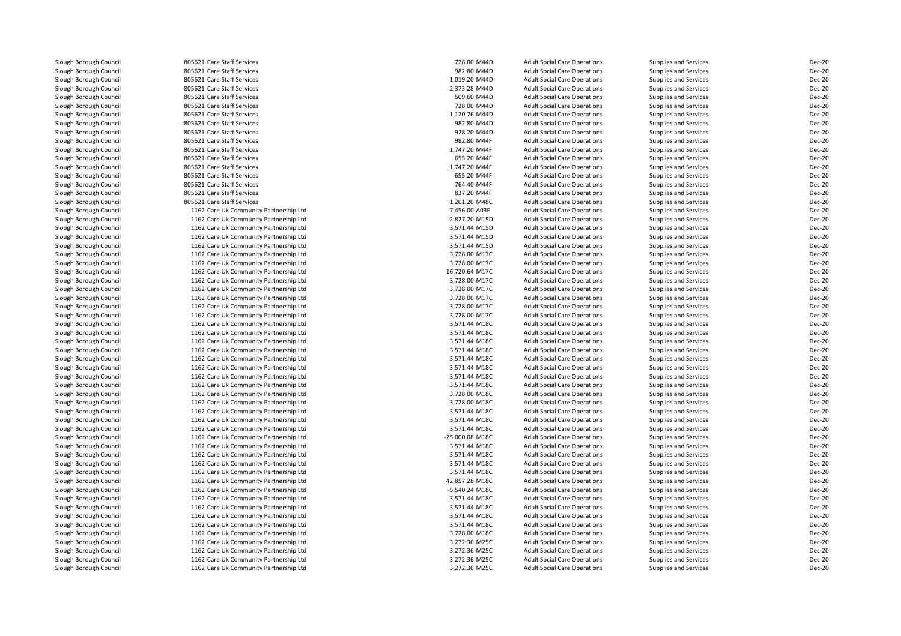| | | | | | | |
|---|---|---|---|---|---|---|
| Slough Borough Council | 805621 Care Staff Services | 728.00 M44D | Adult Social Care Operations | Supplies and Services | Dec-20 |
| Slough Borough Council | 805621 Care Staff Services | 982.80 M44D | Adult Social Care Operations | Supplies and Services | Dec-20 |
| Slough Borough Council | 805621 Care Staff Services | 1,019.20 M44D | Adult Social Care Operations | Supplies and Services | Dec-20 |
| Slough Borough Council | 805621 Care Staff Services | 2,373.28 M44D | Adult Social Care Operations | Supplies and Services | Dec-20 |
| Slough Borough Council | 805621 Care Staff Services | 509.60 M44D | Adult Social Care Operations | Supplies and Services | Dec-20 |
| Slough Borough Council | 805621 Care Staff Services | 728.00 M44D | Adult Social Care Operations | Supplies and Services | Dec-20 |
| Slough Borough Council | 805621 Care Staff Services | 1,120.76 M44D | Adult Social Care Operations | Supplies and Services | Dec-20 |
| Slough Borough Council | 805621 Care Staff Services | 982.80 M44D | Adult Social Care Operations | Supplies and Services | Dec-20 |
| Slough Borough Council | 805621 Care Staff Services | 928.20 M44D | Adult Social Care Operations | Supplies and Services | Dec-20 |
| Slough Borough Council | 805621 Care Staff Services | 982.80 M44F | Adult Social Care Operations | Supplies and Services | Dec-20 |
| Slough Borough Council | 805621 Care Staff Services | 1,747.20 M44F | Adult Social Care Operations | Supplies and Services | Dec-20 |
| Slough Borough Council | 805621 Care Staff Services | 655.20 M44F | Adult Social Care Operations | Supplies and Services | Dec-20 |
| Slough Borough Council | 805621 Care Staff Services | 1,747.20 M44F | Adult Social Care Operations | Supplies and Services | Dec-20 |
| Slough Borough Council | 805621 Care Staff Services | 655.20 M44F | Adult Social Care Operations | Supplies and Services | Dec-20 |
| Slough Borough Council | 805621 Care Staff Services | 764.40 M44F | Adult Social Care Operations | Supplies and Services | Dec-20 |
| Slough Borough Council | 805621 Care Staff Services | 837.20 M44F | Adult Social Care Operations | Supplies and Services | Dec-20 |
| Slough Borough Council | 805621 Care Staff Services | 1,201.20 M48C | Adult Social Care Operations | Supplies and Services | Dec-20 |
| Slough Borough Council | 1162 Care Uk Community Partnership Ltd | 7,456.00 A03E | Adult Social Care Operations | Supplies and Services | Dec-20 |
| Slough Borough Council | 1162 Care Uk Community Partnership Ltd | 2,827.20 M15D | Adult Social Care Operations | Supplies and Services | Dec-20 |
| Slough Borough Council | 1162 Care Uk Community Partnership Ltd | 3,571.44 M15D | Adult Social Care Operations | Supplies and Services | Dec-20 |
| Slough Borough Council | 1162 Care Uk Community Partnership Ltd | 3,571.44 M15D | Adult Social Care Operations | Supplies and Services | Dec-20 |
| Slough Borough Council | 1162 Care Uk Community Partnership Ltd | 3,571.44 M15D | Adult Social Care Operations | Supplies and Services | Dec-20 |
| Slough Borough Council | 1162 Care Uk Community Partnership Ltd | 3,728.00 M17C | Adult Social Care Operations | Supplies and Services | Dec-20 |
| Slough Borough Council | 1162 Care Uk Community Partnership Ltd | 3,728.00 M17C | Adult Social Care Operations | Supplies and Services | Dec-20 |
| Slough Borough Council | 1162 Care Uk Community Partnership Ltd | 16,720.64 M17C | Adult Social Care Operations | Supplies and Services | Dec-20 |
| Slough Borough Council | 1162 Care Uk Community Partnership Ltd | 3,728.00 M17C | Adult Social Care Operations | Supplies and Services | Dec-20 |
| Slough Borough Council | 1162 Care Uk Community Partnership Ltd | 3,728.00 M17C | Adult Social Care Operations | Supplies and Services | Dec-20 |
| Slough Borough Council | 1162 Care Uk Community Partnership Ltd | 3,728.00 M17C | Adult Social Care Operations | Supplies and Services | Dec-20 |
| Slough Borough Council | 1162 Care Uk Community Partnership Ltd | 3,728.00 M17C | Adult Social Care Operations | Supplies and Services | Dec-20 |
| Slough Borough Council | 1162 Care Uk Community Partnership Ltd | 3,728.00 M17C | Adult Social Care Operations | Supplies and Services | Dec-20 |
| Slough Borough Council | 1162 Care Uk Community Partnership Ltd | 3,571.44 M18C | Adult Social Care Operations | Supplies and Services | Dec-20 |
| Slough Borough Council | 1162 Care Uk Community Partnership Ltd | 3,571.44 M18C | Adult Social Care Operations | Supplies and Services | Dec-20 |
| Slough Borough Council | 1162 Care Uk Community Partnership Ltd | 3,571.44 M18C | Adult Social Care Operations | Supplies and Services | Dec-20 |
| Slough Borough Council | 1162 Care Uk Community Partnership Ltd | 3,571.44 M18C | Adult Social Care Operations | Supplies and Services | Dec-20 |
| Slough Borough Council | 1162 Care Uk Community Partnership Ltd | 3,571.44 M18C | Adult Social Care Operations | Supplies and Services | Dec-20 |
| Slough Borough Council | 1162 Care Uk Community Partnership Ltd | 3,571.44 M18C | Adult Social Care Operations | Supplies and Services | Dec-20 |
| Slough Borough Council | 1162 Care Uk Community Partnership Ltd | 3,571.44 M18C | Adult Social Care Operations | Supplies and Services | Dec-20 |
| Slough Borough Council | 1162 Care Uk Community Partnership Ltd | 3,571.44 M18C | Adult Social Care Operations | Supplies and Services | Dec-20 |
| Slough Borough Council | 1162 Care Uk Community Partnership Ltd | 3,728.00 M18C | Adult Social Care Operations | Supplies and Services | Dec-20 |
| Slough Borough Council | 1162 Care Uk Community Partnership Ltd | 3,728.00 M18C | Adult Social Care Operations | Supplies and Services | Dec-20 |
| Slough Borough Council | 1162 Care Uk Community Partnership Ltd | 3,571.44 M18C | Adult Social Care Operations | Supplies and Services | Dec-20 |
| Slough Borough Council | 1162 Care Uk Community Partnership Ltd | 3,571.44 M18C | Adult Social Care Operations | Supplies and Services | Dec-20 |
| Slough Borough Council | 1162 Care Uk Community Partnership Ltd | 3,571.44 M18C | Adult Social Care Operations | Supplies and Services | Dec-20 |
| Slough Borough Council | 1162 Care Uk Community Partnership Ltd | -25,000.08 M18C | Adult Social Care Operations | Supplies and Services | Dec-20 |
| Slough Borough Council | 1162 Care Uk Community Partnership Ltd | 3,571.44 M18C | Adult Social Care Operations | Supplies and Services | Dec-20 |
| Slough Borough Council | 1162 Care Uk Community Partnership Ltd | 3,571.44 M18C | Adult Social Care Operations | Supplies and Services | Dec-20 |
| Slough Borough Council | 1162 Care Uk Community Partnership Ltd | 3,571.44 M18C | Adult Social Care Operations | Supplies and Services | Dec-20 |
| Slough Borough Council | 1162 Care Uk Community Partnership Ltd | 3,571.44 M18C | Adult Social Care Operations | Supplies and Services | Dec-20 |
| Slough Borough Council | 1162 Care Uk Community Partnership Ltd | 42,857.28 M18C | Adult Social Care Operations | Supplies and Services | Dec-20 |
| Slough Borough Council | 1162 Care Uk Community Partnership Ltd | -5,540.24 M18C | Adult Social Care Operations | Supplies and Services | Dec-20 |
| Slough Borough Council | 1162 Care Uk Community Partnership Ltd | 3,571.44 M18C | Adult Social Care Operations | Supplies and Services | Dec-20 |
| Slough Borough Council | 1162 Care Uk Community Partnership Ltd | 3,571.44 M18C | Adult Social Care Operations | Supplies and Services | Dec-20 |
| Slough Borough Council | 1162 Care Uk Community Partnership Ltd | 3,571.44 M18C | Adult Social Care Operations | Supplies and Services | Dec-20 |
| Slough Borough Council | 1162 Care Uk Community Partnership Ltd | 3,571.44 M18C | Adult Social Care Operations | Supplies and Services | Dec-20 |
| Slough Borough Council | 1162 Care Uk Community Partnership Ltd | 3,728.00 M18C | Adult Social Care Operations | Supplies and Services | Dec-20 |
| Slough Borough Council | 1162 Care Uk Community Partnership Ltd | 3,272.36 M25C | Adult Social Care Operations | Supplies and Services | Dec-20 |
| Slough Borough Council | 1162 Care Uk Community Partnership Ltd | 3,272.36 M25C | Adult Social Care Operations | Supplies and Services | Dec-20 |
| Slough Borough Council | 1162 Care Uk Community Partnership Ltd | 3,272.36 M25C | Adult Social Care Operations | Supplies and Services | Dec-20 |
| Slough Borough Council | 1162 Care Uk Community Partnership Ltd | 3,272.36 M25C | Adult Social Care Operations | Supplies and Services | Dec-20 |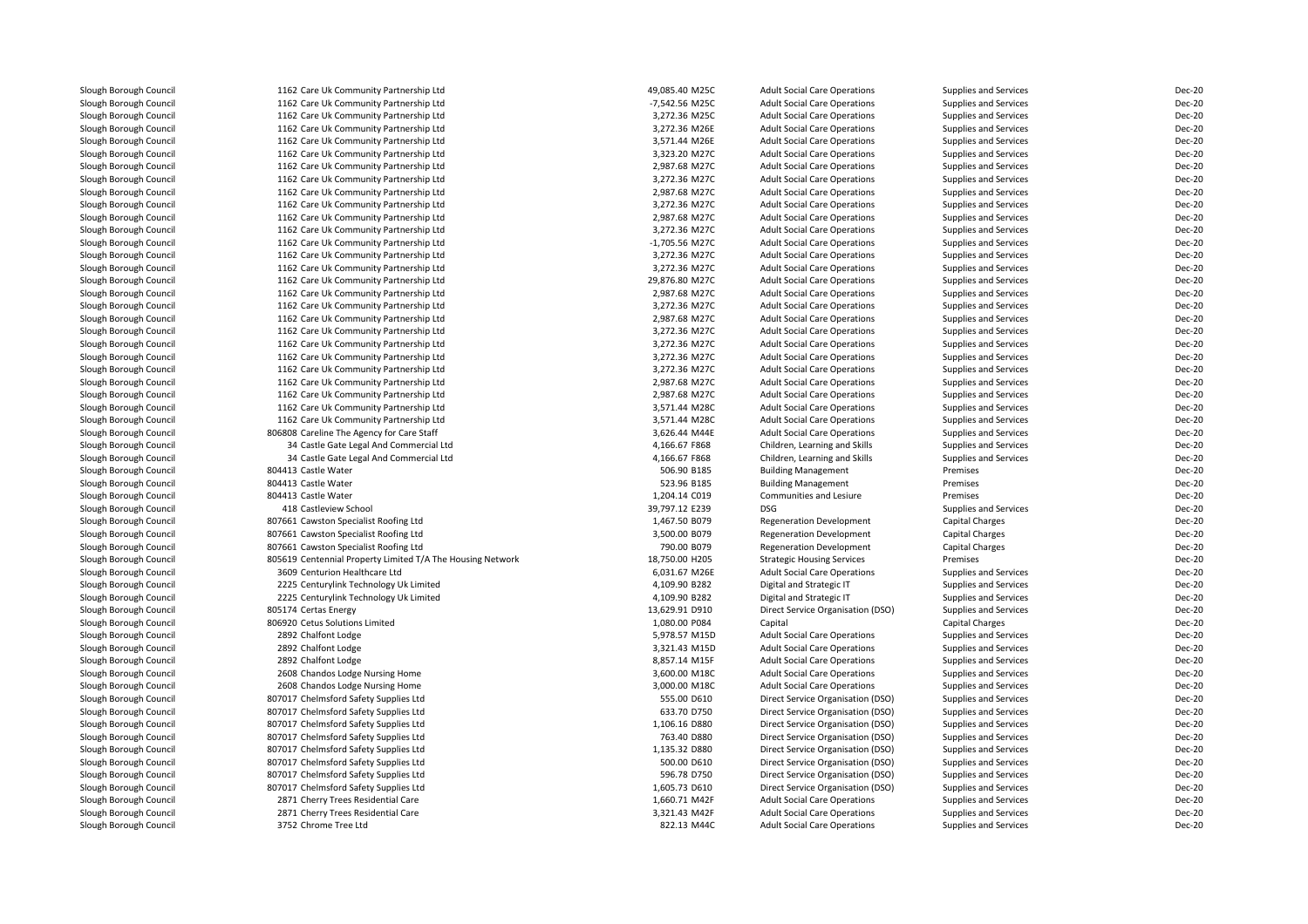| | | | | | | |
|---|---|---|---|---|---|---|
| Slough Borough Council | 1162 Care Uk Community Partnership Ltd | 49,085.40 M25C | Adult Social Care Operations | Supplies and Services | Dec-20 |
| Slough Borough Council | 1162 Care Uk Community Partnership Ltd | -7,542.56 M25C | Adult Social Care Operations | Supplies and Services | Dec-20 |
| Slough Borough Council | 1162 Care Uk Community Partnership Ltd | 3,272.36 M25C | Adult Social Care Operations | Supplies and Services | Dec-20 |
| Slough Borough Council | 1162 Care Uk Community Partnership Ltd | 3,272.36 M26E | Adult Social Care Operations | Supplies and Services | Dec-20 |
| Slough Borough Council | 1162 Care Uk Community Partnership Ltd | 3,571.44 M26E | Adult Social Care Operations | Supplies and Services | Dec-20 |
| Slough Borough Council | 1162 Care Uk Community Partnership Ltd | 3,323.20 M27C | Adult Social Care Operations | Supplies and Services | Dec-20 |
| Slough Borough Council | 1162 Care Uk Community Partnership Ltd | 2,987.68 M27C | Adult Social Care Operations | Supplies and Services | Dec-20 |
| Slough Borough Council | 1162 Care Uk Community Partnership Ltd | 3,272.36 M27C | Adult Social Care Operations | Supplies and Services | Dec-20 |
| Slough Borough Council | 1162 Care Uk Community Partnership Ltd | 2,987.68 M27C | Adult Social Care Operations | Supplies and Services | Dec-20 |
| Slough Borough Council | 1162 Care Uk Community Partnership Ltd | 3,272.36 M27C | Adult Social Care Operations | Supplies and Services | Dec-20 |
| Slough Borough Council | 1162 Care Uk Community Partnership Ltd | 2,987.68 M27C | Adult Social Care Operations | Supplies and Services | Dec-20 |
| Slough Borough Council | 1162 Care Uk Community Partnership Ltd | 3,272.36 M27C | Adult Social Care Operations | Supplies and Services | Dec-20 |
| Slough Borough Council | 1162 Care Uk Community Partnership Ltd | -1,705.56 M27C | Adult Social Care Operations | Supplies and Services | Dec-20 |
| Slough Borough Council | 1162 Care Uk Community Partnership Ltd | 3,272.36 M27C | Adult Social Care Operations | Supplies and Services | Dec-20 |
| Slough Borough Council | 1162 Care Uk Community Partnership Ltd | 3,272.36 M27C | Adult Social Care Operations | Supplies and Services | Dec-20 |
| Slough Borough Council | 1162 Care Uk Community Partnership Ltd | 29,876.80 M27C | Adult Social Care Operations | Supplies and Services | Dec-20 |
| Slough Borough Council | 1162 Care Uk Community Partnership Ltd | 2,987.68 M27C | Adult Social Care Operations | Supplies and Services | Dec-20 |
| Slough Borough Council | 1162 Care Uk Community Partnership Ltd | 3,272.36 M27C | Adult Social Care Operations | Supplies and Services | Dec-20 |
| Slough Borough Council | 1162 Care Uk Community Partnership Ltd | 2,987.68 M27C | Adult Social Care Operations | Supplies and Services | Dec-20 |
| Slough Borough Council | 1162 Care Uk Community Partnership Ltd | 3,272.36 M27C | Adult Social Care Operations | Supplies and Services | Dec-20 |
| Slough Borough Council | 1162 Care Uk Community Partnership Ltd | 3,272.36 M27C | Adult Social Care Operations | Supplies and Services | Dec-20 |
| Slough Borough Council | 1162 Care Uk Community Partnership Ltd | 3,272.36 M27C | Adult Social Care Operations | Supplies and Services | Dec-20 |
| Slough Borough Council | 1162 Care Uk Community Partnership Ltd | 3,272.36 M27C | Adult Social Care Operations | Supplies and Services | Dec-20 |
| Slough Borough Council | 1162 Care Uk Community Partnership Ltd | 2,987.68 M27C | Adult Social Care Operations | Supplies and Services | Dec-20 |
| Slough Borough Council | 1162 Care Uk Community Partnership Ltd | 2,987.68 M27C | Adult Social Care Operations | Supplies and Services | Dec-20 |
| Slough Borough Council | 1162 Care Uk Community Partnership Ltd | 3,571.44 M28C | Adult Social Care Operations | Supplies and Services | Dec-20 |
| Slough Borough Council | 1162 Care Uk Community Partnership Ltd | 3,571.44 M28C | Adult Social Care Operations | Supplies and Services | Dec-20 |
| Slough Borough Council | 806808 Careline The Agency for Care Staff | 3,626.44 M44E | Adult Social Care Operations | Supplies and Services | Dec-20 |
| Slough Borough Council | 34 Castle Gate Legal And Commercial Ltd | 4,166.67 F868 | Children, Learning and Skills | Supplies and Services | Dec-20 |
| Slough Borough Council | 34 Castle Gate Legal And Commercial Ltd | 4,166.67 F868 | Children, Learning and Skills | Supplies and Services | Dec-20 |
| Slough Borough Council | 804413 Castle Water | 506.90 B185 | Building Management | Premises | Dec-20 |
| Slough Borough Council | 804413 Castle Water | 523.96 B185 | Building Management | Premises | Dec-20 |
| Slough Borough Council | 804413 Castle Water | 1,204.14 C019 | Communities and Lesiure | Premises | Dec-20 |
| Slough Borough Council | 418 Castleview School | 39,797.12 E239 | DSG | Supplies and Services | Dec-20 |
| Slough Borough Council | 807661 Cawston Specialist Roofing Ltd | 1,467.50 B079 | Regeneration Development | Capital Charges | Dec-20 |
| Slough Borough Council | 807661 Cawston Specialist Roofing Ltd | 3,500.00 B079 | Regeneration Development | Capital Charges | Dec-20 |
| Slough Borough Council | 807661 Cawston Specialist Roofing Ltd | 790.00 B079 | Regeneration Development | Capital Charges | Dec-20 |
| Slough Borough Council | 805619 Centennial Property Limited T/A The Housing Network | 18,750.00 H205 | Strategic Housing Services | Premises | Dec-20 |
| Slough Borough Council | 3609 Centurion Healthcare Ltd | 6,031.67 M26E | Adult Social Care Operations | Supplies and Services | Dec-20 |
| Slough Borough Council | 2225 Centurylink Technology Uk Limited | 4,109.90 B282 | Digital and Strategic IT | Supplies and Services | Dec-20 |
| Slough Borough Council | 2225 Centurylink Technology Uk Limited | 4,109.90 B282 | Digital and Strategic IT | Supplies and Services | Dec-20 |
| Slough Borough Council | 805174 Certas Energy | 13,629.91 D910 | Direct Service Organisation (DSO) | Supplies and Services | Dec-20 |
| Slough Borough Council | 806920 Cetus Solutions Limited | 1,080.00 P084 | Capital | Capital Charges | Dec-20 |
| Slough Borough Council | 2892 Chalfont Lodge | 5,978.57 M15D | Adult Social Care Operations | Supplies and Services | Dec-20 |
| Slough Borough Council | 2892 Chalfont Lodge | 3,321.43 M15D | Adult Social Care Operations | Supplies and Services | Dec-20 |
| Slough Borough Council | 2892 Chalfont Lodge | 8,857.14 M15F | Adult Social Care Operations | Supplies and Services | Dec-20 |
| Slough Borough Council | 2608 Chandos Lodge Nursing Home | 3,600.00 M18C | Adult Social Care Operations | Supplies and Services | Dec-20 |
| Slough Borough Council | 2608 Chandos Lodge Nursing Home | 3,000.00 M18C | Adult Social Care Operations | Supplies and Services | Dec-20 |
| Slough Borough Council | 807017 Chelmsford Safety Supplies Ltd | 555.00 D610 | Direct Service Organisation (DSO) | Supplies and Services | Dec-20 |
| Slough Borough Council | 807017 Chelmsford Safety Supplies Ltd | 633.70 D750 | Direct Service Organisation (DSO) | Supplies and Services | Dec-20 |
| Slough Borough Council | 807017 Chelmsford Safety Supplies Ltd | 1,106.16 D880 | Direct Service Organisation (DSO) | Supplies and Services | Dec-20 |
| Slough Borough Council | 807017 Chelmsford Safety Supplies Ltd | 763.40 D880 | Direct Service Organisation (DSO) | Supplies and Services | Dec-20 |
| Slough Borough Council | 807017 Chelmsford Safety Supplies Ltd | 1,135.32 D880 | Direct Service Organisation (DSO) | Supplies and Services | Dec-20 |
| Slough Borough Council | 807017 Chelmsford Safety Supplies Ltd | 500.00 D610 | Direct Service Organisation (DSO) | Supplies and Services | Dec-20 |
| Slough Borough Council | 807017 Chelmsford Safety Supplies Ltd | 596.78 D750 | Direct Service Organisation (DSO) | Supplies and Services | Dec-20 |
| Slough Borough Council | 807017 Chelmsford Safety Supplies Ltd | 1,605.73 D610 | Direct Service Organisation (DSO) | Supplies and Services | Dec-20 |
| Slough Borough Council | 2871 Cherry Trees Residential Care | 1,660.71 M42F | Adult Social Care Operations | Supplies and Services | Dec-20 |
| Slough Borough Council | 2871 Cherry Trees Residential Care | 3,321.43 M42F | Adult Social Care Operations | Supplies and Services | Dec-20 |
| Slough Borough Council | 3752 Chrome Tree Ltd | 822.13 M44C | Adult Social Care Operations | Supplies and Services | Dec-20 |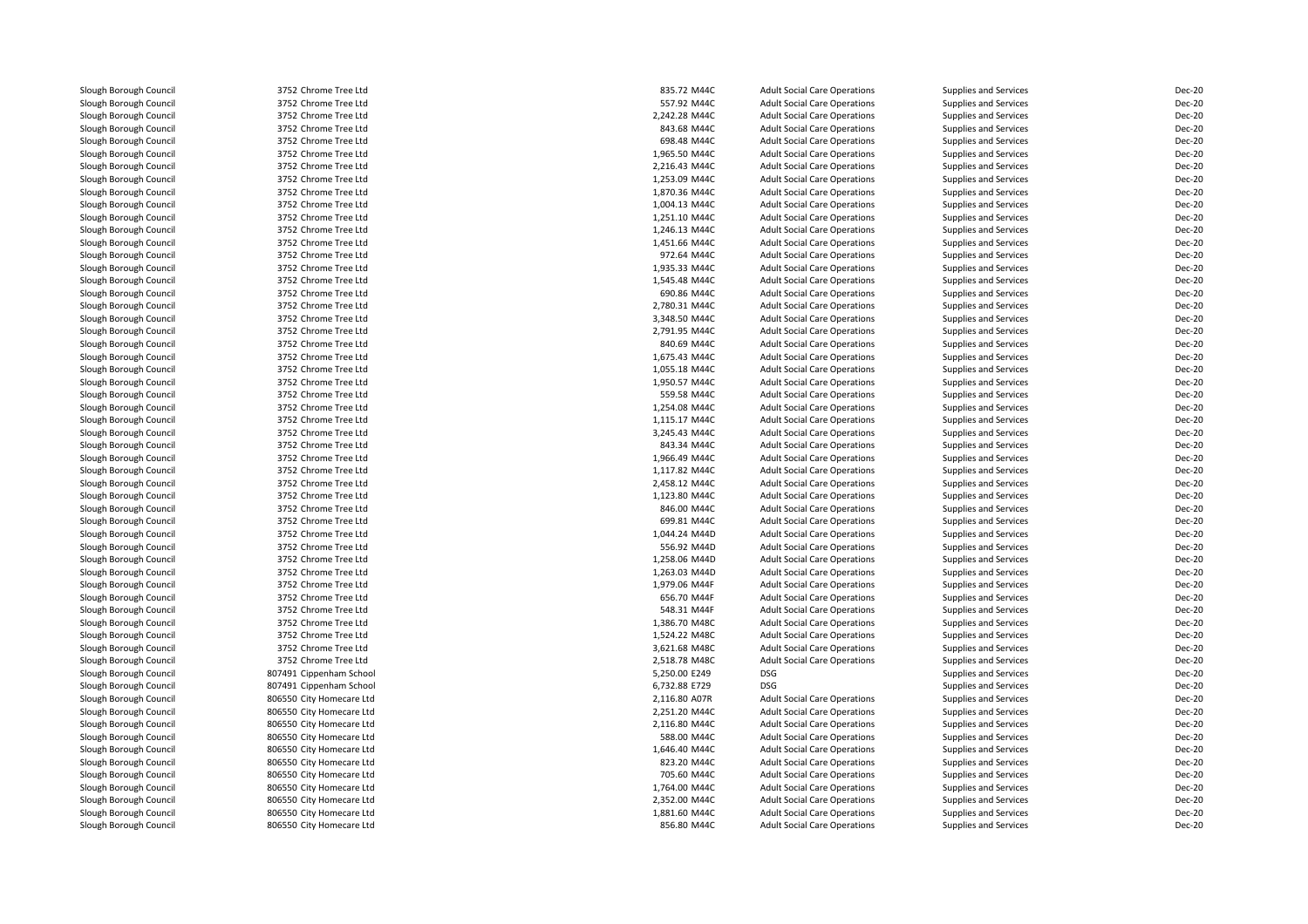| | | | | | | | |
|---|---|---|---|---|---|---|---|
| Slough Borough Council | 3752 Chrome Tree Ltd | 835.72 | M44C | Adult Social Care Operations | Supplies and Services | Dec-20 |
| Slough Borough Council | 3752 Chrome Tree Ltd | 557.92 | M44C | Adult Social Care Operations | Supplies and Services | Dec-20 |
| Slough Borough Council | 3752 Chrome Tree Ltd | 2,242.28 | M44C | Adult Social Care Operations | Supplies and Services | Dec-20 |
| Slough Borough Council | 3752 Chrome Tree Ltd | 843.68 | M44C | Adult Social Care Operations | Supplies and Services | Dec-20 |
| Slough Borough Council | 3752 Chrome Tree Ltd | 698.48 | M44C | Adult Social Care Operations | Supplies and Services | Dec-20 |
| Slough Borough Council | 3752 Chrome Tree Ltd | 1,965.50 | M44C | Adult Social Care Operations | Supplies and Services | Dec-20 |
| Slough Borough Council | 3752 Chrome Tree Ltd | 2,216.43 | M44C | Adult Social Care Operations | Supplies and Services | Dec-20 |
| Slough Borough Council | 3752 Chrome Tree Ltd | 1,253.09 | M44C | Adult Social Care Operations | Supplies and Services | Dec-20 |
| Slough Borough Council | 3752 Chrome Tree Ltd | 1,870.36 | M44C | Adult Social Care Operations | Supplies and Services | Dec-20 |
| Slough Borough Council | 3752 Chrome Tree Ltd | 1,004.13 | M44C | Adult Social Care Operations | Supplies and Services | Dec-20 |
| Slough Borough Council | 3752 Chrome Tree Ltd | 1,251.10 | M44C | Adult Social Care Operations | Supplies and Services | Dec-20 |
| Slough Borough Council | 3752 Chrome Tree Ltd | 1,246.13 | M44C | Adult Social Care Operations | Supplies and Services | Dec-20 |
| Slough Borough Council | 3752 Chrome Tree Ltd | 1,451.66 | M44C | Adult Social Care Operations | Supplies and Services | Dec-20 |
| Slough Borough Council | 3752 Chrome Tree Ltd | 972.64 | M44C | Adult Social Care Operations | Supplies and Services | Dec-20 |
| Slough Borough Council | 3752 Chrome Tree Ltd | 1,935.33 | M44C | Adult Social Care Operations | Supplies and Services | Dec-20 |
| Slough Borough Council | 3752 Chrome Tree Ltd | 1,545.48 | M44C | Adult Social Care Operations | Supplies and Services | Dec-20 |
| Slough Borough Council | 3752 Chrome Tree Ltd | 690.86 | M44C | Adult Social Care Operations | Supplies and Services | Dec-20 |
| Slough Borough Council | 3752 Chrome Tree Ltd | 2,780.31 | M44C | Adult Social Care Operations | Supplies and Services | Dec-20 |
| Slough Borough Council | 3752 Chrome Tree Ltd | 3,348.50 | M44C | Adult Social Care Operations | Supplies and Services | Dec-20 |
| Slough Borough Council | 3752 Chrome Tree Ltd | 2,791.95 | M44C | Adult Social Care Operations | Supplies and Services | Dec-20 |
| Slough Borough Council | 3752 Chrome Tree Ltd | 840.69 | M44C | Adult Social Care Operations | Supplies and Services | Dec-20 |
| Slough Borough Council | 3752 Chrome Tree Ltd | 1,675.43 | M44C | Adult Social Care Operations | Supplies and Services | Dec-20 |
| Slough Borough Council | 3752 Chrome Tree Ltd | 1,055.18 | M44C | Adult Social Care Operations | Supplies and Services | Dec-20 |
| Slough Borough Council | 3752 Chrome Tree Ltd | 1,950.57 | M44C | Adult Social Care Operations | Supplies and Services | Dec-20 |
| Slough Borough Council | 3752 Chrome Tree Ltd | 559.58 | M44C | Adult Social Care Operations | Supplies and Services | Dec-20 |
| Slough Borough Council | 3752 Chrome Tree Ltd | 1,254.08 | M44C | Adult Social Care Operations | Supplies and Services | Dec-20 |
| Slough Borough Council | 3752 Chrome Tree Ltd | 1,115.17 | M44C | Adult Social Care Operations | Supplies and Services | Dec-20 |
| Slough Borough Council | 3752 Chrome Tree Ltd | 3,245.43 | M44C | Adult Social Care Operations | Supplies and Services | Dec-20 |
| Slough Borough Council | 3752 Chrome Tree Ltd | 843.34 | M44C | Adult Social Care Operations | Supplies and Services | Dec-20 |
| Slough Borough Council | 3752 Chrome Tree Ltd | 1,966.49 | M44C | Adult Social Care Operations | Supplies and Services | Dec-20 |
| Slough Borough Council | 3752 Chrome Tree Ltd | 1,117.82 | M44C | Adult Social Care Operations | Supplies and Services | Dec-20 |
| Slough Borough Council | 3752 Chrome Tree Ltd | 2,458.12 | M44C | Adult Social Care Operations | Supplies and Services | Dec-20 |
| Slough Borough Council | 3752 Chrome Tree Ltd | 1,123.80 | M44C | Adult Social Care Operations | Supplies and Services | Dec-20 |
| Slough Borough Council | 3752 Chrome Tree Ltd | 846.00 | M44C | Adult Social Care Operations | Supplies and Services | Dec-20 |
| Slough Borough Council | 3752 Chrome Tree Ltd | 699.81 | M44C | Adult Social Care Operations | Supplies and Services | Dec-20 |
| Slough Borough Council | 3752 Chrome Tree Ltd | 1,044.24 | M44D | Adult Social Care Operations | Supplies and Services | Dec-20 |
| Slough Borough Council | 3752 Chrome Tree Ltd | 556.92 | M44D | Adult Social Care Operations | Supplies and Services | Dec-20 |
| Slough Borough Council | 3752 Chrome Tree Ltd | 1,258.06 | M44D | Adult Social Care Operations | Supplies and Services | Dec-20 |
| Slough Borough Council | 3752 Chrome Tree Ltd | 1,263.03 | M44D | Adult Social Care Operations | Supplies and Services | Dec-20 |
| Slough Borough Council | 3752 Chrome Tree Ltd | 1,979.06 | M44F | Adult Social Care Operations | Supplies and Services | Dec-20 |
| Slough Borough Council | 3752 Chrome Tree Ltd | 656.70 | M44F | Adult Social Care Operations | Supplies and Services | Dec-20 |
| Slough Borough Council | 3752 Chrome Tree Ltd | 548.31 | M44F | Adult Social Care Operations | Supplies and Services | Dec-20 |
| Slough Borough Council | 3752 Chrome Tree Ltd | 1,386.70 | M48C | Adult Social Care Operations | Supplies and Services | Dec-20 |
| Slough Borough Council | 3752 Chrome Tree Ltd | 1,524.22 | M48C | Adult Social Care Operations | Supplies and Services | Dec-20 |
| Slough Borough Council | 3752 Chrome Tree Ltd | 3,621.68 | M48C | Adult Social Care Operations | Supplies and Services | Dec-20 |
| Slough Borough Council | 3752 Chrome Tree Ltd | 2,518.78 | M48C | Adult Social Care Operations | Supplies and Services | Dec-20 |
| Slough Borough Council | 807491 Cippenham School | 5,250.00 | E249 | DSG | Supplies and Services | Dec-20 |
| Slough Borough Council | 807491 Cippenham School | 6,732.88 | E729 | DSG | Supplies and Services | Dec-20 |
| Slough Borough Council | 806550 City Homecare Ltd | 2,116.80 | A07R | Adult Social Care Operations | Supplies and Services | Dec-20 |
| Slough Borough Council | 806550 City Homecare Ltd | 2,251.20 | M44C | Adult Social Care Operations | Supplies and Services | Dec-20 |
| Slough Borough Council | 806550 City Homecare Ltd | 2,116.80 | M44C | Adult Social Care Operations | Supplies and Services | Dec-20 |
| Slough Borough Council | 806550 City Homecare Ltd | 588.00 | M44C | Adult Social Care Operations | Supplies and Services | Dec-20 |
| Slough Borough Council | 806550 City Homecare Ltd | 1,646.40 | M44C | Adult Social Care Operations | Supplies and Services | Dec-20 |
| Slough Borough Council | 806550 City Homecare Ltd | 823.20 | M44C | Adult Social Care Operations | Supplies and Services | Dec-20 |
| Slough Borough Council | 806550 City Homecare Ltd | 705.60 | M44C | Adult Social Care Operations | Supplies and Services | Dec-20 |
| Slough Borough Council | 806550 City Homecare Ltd | 1,764.00 | M44C | Adult Social Care Operations | Supplies and Services | Dec-20 |
| Slough Borough Council | 806550 City Homecare Ltd | 2,352.00 | M44C | Adult Social Care Operations | Supplies and Services | Dec-20 |
| Slough Borough Council | 806550 City Homecare Ltd | 1,881.60 | M44C | Adult Social Care Operations | Supplies and Services | Dec-20 |
| Slough Borough Council | 806550 City Homecare Ltd | 856.80 | M44C | Adult Social Care Operations | Supplies and Services | Dec-20 |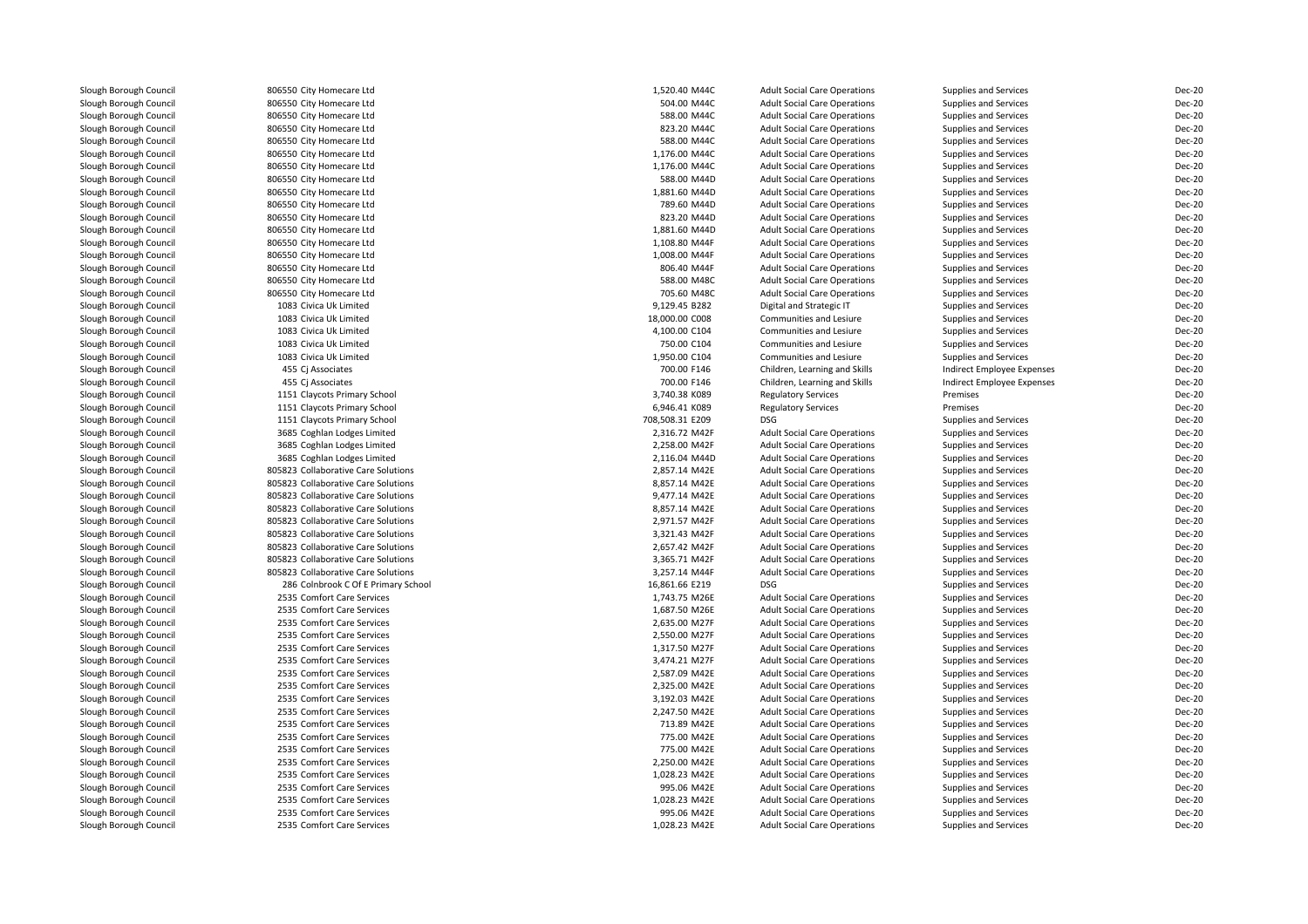| | | | | | | |
|---|---|---|---|---|---|---|
| Slough Borough Council | 806550 City Homecare Ltd | 1,520.40 M44C | Adult Social Care Operations | Supplies and Services | Dec-20 |
| Slough Borough Council | 806550 City Homecare Ltd | 504.00 M44C | Adult Social Care Operations | Supplies and Services | Dec-20 |
| Slough Borough Council | 806550 City Homecare Ltd | 588.00 M44C | Adult Social Care Operations | Supplies and Services | Dec-20 |
| Slough Borough Council | 806550 City Homecare Ltd | 823.20 M44C | Adult Social Care Operations | Supplies and Services | Dec-20 |
| Slough Borough Council | 806550 City Homecare Ltd | 588.00 M44C | Adult Social Care Operations | Supplies and Services | Dec-20 |
| Slough Borough Council | 806550 City Homecare Ltd | 1,176.00 M44C | Adult Social Care Operations | Supplies and Services | Dec-20 |
| Slough Borough Council | 806550 City Homecare Ltd | 1,176.00 M44C | Adult Social Care Operations | Supplies and Services | Dec-20 |
| Slough Borough Council | 806550 City Homecare Ltd | 588.00 M44D | Adult Social Care Operations | Supplies and Services | Dec-20 |
| Slough Borough Council | 806550 City Homecare Ltd | 1,881.60 M44D | Adult Social Care Operations | Supplies and Services | Dec-20 |
| Slough Borough Council | 806550 City Homecare Ltd | 789.60 M44D | Adult Social Care Operations | Supplies and Services | Dec-20 |
| Slough Borough Council | 806550 City Homecare Ltd | 823.20 M44D | Adult Social Care Operations | Supplies and Services | Dec-20 |
| Slough Borough Council | 806550 City Homecare Ltd | 1,881.60 M44D | Adult Social Care Operations | Supplies and Services | Dec-20 |
| Slough Borough Council | 806550 City Homecare Ltd | 1,108.80 M44F | Adult Social Care Operations | Supplies and Services | Dec-20 |
| Slough Borough Council | 806550 City Homecare Ltd | 1,008.00 M44F | Adult Social Care Operations | Supplies and Services | Dec-20 |
| Slough Borough Council | 806550 City Homecare Ltd | 806.40 M44F | Adult Social Care Operations | Supplies and Services | Dec-20 |
| Slough Borough Council | 806550 City Homecare Ltd | 588.00 M48C | Adult Social Care Operations | Supplies and Services | Dec-20 |
| Slough Borough Council | 806550 City Homecare Ltd | 705.60 M48C | Adult Social Care Operations | Supplies and Services | Dec-20 |
| Slough Borough Council | 1083 Civica Uk Limited | 9,129.45 B282 | Digital and Strategic IT | Supplies and Services | Dec-20 |
| Slough Borough Council | 1083 Civica Uk Limited | 18,000.00 C008 | Communities and Lesiure | Supplies and Services | Dec-20 |
| Slough Borough Council | 1083 Civica Uk Limited | 4,100.00 C104 | Communities and Lesiure | Supplies and Services | Dec-20 |
| Slough Borough Council | 1083 Civica Uk Limited | 750.00 C104 | Communities and Lesiure | Supplies and Services | Dec-20 |
| Slough Borough Council | 1083 Civica Uk Limited | 1,950.00 C104 | Communities and Lesiure | Supplies and Services | Dec-20 |
| Slough Borough Council | 455 Cj Associates | 700.00 F146 | Children, Learning and Skills | Indirect Employee Expenses | Dec-20 |
| Slough Borough Council | 455 Cj Associates | 700.00 F146 | Children, Learning and Skills | Indirect Employee Expenses | Dec-20 |
| Slough Borough Council | 1151 Claycots Primary School | 3,740.38 K089 | Regulatory Services | Premises | Dec-20 |
| Slough Borough Council | 1151 Claycots Primary School | 6,946.41 K089 | Regulatory Services | Premises | Dec-20 |
| Slough Borough Council | 1151 Claycots Primary School | 708,508.31 E209 | DSG | Supplies and Services | Dec-20 |
| Slough Borough Council | 3685 Coghlan Lodges Limited | 2,316.72 M42F | Adult Social Care Operations | Supplies and Services | Dec-20 |
| Slough Borough Council | 3685 Coghlan Lodges Limited | 2,258.00 M42F | Adult Social Care Operations | Supplies and Services | Dec-20 |
| Slough Borough Council | 3685 Coghlan Lodges Limited | 2,116.04 M44D | Adult Social Care Operations | Supplies and Services | Dec-20 |
| Slough Borough Council | 805823 Collaborative Care Solutions | 2,857.14 M42E | Adult Social Care Operations | Supplies and Services | Dec-20 |
| Slough Borough Council | 805823 Collaborative Care Solutions | 8,857.14 M42E | Adult Social Care Operations | Supplies and Services | Dec-20 |
| Slough Borough Council | 805823 Collaborative Care Solutions | 9,477.14 M42E | Adult Social Care Operations | Supplies and Services | Dec-20 |
| Slough Borough Council | 805823 Collaborative Care Solutions | 8,857.14 M42E | Adult Social Care Operations | Supplies and Services | Dec-20 |
| Slough Borough Council | 805823 Collaborative Care Solutions | 2,971.57 M42F | Adult Social Care Operations | Supplies and Services | Dec-20 |
| Slough Borough Council | 805823 Collaborative Care Solutions | 3,321.43 M42F | Adult Social Care Operations | Supplies and Services | Dec-20 |
| Slough Borough Council | 805823 Collaborative Care Solutions | 2,657.42 M42F | Adult Social Care Operations | Supplies and Services | Dec-20 |
| Slough Borough Council | 805823 Collaborative Care Solutions | 3,365.71 M42F | Adult Social Care Operations | Supplies and Services | Dec-20 |
| Slough Borough Council | 805823 Collaborative Care Solutions | 3,257.14 M44F | Adult Social Care Operations | Supplies and Services | Dec-20 |
| Slough Borough Council | 286 Colnbrook C Of E Primary School | 16,861.66 E219 | DSG | Supplies and Services | Dec-20 |
| Slough Borough Council | 2535 Comfort Care Services | 1,743.75 M26E | Adult Social Care Operations | Supplies and Services | Dec-20 |
| Slough Borough Council | 2535 Comfort Care Services | 1,687.50 M26E | Adult Social Care Operations | Supplies and Services | Dec-20 |
| Slough Borough Council | 2535 Comfort Care Services | 2,635.00 M27F | Adult Social Care Operations | Supplies and Services | Dec-20 |
| Slough Borough Council | 2535 Comfort Care Services | 2,550.00 M27F | Adult Social Care Operations | Supplies and Services | Dec-20 |
| Slough Borough Council | 2535 Comfort Care Services | 1,317.50 M27F | Adult Social Care Operations | Supplies and Services | Dec-20 |
| Slough Borough Council | 2535 Comfort Care Services | 3,474.21 M27F | Adult Social Care Operations | Supplies and Services | Dec-20 |
| Slough Borough Council | 2535 Comfort Care Services | 2,587.09 M42E | Adult Social Care Operations | Supplies and Services | Dec-20 |
| Slough Borough Council | 2535 Comfort Care Services | 2,325.00 M42E | Adult Social Care Operations | Supplies and Services | Dec-20 |
| Slough Borough Council | 2535 Comfort Care Services | 3,192.03 M42E | Adult Social Care Operations | Supplies and Services | Dec-20 |
| Slough Borough Council | 2535 Comfort Care Services | 2,247.50 M42E | Adult Social Care Operations | Supplies and Services | Dec-20 |
| Slough Borough Council | 2535 Comfort Care Services | 713.89 M42E | Adult Social Care Operations | Supplies and Services | Dec-20 |
| Slough Borough Council | 2535 Comfort Care Services | 775.00 M42E | Adult Social Care Operations | Supplies and Services | Dec-20 |
| Slough Borough Council | 2535 Comfort Care Services | 775.00 M42E | Adult Social Care Operations | Supplies and Services | Dec-20 |
| Slough Borough Council | 2535 Comfort Care Services | 2,250.00 M42E | Adult Social Care Operations | Supplies and Services | Dec-20 |
| Slough Borough Council | 2535 Comfort Care Services | 1,028.23 M42E | Adult Social Care Operations | Supplies and Services | Dec-20 |
| Slough Borough Council | 2535 Comfort Care Services | 995.06 M42E | Adult Social Care Operations | Supplies and Services | Dec-20 |
| Slough Borough Council | 2535 Comfort Care Services | 1,028.23 M42E | Adult Social Care Operations | Supplies and Services | Dec-20 |
| Slough Borough Council | 2535 Comfort Care Services | 995.06 M42E | Adult Social Care Operations | Supplies and Services | Dec-20 |
| Slough Borough Council | 2535 Comfort Care Services | 1,028.23 M42E | Adult Social Care Operations | Supplies and Services | Dec-20 |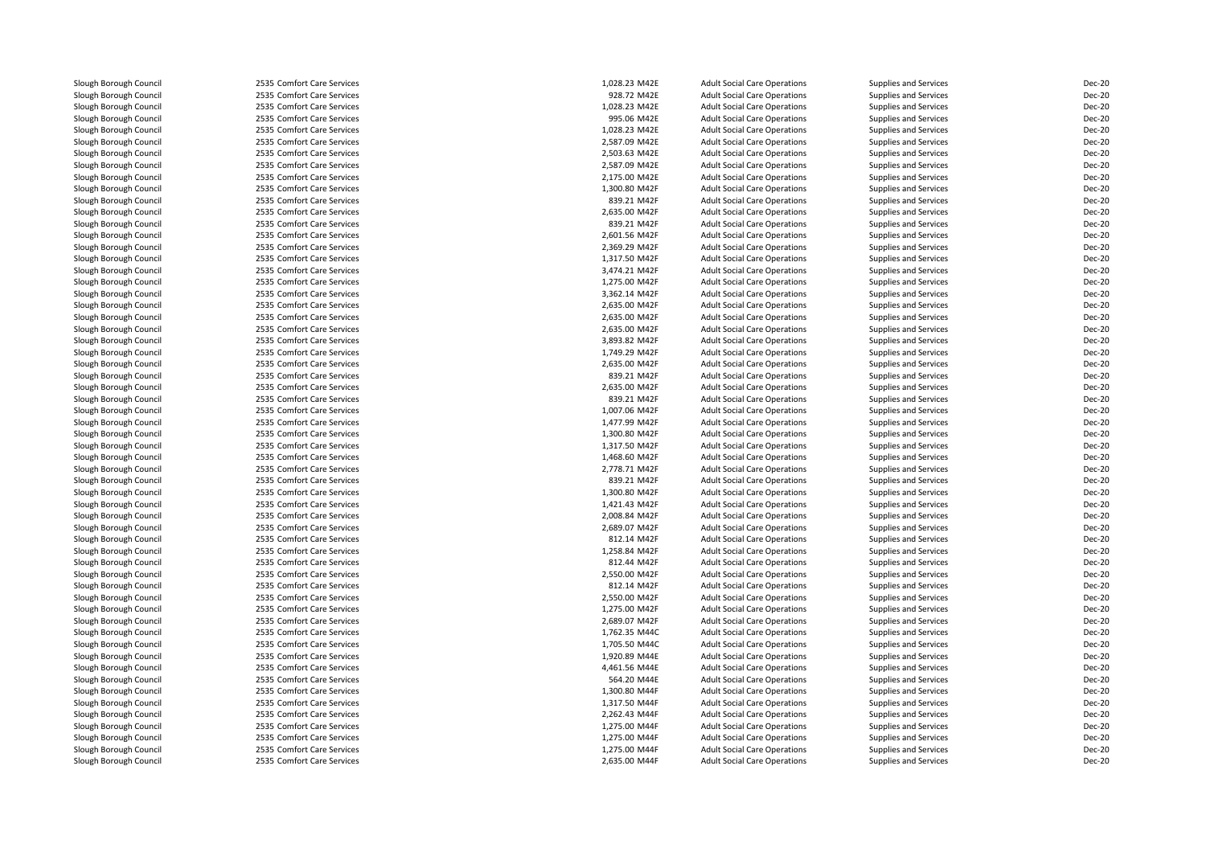| | | | | | | |
|---|---|---|---|---|---|---|
| Slough Borough Council | 2535 Comfort Care Services | 1,028.23 M42E | Adult Social Care Operations | Supplies and Services | Dec-20 |
| Slough Borough Council | 2535 Comfort Care Services | 928.72 M42E | Adult Social Care Operations | Supplies and Services | Dec-20 |
| Slough Borough Council | 2535 Comfort Care Services | 1,028.23 M42E | Adult Social Care Operations | Supplies and Services | Dec-20 |
| Slough Borough Council | 2535 Comfort Care Services | 995.06 M42E | Adult Social Care Operations | Supplies and Services | Dec-20 |
| Slough Borough Council | 2535 Comfort Care Services | 1,028.23 M42E | Adult Social Care Operations | Supplies and Services | Dec-20 |
| Slough Borough Council | 2535 Comfort Care Services | 2,587.09 M42E | Adult Social Care Operations | Supplies and Services | Dec-20 |
| Slough Borough Council | 2535 Comfort Care Services | 2,503.63 M42E | Adult Social Care Operations | Supplies and Services | Dec-20 |
| Slough Borough Council | 2535 Comfort Care Services | 2,587.09 M42E | Adult Social Care Operations | Supplies and Services | Dec-20 |
| Slough Borough Council | 2535 Comfort Care Services | 2,175.00 M42E | Adult Social Care Operations | Supplies and Services | Dec-20 |
| Slough Borough Council | 2535 Comfort Care Services | 1,300.80 M42F | Adult Social Care Operations | Supplies and Services | Dec-20 |
| Slough Borough Council | 2535 Comfort Care Services | 839.21 M42F | Adult Social Care Operations | Supplies and Services | Dec-20 |
| Slough Borough Council | 2535 Comfort Care Services | 2,635.00 M42F | Adult Social Care Operations | Supplies and Services | Dec-20 |
| Slough Borough Council | 2535 Comfort Care Services | 839.21 M42F | Adult Social Care Operations | Supplies and Services | Dec-20 |
| Slough Borough Council | 2535 Comfort Care Services | 2,601.56 M42F | Adult Social Care Operations | Supplies and Services | Dec-20 |
| Slough Borough Council | 2535 Comfort Care Services | 2,369.29 M42F | Adult Social Care Operations | Supplies and Services | Dec-20 |
| Slough Borough Council | 2535 Comfort Care Services | 1,317.50 M42F | Adult Social Care Operations | Supplies and Services | Dec-20 |
| Slough Borough Council | 2535 Comfort Care Services | 3,474.21 M42F | Adult Social Care Operations | Supplies and Services | Dec-20 |
| Slough Borough Council | 2535 Comfort Care Services | 1,275.00 M42F | Adult Social Care Operations | Supplies and Services | Dec-20 |
| Slough Borough Council | 2535 Comfort Care Services | 3,362.14 M42F | Adult Social Care Operations | Supplies and Services | Dec-20 |
| Slough Borough Council | 2535 Comfort Care Services | 2,635.00 M42F | Adult Social Care Operations | Supplies and Services | Dec-20 |
| Slough Borough Council | 2535 Comfort Care Services | 2,635.00 M42F | Adult Social Care Operations | Supplies and Services | Dec-20 |
| Slough Borough Council | 2535 Comfort Care Services | 2,635.00 M42F | Adult Social Care Operations | Supplies and Services | Dec-20 |
| Slough Borough Council | 2535 Comfort Care Services | 3,893.82 M42F | Adult Social Care Operations | Supplies and Services | Dec-20 |
| Slough Borough Council | 2535 Comfort Care Services | 1,749.29 M42F | Adult Social Care Operations | Supplies and Services | Dec-20 |
| Slough Borough Council | 2535 Comfort Care Services | 2,635.00 M42F | Adult Social Care Operations | Supplies and Services | Dec-20 |
| Slough Borough Council | 2535 Comfort Care Services | 839.21 M42F | Adult Social Care Operations | Supplies and Services | Dec-20 |
| Slough Borough Council | 2535 Comfort Care Services | 2,635.00 M42F | Adult Social Care Operations | Supplies and Services | Dec-20 |
| Slough Borough Council | 2535 Comfort Care Services | 839.21 M42F | Adult Social Care Operations | Supplies and Services | Dec-20 |
| Slough Borough Council | 2535 Comfort Care Services | 1,007.06 M42F | Adult Social Care Operations | Supplies and Services | Dec-20 |
| Slough Borough Council | 2535 Comfort Care Services | 1,477.99 M42F | Adult Social Care Operations | Supplies and Services | Dec-20 |
| Slough Borough Council | 2535 Comfort Care Services | 1,300.80 M42F | Adult Social Care Operations | Supplies and Services | Dec-20 |
| Slough Borough Council | 2535 Comfort Care Services | 1,317.50 M42F | Adult Social Care Operations | Supplies and Services | Dec-20 |
| Slough Borough Council | 2535 Comfort Care Services | 1,468.60 M42F | Adult Social Care Operations | Supplies and Services | Dec-20 |
| Slough Borough Council | 2535 Comfort Care Services | 2,778.71 M42F | Adult Social Care Operations | Supplies and Services | Dec-20 |
| Slough Borough Council | 2535 Comfort Care Services | 839.21 M42F | Adult Social Care Operations | Supplies and Services | Dec-20 |
| Slough Borough Council | 2535 Comfort Care Services | 1,300.80 M42F | Adult Social Care Operations | Supplies and Services | Dec-20 |
| Slough Borough Council | 2535 Comfort Care Services | 1,421.43 M42F | Adult Social Care Operations | Supplies and Services | Dec-20 |
| Slough Borough Council | 2535 Comfort Care Services | 2,008.84 M42F | Adult Social Care Operations | Supplies and Services | Dec-20 |
| Slough Borough Council | 2535 Comfort Care Services | 2,689.07 M42F | Adult Social Care Operations | Supplies and Services | Dec-20 |
| Slough Borough Council | 2535 Comfort Care Services | 812.14 M42F | Adult Social Care Operations | Supplies and Services | Dec-20 |
| Slough Borough Council | 2535 Comfort Care Services | 1,258.84 M42F | Adult Social Care Operations | Supplies and Services | Dec-20 |
| Slough Borough Council | 2535 Comfort Care Services | 812.44 M42F | Adult Social Care Operations | Supplies and Services | Dec-20 |
| Slough Borough Council | 2535 Comfort Care Services | 2,550.00 M42F | Adult Social Care Operations | Supplies and Services | Dec-20 |
| Slough Borough Council | 2535 Comfort Care Services | 812.14 M42F | Adult Social Care Operations | Supplies and Services | Dec-20 |
| Slough Borough Council | 2535 Comfort Care Services | 2,550.00 M42F | Adult Social Care Operations | Supplies and Services | Dec-20 |
| Slough Borough Council | 2535 Comfort Care Services | 1,275.00 M42F | Adult Social Care Operations | Supplies and Services | Dec-20 |
| Slough Borough Council | 2535 Comfort Care Services | 2,689.07 M42F | Adult Social Care Operations | Supplies and Services | Dec-20 |
| Slough Borough Council | 2535 Comfort Care Services | 1,762.35 M44C | Adult Social Care Operations | Supplies and Services | Dec-20 |
| Slough Borough Council | 2535 Comfort Care Services | 1,705.50 M44C | Adult Social Care Operations | Supplies and Services | Dec-20 |
| Slough Borough Council | 2535 Comfort Care Services | 1,920.89 M44E | Adult Social Care Operations | Supplies and Services | Dec-20 |
| Slough Borough Council | 2535 Comfort Care Services | 4,461.56 M44E | Adult Social Care Operations | Supplies and Services | Dec-20 |
| Slough Borough Council | 2535 Comfort Care Services | 564.20 M44E | Adult Social Care Operations | Supplies and Services | Dec-20 |
| Slough Borough Council | 2535 Comfort Care Services | 1,300.80 M44F | Adult Social Care Operations | Supplies and Services | Dec-20 |
| Slough Borough Council | 2535 Comfort Care Services | 1,317.50 M44F | Adult Social Care Operations | Supplies and Services | Dec-20 |
| Slough Borough Council | 2535 Comfort Care Services | 2,262.43 M44F | Adult Social Care Operations | Supplies and Services | Dec-20 |
| Slough Borough Council | 2535 Comfort Care Services | 1,275.00 M44F | Adult Social Care Operations | Supplies and Services | Dec-20 |
| Slough Borough Council | 2535 Comfort Care Services | 1,275.00 M44F | Adult Social Care Operations | Supplies and Services | Dec-20 |
| Slough Borough Council | 2535 Comfort Care Services | 1,275.00 M44F | Adult Social Care Operations | Supplies and Services | Dec-20 |
| Slough Borough Council | 2535 Comfort Care Services | 2,635.00 M44F | Adult Social Care Operations | Supplies and Services | Dec-20 |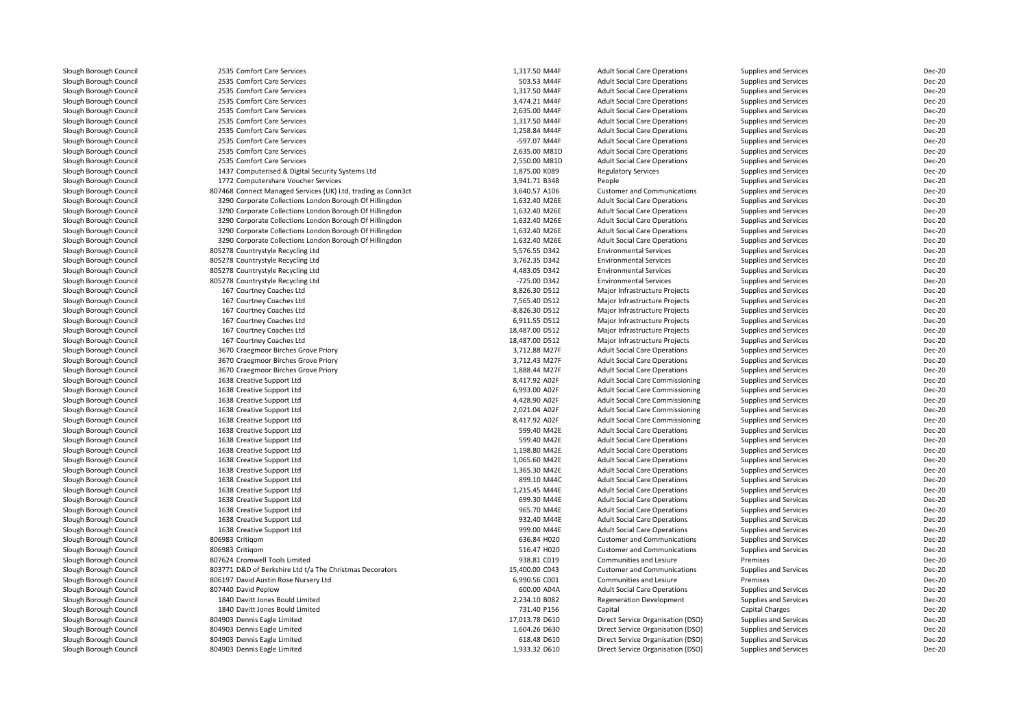| | | | | | | |
|---|---|---|---|---|---|---|
| Slough Borough Council | 2535 Comfort Care Services | 1,317.50 M44F | Adult Social Care Operations | Supplies and Services | Dec-20 |
| Slough Borough Council | 2535 Comfort Care Services | 503.53 M44F | Adult Social Care Operations | Supplies and Services | Dec-20 |
| Slough Borough Council | 2535 Comfort Care Services | 1,317.50 M44F | Adult Social Care Operations | Supplies and Services | Dec-20 |
| Slough Borough Council | 2535 Comfort Care Services | 3,474.21 M44F | Adult Social Care Operations | Supplies and Services | Dec-20 |
| Slough Borough Council | 2535 Comfort Care Services | 2,635.00 M44F | Adult Social Care Operations | Supplies and Services | Dec-20 |
| Slough Borough Council | 2535 Comfort Care Services | 1,317.50 M44F | Adult Social Care Operations | Supplies and Services | Dec-20 |
| Slough Borough Council | 2535 Comfort Care Services | 1,258.84 M44F | Adult Social Care Operations | Supplies and Services | Dec-20 |
| Slough Borough Council | 2535 Comfort Care Services | -597.07 M44F | Adult Social Care Operations | Supplies and Services | Dec-20 |
| Slough Borough Council | 2535 Comfort Care Services | 2,635.00 M81D | Adult Social Care Operations | Supplies and Services | Dec-20 |
| Slough Borough Council | 2535 Comfort Care Services | 2,550.00 M81D | Adult Social Care Operations | Supplies and Services | Dec-20 |
| Slough Borough Council | 1437 Computerised & Digital Security Systems Ltd | 1,875.00 K089 | Regulatory Services | Supplies and Services | Dec-20 |
| Slough Borough Council | 1772 Computershare Voucher Services | 3,941.71 B348 | People | Supplies and Services | Dec-20 |
| Slough Borough Council | 807468 Connect Managed Services (UK) Ltd, trading as Conn3ct | 3,640.57 A106 | Customer and Communications | Supplies and Services | Dec-20 |
| Slough Borough Council | 3290 Corporate Collections London Borough Of Hillingdon | 1,632.40 M26E | Adult Social Care Operations | Supplies and Services | Dec-20 |
| Slough Borough Council | 3290 Corporate Collections London Borough Of Hillingdon | 1,632.40 M26E | Adult Social Care Operations | Supplies and Services | Dec-20 |
| Slough Borough Council | 3290 Corporate Collections London Borough Of Hillingdon | 1,632.40 M26E | Adult Social Care Operations | Supplies and Services | Dec-20 |
| Slough Borough Council | 3290 Corporate Collections London Borough Of Hillingdon | 1,632.40 M26E | Adult Social Care Operations | Supplies and Services | Dec-20 |
| Slough Borough Council | 3290 Corporate Collections London Borough Of Hillingdon | 1,632.40 M26E | Adult Social Care Operations | Supplies and Services | Dec-20 |
| Slough Borough Council | 805278 Countrystyle Recycling Ltd | 5,576.55 D342 | Environmental Services | Supplies and Services | Dec-20 |
| Slough Borough Council | 805278 Countrystyle Recycling Ltd | 3,762.35 D342 | Environmental Services | Supplies and Services | Dec-20 |
| Slough Borough Council | 805278 Countrystyle Recycling Ltd | 4,483.05 D342 | Environmental Services | Supplies and Services | Dec-20 |
| Slough Borough Council | 805278 Countrystyle Recycling Ltd | -725.00 D342 | Environmental Services | Supplies and Services | Dec-20 |
| Slough Borough Council | 167 Courtney Coaches Ltd | 8,826.30 D512 | Major Infrastructure Projects | Supplies and Services | Dec-20 |
| Slough Borough Council | 167 Courtney Coaches Ltd | 7,565.40 D512 | Major Infrastructure Projects | Supplies and Services | Dec-20 |
| Slough Borough Council | 167 Courtney Coaches Ltd | -8,826.30 D512 | Major Infrastructure Projects | Supplies and Services | Dec-20 |
| Slough Borough Council | 167 Courtney Coaches Ltd | 6,911.55 D512 | Major Infrastructure Projects | Supplies and Services | Dec-20 |
| Slough Borough Council | 167 Courtney Coaches Ltd | 18,487.00 D512 | Major Infrastructure Projects | Supplies and Services | Dec-20 |
| Slough Borough Council | 167 Courtney Coaches Ltd | 18,487.00 D512 | Major Infrastructure Projects | Supplies and Services | Dec-20 |
| Slough Borough Council | 3670 Craegmoor Birches Grove Priory | 3,712.88 M27F | Adult Social Care Operations | Supplies and Services | Dec-20 |
| Slough Borough Council | 3670 Craegmoor Birches Grove Priory | 3,712.43 M27F | Adult Social Care Operations | Supplies and Services | Dec-20 |
| Slough Borough Council | 3670 Craegmoor Birches Grove Priory | 1,888.44 M27F | Adult Social Care Operations | Supplies and Services | Dec-20 |
| Slough Borough Council | 1638 Creative Support Ltd | 8,417.92 A02F | Adult Social Care Commissioning | Supplies and Services | Dec-20 |
| Slough Borough Council | 1638 Creative Support Ltd | 6,993.00 A02F | Adult Social Care Commissioning | Supplies and Services | Dec-20 |
| Slough Borough Council | 1638 Creative Support Ltd | 4,428.90 A02F | Adult Social Care Commissioning | Supplies and Services | Dec-20 |
| Slough Borough Council | 1638 Creative Support Ltd | 2,021.04 A02F | Adult Social Care Commissioning | Supplies and Services | Dec-20 |
| Slough Borough Council | 1638 Creative Support Ltd | 8,417.92 A02F | Adult Social Care Commissioning | Supplies and Services | Dec-20 |
| Slough Borough Council | 1638 Creative Support Ltd | 599.40 M42E | Adult Social Care Operations | Supplies and Services | Dec-20 |
| Slough Borough Council | 1638 Creative Support Ltd | 599.40 M42E | Adult Social Care Operations | Supplies and Services | Dec-20 |
| Slough Borough Council | 1638 Creative Support Ltd | 1,198.80 M42E | Adult Social Care Operations | Supplies and Services | Dec-20 |
| Slough Borough Council | 1638 Creative Support Ltd | 1,065.60 M42E | Adult Social Care Operations | Supplies and Services | Dec-20 |
| Slough Borough Council | 1638 Creative Support Ltd | 1,365.30 M42E | Adult Social Care Operations | Supplies and Services | Dec-20 |
| Slough Borough Council | 1638 Creative Support Ltd | 899.10 M44C | Adult Social Care Operations | Supplies and Services | Dec-20 |
| Slough Borough Council | 1638 Creative Support Ltd | 1,215.45 M44E | Adult Social Care Operations | Supplies and Services | Dec-20 |
| Slough Borough Council | 1638 Creative Support Ltd | 699.30 M44E | Adult Social Care Operations | Supplies and Services | Dec-20 |
| Slough Borough Council | 1638 Creative Support Ltd | 965.70 M44E | Adult Social Care Operations | Supplies and Services | Dec-20 |
| Slough Borough Council | 1638 Creative Support Ltd | 932.40 M44E | Adult Social Care Operations | Supplies and Services | Dec-20 |
| Slough Borough Council | 1638 Creative Support Ltd | 999.00 M44E | Adult Social Care Operations | Supplies and Services | Dec-20 |
| Slough Borough Council | 806983 Critiqom | 636.84 H020 | Customer and Communications | Supplies and Services | Dec-20 |
| Slough Borough Council | 806983 Critiqom | 516.47 H020 | Customer and Communications | Supplies and Services | Dec-20 |
| Slough Borough Council | 807624 Cromwell Tools Limited | 938.81 C019 | Communities and Lesiure | Premises | Dec-20 |
| Slough Borough Council | 803771 D&D of Berkshire Ltd t/a The Christmas Decorators | 15,400.00 C043 | Customer and Communications | Supplies and Services | Dec-20 |
| Slough Borough Council | 806197 David Austin Rose Nursery Ltd | 6,990.56 C001 | Communities and Lesiure | Premises | Dec-20 |
| Slough Borough Council | 807440 David Peplow | 600.00 A04A | Adult Social Care Operations | Supplies and Services | Dec-20 |
| Slough Borough Council | 1840 Davitt Jones Bould Limited | 2,234.10 B082 | Regeneration Development | Supplies and Services | Dec-20 |
| Slough Borough Council | 1840 Davitt Jones Bould Limited | 731.40 P156 | Capital | Capital Charges | Dec-20 |
| Slough Borough Council | 804903 Dennis Eagle Limited | 17,013.78 D610 | Direct Service Organisation (DSO) | Supplies and Services | Dec-20 |
| Slough Borough Council | 804903 Dennis Eagle Limited | 1,604.26 D630 | Direct Service Organisation (DSO) | Supplies and Services | Dec-20 |
| Slough Borough Council | 804903 Dennis Eagle Limited | 618.48 D610 | Direct Service Organisation (DSO) | Supplies and Services | Dec-20 |
| Slough Borough Council | 804903 Dennis Eagle Limited | 1,933.32 D610 | Direct Service Organisation (DSO) | Supplies and Services | Dec-20 |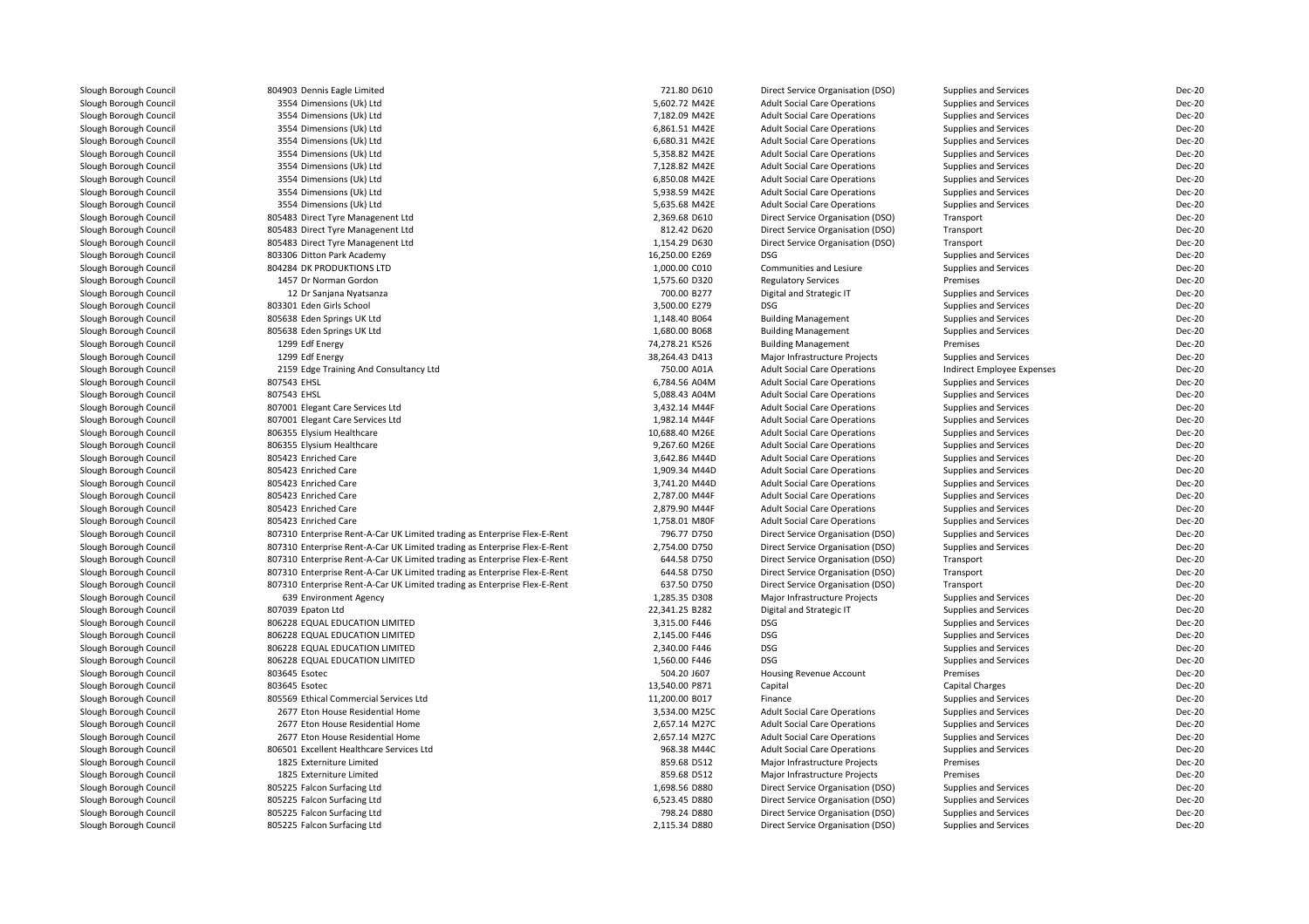| | | | | | | |
|---|---|---|---|---|---|---|
| Slough Borough Council | 804903 Dennis Eagle Limited | 721.80 D610 | Direct Service Organisation (DSO) | Supplies and Services | Dec-20 |
| Slough Borough Council | 3554 Dimensions (Uk) Ltd | 5,602.72 M42E | Adult Social Care Operations | Supplies and Services | Dec-20 |
| Slough Borough Council | 3554 Dimensions (Uk) Ltd | 7,182.09 M42E | Adult Social Care Operations | Supplies and Services | Dec-20 |
| Slough Borough Council | 3554 Dimensions (Uk) Ltd | 6,861.51 M42E | Adult Social Care Operations | Supplies and Services | Dec-20 |
| Slough Borough Council | 3554 Dimensions (Uk) Ltd | 6,680.31 M42E | Adult Social Care Operations | Supplies and Services | Dec-20 |
| Slough Borough Council | 3554 Dimensions (Uk) Ltd | 5,358.82 M42E | Adult Social Care Operations | Supplies and Services | Dec-20 |
| Slough Borough Council | 3554 Dimensions (Uk) Ltd | 7,128.82 M42E | Adult Social Care Operations | Supplies and Services | Dec-20 |
| Slough Borough Council | 3554 Dimensions (Uk) Ltd | 6,850.08 M42E | Adult Social Care Operations | Supplies and Services | Dec-20 |
| Slough Borough Council | 3554 Dimensions (Uk) Ltd | 5,938.59 M42E | Adult Social Care Operations | Supplies and Services | Dec-20 |
| Slough Borough Council | 3554 Dimensions (Uk) Ltd | 5,635.68 M42E | Adult Social Care Operations | Supplies and Services | Dec-20 |
| Slough Borough Council | 805483 Direct Tyre Managenent Ltd | 2,369.68 D610 | Direct Service Organisation (DSO) | Transport | Dec-20 |
| Slough Borough Council | 805483 Direct Tyre Managenent Ltd | 812.42 D620 | Direct Service Organisation (DSO) | Transport | Dec-20 |
| Slough Borough Council | 805483 Direct Tyre Managenent Ltd | 1,154.29 D630 | Direct Service Organisation (DSO) | Transport | Dec-20 |
| Slough Borough Council | 803306 Ditton Park Academy | 16,250.00 E269 | DSG | Supplies and Services | Dec-20 |
| Slough Borough Council | 804284 DK PRODUKTIONS LTD | 1,000.00 C010 | Communities and Lesiure | Supplies and Services | Dec-20 |
| Slough Borough Council | 1457 Dr Norman Gordon | 1,575.60 D320 | Regulatory Services | Premises | Dec-20 |
| Slough Borough Council | 12 Dr Sanjana Nyatsanza | 700.00 B277 | Digital and Strategic IT | Supplies and Services | Dec-20 |
| Slough Borough Council | 803301 Eden Girls School | 3,500.00 E279 | DSG | Supplies and Services | Dec-20 |
| Slough Borough Council | 805638 Eden Springs UK Ltd | 1,148.40 B064 | Building Management | Supplies and Services | Dec-20 |
| Slough Borough Council | 805638 Eden Springs UK Ltd | 1,680.00 B068 | Building Management | Supplies and Services | Dec-20 |
| Slough Borough Council | 1299 Edf Energy | 74,278.21 K526 | Building Management | Premises | Dec-20 |
| Slough Borough Council | 1299 Edf Energy | 38,264.43 D413 | Major Infrastructure Projects | Supplies and Services | Dec-20 |
| Slough Borough Council | 2159 Edge Training And Consultancy Ltd | 750.00 A01A | Adult Social Care Operations | Indirect Employee Expenses | Dec-20 |
| Slough Borough Council | 807543 EHSL | 6,784.56 A04M | Adult Social Care Operations | Supplies and Services | Dec-20 |
| Slough Borough Council | 807543 EHSL | 5,088.43 A04M | Adult Social Care Operations | Supplies and Services | Dec-20 |
| Slough Borough Council | 807001 Elegant Care Services Ltd | 3,432.14 M44F | Adult Social Care Operations | Supplies and Services | Dec-20 |
| Slough Borough Council | 807001 Elegant Care Services Ltd | 1,982.14 M44F | Adult Social Care Operations | Supplies and Services | Dec-20 |
| Slough Borough Council | 806355 Elysium Healthcare | 10,688.40 M26E | Adult Social Care Operations | Supplies and Services | Dec-20 |
| Slough Borough Council | 806355 Elysium Healthcare | 9,267.60 M26E | Adult Social Care Operations | Supplies and Services | Dec-20 |
| Slough Borough Council | 805423 Enriched Care | 3,642.86 M44D | Adult Social Care Operations | Supplies and Services | Dec-20 |
| Slough Borough Council | 805423 Enriched Care | 1,909.34 M44D | Adult Social Care Operations | Supplies and Services | Dec-20 |
| Slough Borough Council | 805423 Enriched Care | 3,741.20 M44D | Adult Social Care Operations | Supplies and Services | Dec-20 |
| Slough Borough Council | 805423 Enriched Care | 2,787.00 M44F | Adult Social Care Operations | Supplies and Services | Dec-20 |
| Slough Borough Council | 805423 Enriched Care | 2,879.90 M44F | Adult Social Care Operations | Supplies and Services | Dec-20 |
| Slough Borough Council | 805423 Enriched Care | 1,758.01 M80F | Adult Social Care Operations | Supplies and Services | Dec-20 |
| Slough Borough Council | 807310 Enterprise Rent-A-Car UK Limited trading as Enterprise Flex-E-Rent | 796.77 D750 | Direct Service Organisation (DSO) | Supplies and Services | Dec-20 |
| Slough Borough Council | 807310 Enterprise Rent-A-Car UK Limited trading as Enterprise Flex-E-Rent | 2,754.00 D750 | Direct Service Organisation (DSO) | Supplies and Services | Dec-20 |
| Slough Borough Council | 807310 Enterprise Rent-A-Car UK Limited trading as Enterprise Flex-E-Rent | 644.58 D750 | Direct Service Organisation (DSO) | Transport | Dec-20 |
| Slough Borough Council | 807310 Enterprise Rent-A-Car UK Limited trading as Enterprise Flex-E-Rent | 644.58 D750 | Direct Service Organisation (DSO) | Transport | Dec-20 |
| Slough Borough Council | 807310 Enterprise Rent-A-Car UK Limited trading as Enterprise Flex-E-Rent | 637.50 D750 | Direct Service Organisation (DSO) | Transport | Dec-20 |
| Slough Borough Council | 639 Environment Agency | 1,285.35 D308 | Major Infrastructure Projects | Supplies and Services | Dec-20 |
| Slough Borough Council | 807039 Epaton Ltd | 22,341.25 B282 | Digital and Strategic IT | Supplies and Services | Dec-20 |
| Slough Borough Council | 806228 EQUAL EDUCATION LIMITED | 3,315.00 F446 | DSG | Supplies and Services | Dec-20 |
| Slough Borough Council | 806228 EQUAL EDUCATION LIMITED | 2,145.00 F446 | DSG | Supplies and Services | Dec-20 |
| Slough Borough Council | 806228 EQUAL EDUCATION LIMITED | 2,340.00 F446 | DSG | Supplies and Services | Dec-20 |
| Slough Borough Council | 806228 EQUAL EDUCATION LIMITED | 1,560.00 F446 | DSG | Supplies and Services | Dec-20 |
| Slough Borough Council | 803645 Esotec | 504.20 J607 | Housing Revenue Account | Premises | Dec-20 |
| Slough Borough Council | 803645 Esotec | 13,540.00 P871 | Capital | Capital Charges | Dec-20 |
| Slough Borough Council | 805569 Ethical Commercial Services Ltd | 11,200.00 B017 | Finance | Supplies and Services | Dec-20 |
| Slough Borough Council | 2677 Eton House Residential Home | 3,534.00 M25C | Adult Social Care Operations | Supplies and Services | Dec-20 |
| Slough Borough Council | 2677 Eton House Residential Home | 2,657.14 M27C | Adult Social Care Operations | Supplies and Services | Dec-20 |
| Slough Borough Council | 2677 Eton House Residential Home | 2,657.14 M27C | Adult Social Care Operations | Supplies and Services | Dec-20 |
| Slough Borough Council | 806501 Excellent Healthcare Services Ltd | 968.38 M44C | Adult Social Care Operations | Supplies and Services | Dec-20 |
| Slough Borough Council | 1825 Externiture Limited | 859.68 D512 | Major Infrastructure Projects | Premises | Dec-20 |
| Slough Borough Council | 1825 Externiture Limited | 859.68 D512 | Major Infrastructure Projects | Premises | Dec-20 |
| Slough Borough Council | 805225 Falcon Surfacing Ltd | 1,698.56 D880 | Direct Service Organisation (DSO) | Supplies and Services | Dec-20 |
| Slough Borough Council | 805225 Falcon Surfacing Ltd | 6,523.45 D880 | Direct Service Organisation (DSO) | Supplies and Services | Dec-20 |
| Slough Borough Council | 805225 Falcon Surfacing Ltd | 798.24 D880 | Direct Service Organisation (DSO) | Supplies and Services | Dec-20 |
| Slough Borough Council | 805225 Falcon Surfacing Ltd | 2,115.34 D880 | Direct Service Organisation (DSO) | Supplies and Services | Dec-20 |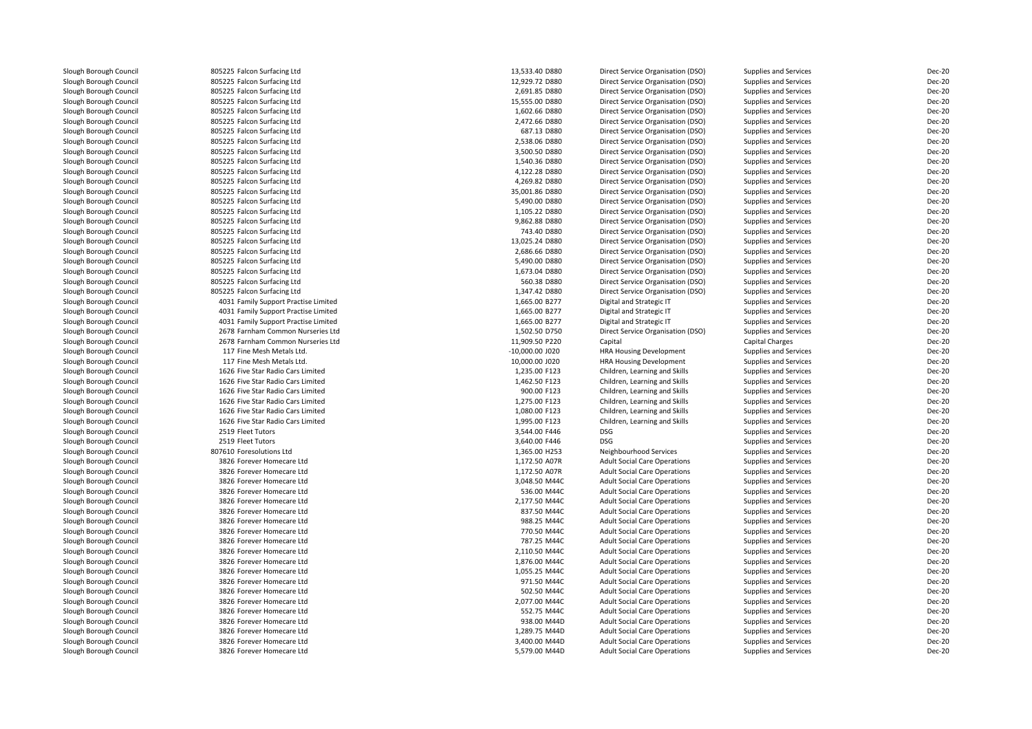| | | | | | | |
|---|---|---|---|---|---|---|
| Slough Borough Council | 805225 Falcon Surfacing Ltd | 13,533.40 D880 | Direct Service Organisation (DSO) | Supplies and Services | Dec-20 |
| Slough Borough Council | 805225 Falcon Surfacing Ltd | 12,929.72 D880 | Direct Service Organisation (DSO) | Supplies and Services | Dec-20 |
| Slough Borough Council | 805225 Falcon Surfacing Ltd | 2,691.85 D880 | Direct Service Organisation (DSO) | Supplies and Services | Dec-20 |
| Slough Borough Council | 805225 Falcon Surfacing Ltd | 15,555.00 D880 | Direct Service Organisation (DSO) | Supplies and Services | Dec-20 |
| Slough Borough Council | 805225 Falcon Surfacing Ltd | 1,602.66 D880 | Direct Service Organisation (DSO) | Supplies and Services | Dec-20 |
| Slough Borough Council | 805225 Falcon Surfacing Ltd | 2,472.66 D880 | Direct Service Organisation (DSO) | Supplies and Services | Dec-20 |
| Slough Borough Council | 805225 Falcon Surfacing Ltd | 687.13 D880 | Direct Service Organisation (DSO) | Supplies and Services | Dec-20 |
| Slough Borough Council | 805225 Falcon Surfacing Ltd | 2,538.06 D880 | Direct Service Organisation (DSO) | Supplies and Services | Dec-20 |
| Slough Borough Council | 805225 Falcon Surfacing Ltd | 3,500.50 D880 | Direct Service Organisation (DSO) | Supplies and Services | Dec-20 |
| Slough Borough Council | 805225 Falcon Surfacing Ltd | 1,540.36 D880 | Direct Service Organisation (DSO) | Supplies and Services | Dec-20 |
| Slough Borough Council | 805225 Falcon Surfacing Ltd | 4,122.28 D880 | Direct Service Organisation (DSO) | Supplies and Services | Dec-20 |
| Slough Borough Council | 805225 Falcon Surfacing Ltd | 4,269.82 D880 | Direct Service Organisation (DSO) | Supplies and Services | Dec-20 |
| Slough Borough Council | 805225 Falcon Surfacing Ltd | 35,001.86 D880 | Direct Service Organisation (DSO) | Supplies and Services | Dec-20 |
| Slough Borough Council | 805225 Falcon Surfacing Ltd | 5,490.00 D880 | Direct Service Organisation (DSO) | Supplies and Services | Dec-20 |
| Slough Borough Council | 805225 Falcon Surfacing Ltd | 1,105.22 D880 | Direct Service Organisation (DSO) | Supplies and Services | Dec-20 |
| Slough Borough Council | 805225 Falcon Surfacing Ltd | 9,862.88 D880 | Direct Service Organisation (DSO) | Supplies and Services | Dec-20 |
| Slough Borough Council | 805225 Falcon Surfacing Ltd | 743.40 D880 | Direct Service Organisation (DSO) | Supplies and Services | Dec-20 |
| Slough Borough Council | 805225 Falcon Surfacing Ltd | 13,025.24 D880 | Direct Service Organisation (DSO) | Supplies and Services | Dec-20 |
| Slough Borough Council | 805225 Falcon Surfacing Ltd | 2,686.66 D880 | Direct Service Organisation (DSO) | Supplies and Services | Dec-20 |
| Slough Borough Council | 805225 Falcon Surfacing Ltd | 5,490.00 D880 | Direct Service Organisation (DSO) | Supplies and Services | Dec-20 |
| Slough Borough Council | 805225 Falcon Surfacing Ltd | 1,673.04 D880 | Direct Service Organisation (DSO) | Supplies and Services | Dec-20 |
| Slough Borough Council | 805225 Falcon Surfacing Ltd | 560.38 D880 | Direct Service Organisation (DSO) | Supplies and Services | Dec-20 |
| Slough Borough Council | 805225 Falcon Surfacing Ltd | 1,347.42 D880 | Direct Service Organisation (DSO) | Supplies and Services | Dec-20 |
| Slough Borough Council | 4031 Family Support Practise Limited | 1,665.00 B277 | Digital and Strategic IT | Supplies and Services | Dec-20 |
| Slough Borough Council | 4031 Family Support Practise Limited | 1,665.00 B277 | Digital and Strategic IT | Supplies and Services | Dec-20 |
| Slough Borough Council | 4031 Family Support Practise Limited | 1,665.00 B277 | Digital and Strategic IT | Supplies and Services | Dec-20 |
| Slough Borough Council | 2678 Farnham Common Nurseries Ltd | 1,502.50 D750 | Direct Service Organisation (DSO) | Supplies and Services | Dec-20 |
| Slough Borough Council | 2678 Farnham Common Nurseries Ltd | 11,909.50 P220 | Capital | Capital Charges | Dec-20 |
| Slough Borough Council | 117 Fine Mesh Metals Ltd. | -10,000.00 J020 | HRA Housing Development | Supplies and Services | Dec-20 |
| Slough Borough Council | 117 Fine Mesh Metals Ltd. | 10,000.00 J020 | HRA Housing Development | Supplies and Services | Dec-20 |
| Slough Borough Council | 1626 Five Star Radio Cars Limited | 1,235.00 F123 | Children, Learning and Skills | Supplies and Services | Dec-20 |
| Slough Borough Council | 1626 Five Star Radio Cars Limited | 1,462.50 F123 | Children, Learning and Skills | Supplies and Services | Dec-20 |
| Slough Borough Council | 1626 Five Star Radio Cars Limited | 900.00 F123 | Children, Learning and Skills | Supplies and Services | Dec-20 |
| Slough Borough Council | 1626 Five Star Radio Cars Limited | 1,275.00 F123 | Children, Learning and Skills | Supplies and Services | Dec-20 |
| Slough Borough Council | 1626 Five Star Radio Cars Limited | 1,080.00 F123 | Children, Learning and Skills | Supplies and Services | Dec-20 |
| Slough Borough Council | 1626 Five Star Radio Cars Limited | 1,995.00 F123 | Children, Learning and Skills | Supplies and Services | Dec-20 |
| Slough Borough Council | 2519 Fleet Tutors | 3,544.00 F446 | DSG | Supplies and Services | Dec-20 |
| Slough Borough Council | 2519 Fleet Tutors | 3,640.00 F446 | DSG | Supplies and Services | Dec-20 |
| Slough Borough Council | 807610 Foresolutions Ltd | 1,365.00 H253 | Neighbourhood Services | Supplies and Services | Dec-20 |
| Slough Borough Council | 3826 Forever Homecare Ltd | 1,172.50 A07R | Adult Social Care Operations | Supplies and Services | Dec-20 |
| Slough Borough Council | 3826 Forever Homecare Ltd | 1,172.50 A07R | Adult Social Care Operations | Supplies and Services | Dec-20 |
| Slough Borough Council | 3826 Forever Homecare Ltd | 3,048.50 M44C | Adult Social Care Operations | Supplies and Services | Dec-20 |
| Slough Borough Council | 3826 Forever Homecare Ltd | 536.00 M44C | Adult Social Care Operations | Supplies and Services | Dec-20 |
| Slough Borough Council | 3826 Forever Homecare Ltd | 2,177.50 M44C | Adult Social Care Operations | Supplies and Services | Dec-20 |
| Slough Borough Council | 3826 Forever Homecare Ltd | 837.50 M44C | Adult Social Care Operations | Supplies and Services | Dec-20 |
| Slough Borough Council | 3826 Forever Homecare Ltd | 988.25 M44C | Adult Social Care Operations | Supplies and Services | Dec-20 |
| Slough Borough Council | 3826 Forever Homecare Ltd | 770.50 M44C | Adult Social Care Operations | Supplies and Services | Dec-20 |
| Slough Borough Council | 3826 Forever Homecare Ltd | 787.25 M44C | Adult Social Care Operations | Supplies and Services | Dec-20 |
| Slough Borough Council | 3826 Forever Homecare Ltd | 2,110.50 M44C | Adult Social Care Operations | Supplies and Services | Dec-20 |
| Slough Borough Council | 3826 Forever Homecare Ltd | 1,876.00 M44C | Adult Social Care Operations | Supplies and Services | Dec-20 |
| Slough Borough Council | 3826 Forever Homecare Ltd | 1,055.25 M44C | Adult Social Care Operations | Supplies and Services | Dec-20 |
| Slough Borough Council | 3826 Forever Homecare Ltd | 971.50 M44C | Adult Social Care Operations | Supplies and Services | Dec-20 |
| Slough Borough Council | 3826 Forever Homecare Ltd | 502.50 M44C | Adult Social Care Operations | Supplies and Services | Dec-20 |
| Slough Borough Council | 3826 Forever Homecare Ltd | 2,077.00 M44C | Adult Social Care Operations | Supplies and Services | Dec-20 |
| Slough Borough Council | 3826 Forever Homecare Ltd | 552.75 M44C | Adult Social Care Operations | Supplies and Services | Dec-20 |
| Slough Borough Council | 3826 Forever Homecare Ltd | 938.00 M44D | Adult Social Care Operations | Supplies and Services | Dec-20 |
| Slough Borough Council | 3826 Forever Homecare Ltd | 1,289.75 M44D | Adult Social Care Operations | Supplies and Services | Dec-20 |
| Slough Borough Council | 3826 Forever Homecare Ltd | 3,400.00 M44D | Adult Social Care Operations | Supplies and Services | Dec-20 |
| Slough Borough Council | 3826 Forever Homecare Ltd | 5,579.00 M44D | Adult Social Care Operations | Supplies and Services | Dec-20 |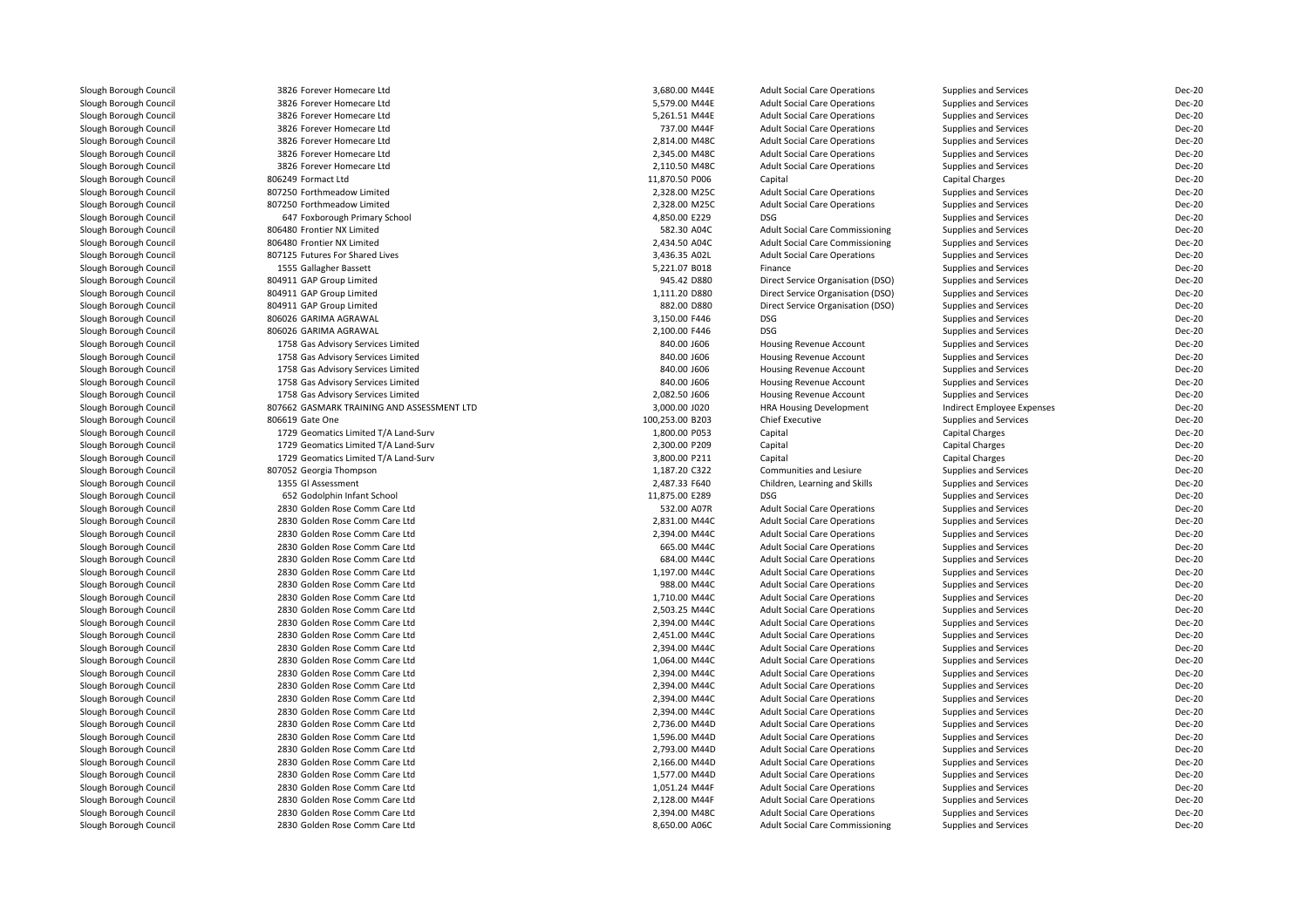| | | | | | | |
|---|---|---|---|---|---|---|
| Slough Borough Council | 3826 Forever Homecare Ltd | 3,680.00 M44E | Adult Social Care Operations | Supplies and Services | Dec-20 |
| Slough Borough Council | 3826 Forever Homecare Ltd | 5,579.00 M44E | Adult Social Care Operations | Supplies and Services | Dec-20 |
| Slough Borough Council | 3826 Forever Homecare Ltd | 5,261.51 M44E | Adult Social Care Operations | Supplies and Services | Dec-20 |
| Slough Borough Council | 3826 Forever Homecare Ltd | 737.00 M44F | Adult Social Care Operations | Supplies and Services | Dec-20 |
| Slough Borough Council | 3826 Forever Homecare Ltd | 2,814.00 M48C | Adult Social Care Operations | Supplies and Services | Dec-20 |
| Slough Borough Council | 3826 Forever Homecare Ltd | 2,345.00 M48C | Adult Social Care Operations | Supplies and Services | Dec-20 |
| Slough Borough Council | 3826 Forever Homecare Ltd | 2,110.50 M48C | Adult Social Care Operations | Supplies and Services | Dec-20 |
| Slough Borough Council | 806249 Formact Ltd | 11,870.50 P006 | Capital | Capital Charges | Dec-20 |
| Slough Borough Council | 807250 Forthmeadow Limited | 2,328.00 M25C | Adult Social Care Operations | Supplies and Services | Dec-20 |
| Slough Borough Council | 807250 Forthmeadow Limited | 2,328.00 M25C | Adult Social Care Operations | Supplies and Services | Dec-20 |
| Slough Borough Council | 647 Foxborough Primary School | 4,850.00 E229 | DSG | Supplies and Services | Dec-20 |
| Slough Borough Council | 806480 Frontier NX Limited | 582.30 A04C | Adult Social Care Commissioning | Supplies and Services | Dec-20 |
| Slough Borough Council | 806480 Frontier NX Limited | 2,434.50 A04C | Adult Social Care Commissioning | Supplies and Services | Dec-20 |
| Slough Borough Council | 807125 Futures For Shared Lives | 3,436.35 A02L | Adult Social Care Operations | Supplies and Services | Dec-20 |
| Slough Borough Council | 1555 Gallagher Bassett | 5,221.07 B018 | Finance | Supplies and Services | Dec-20 |
| Slough Borough Council | 804911 GAP Group Limited | 945.42 D880 | Direct Service Organisation (DSO) | Supplies and Services | Dec-20 |
| Slough Borough Council | 804911 GAP Group Limited | 1,111.20 D880 | Direct Service Organisation (DSO) | Supplies and Services | Dec-20 |
| Slough Borough Council | 804911 GAP Group Limited | 882.00 D880 | Direct Service Organisation (DSO) | Supplies and Services | Dec-20 |
| Slough Borough Council | 806026 GARIMA AGRAWAL | 3,150.00 F446 | DSG | Supplies and Services | Dec-20 |
| Slough Borough Council | 806026 GARIMA AGRAWAL | 2,100.00 F446 | DSG | Supplies and Services | Dec-20 |
| Slough Borough Council | 1758 Gas Advisory Services Limited | 840.00 J606 | Housing Revenue Account | Supplies and Services | Dec-20 |
| Slough Borough Council | 1758 Gas Advisory Services Limited | 840.00 J606 | Housing Revenue Account | Supplies and Services | Dec-20 |
| Slough Borough Council | 1758 Gas Advisory Services Limited | 840.00 J606 | Housing Revenue Account | Supplies and Services | Dec-20 |
| Slough Borough Council | 1758 Gas Advisory Services Limited | 840.00 J606 | Housing Revenue Account | Supplies and Services | Dec-20 |
| Slough Borough Council | 1758 Gas Advisory Services Limited | 2,082.50 J606 | Housing Revenue Account | Supplies and Services | Dec-20 |
| Slough Borough Council | 807662 GASMARK TRAINING AND ASSESSMENT LTD | 3,000.00 J020 | HRA Housing Development | Indirect Employee Expenses | Dec-20 |
| Slough Borough Council | 806619 Gate One | 100,253.00 B203 | Chief Executive | Supplies and Services | Dec-20 |
| Slough Borough Council | 1729 Geomatics Limited T/A Land-Surv | 1,800.00 P053 | Capital | Capital Charges | Dec-20 |
| Slough Borough Council | 1729 Geomatics Limited T/A Land-Surv | 2,300.00 P209 | Capital | Capital Charges | Dec-20 |
| Slough Borough Council | 1729 Geomatics Limited T/A Land-Surv | 3,800.00 P211 | Capital | Capital Charges | Dec-20 |
| Slough Borough Council | 807052 Georgia Thompson | 1,187.20 C322 | Communities and Lesiure | Supplies and Services | Dec-20 |
| Slough Borough Council | 1355 Gl Assessment | 2,487.33 F640 | Children, Learning and Skills | Supplies and Services | Dec-20 |
| Slough Borough Council | 652 Godolphin Infant School | 11,875.00 E289 | DSG | Supplies and Services | Dec-20 |
| Slough Borough Council | 2830 Golden Rose Comm Care Ltd | 532.00 A07R | Adult Social Care Operations | Supplies and Services | Dec-20 |
| Slough Borough Council | 2830 Golden Rose Comm Care Ltd | 2,831.00 M44C | Adult Social Care Operations | Supplies and Services | Dec-20 |
| Slough Borough Council | 2830 Golden Rose Comm Care Ltd | 2,394.00 M44C | Adult Social Care Operations | Supplies and Services | Dec-20 |
| Slough Borough Council | 2830 Golden Rose Comm Care Ltd | 665.00 M44C | Adult Social Care Operations | Supplies and Services | Dec-20 |
| Slough Borough Council | 2830 Golden Rose Comm Care Ltd | 684.00 M44C | Adult Social Care Operations | Supplies and Services | Dec-20 |
| Slough Borough Council | 2830 Golden Rose Comm Care Ltd | 1,197.00 M44C | Adult Social Care Operations | Supplies and Services | Dec-20 |
| Slough Borough Council | 2830 Golden Rose Comm Care Ltd | 988.00 M44C | Adult Social Care Operations | Supplies and Services | Dec-20 |
| Slough Borough Council | 2830 Golden Rose Comm Care Ltd | 1,710.00 M44C | Adult Social Care Operations | Supplies and Services | Dec-20 |
| Slough Borough Council | 2830 Golden Rose Comm Care Ltd | 2,503.25 M44C | Adult Social Care Operations | Supplies and Services | Dec-20 |
| Slough Borough Council | 2830 Golden Rose Comm Care Ltd | 2,394.00 M44C | Adult Social Care Operations | Supplies and Services | Dec-20 |
| Slough Borough Council | 2830 Golden Rose Comm Care Ltd | 2,451.00 M44C | Adult Social Care Operations | Supplies and Services | Dec-20 |
| Slough Borough Council | 2830 Golden Rose Comm Care Ltd | 2,394.00 M44C | Adult Social Care Operations | Supplies and Services | Dec-20 |
| Slough Borough Council | 2830 Golden Rose Comm Care Ltd | 1,064.00 M44C | Adult Social Care Operations | Supplies and Services | Dec-20 |
| Slough Borough Council | 2830 Golden Rose Comm Care Ltd | 2,394.00 M44C | Adult Social Care Operations | Supplies and Services | Dec-20 |
| Slough Borough Council | 2830 Golden Rose Comm Care Ltd | 2,394.00 M44C | Adult Social Care Operations | Supplies and Services | Dec-20 |
| Slough Borough Council | 2830 Golden Rose Comm Care Ltd | 2,394.00 M44C | Adult Social Care Operations | Supplies and Services | Dec-20 |
| Slough Borough Council | 2830 Golden Rose Comm Care Ltd | 2,394.00 M44C | Adult Social Care Operations | Supplies and Services | Dec-20 |
| Slough Borough Council | 2830 Golden Rose Comm Care Ltd | 2,736.00 M44D | Adult Social Care Operations | Supplies and Services | Dec-20 |
| Slough Borough Council | 2830 Golden Rose Comm Care Ltd | 1,596.00 M44D | Adult Social Care Operations | Supplies and Services | Dec-20 |
| Slough Borough Council | 2830 Golden Rose Comm Care Ltd | 2,793.00 M44D | Adult Social Care Operations | Supplies and Services | Dec-20 |
| Slough Borough Council | 2830 Golden Rose Comm Care Ltd | 2,166.00 M44D | Adult Social Care Operations | Supplies and Services | Dec-20 |
| Slough Borough Council | 2830 Golden Rose Comm Care Ltd | 1,577.00 M44D | Adult Social Care Operations | Supplies and Services | Dec-20 |
| Slough Borough Council | 2830 Golden Rose Comm Care Ltd | 1,051.24 M44F | Adult Social Care Operations | Supplies and Services | Dec-20 |
| Slough Borough Council | 2830 Golden Rose Comm Care Ltd | 2,128.00 M44F | Adult Social Care Operations | Supplies and Services | Dec-20 |
| Slough Borough Council | 2830 Golden Rose Comm Care Ltd | 2,394.00 M48C | Adult Social Care Operations | Supplies and Services | Dec-20 |
| Slough Borough Council | 2830 Golden Rose Comm Care Ltd | 8,650.00 A06C | Adult Social Care Commissioning | Supplies and Services | Dec-20 |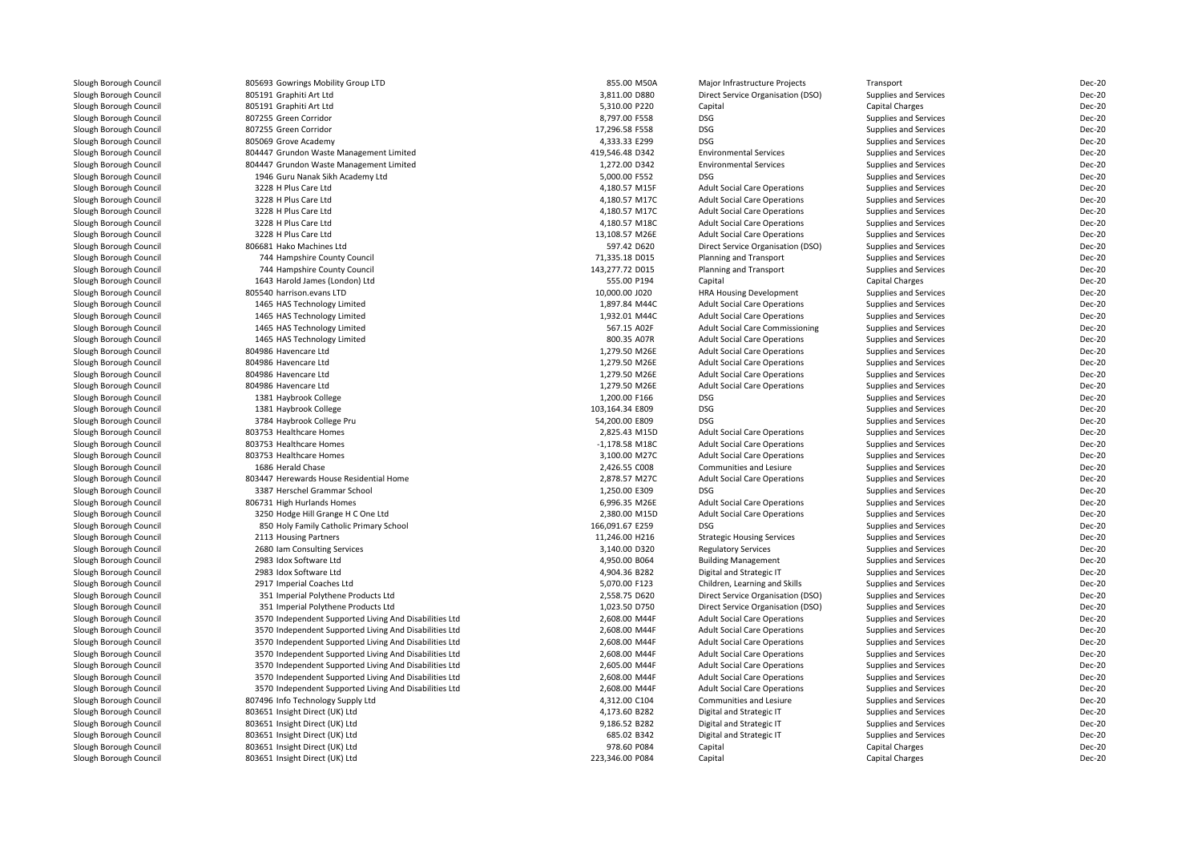| | | | | | | |
|---|---|---|---|---|---|---|
| Slough Borough Council | 805693 Gowrings Mobility Group LTD | 855.00 M50A | Major Infrastructure Projects | Transport | Dec-20 |
| Slough Borough Council | 805191 Graphiti Art Ltd | 3,811.00 D880 | Direct Service Organisation (DSO) | Supplies and Services | Dec-20 |
| Slough Borough Council | 805191 Graphiti Art Ltd | 5,310.00 P220 | Capital | Capital Charges | Dec-20 |
| Slough Borough Council | 807255 Green Corridor | 8,797.00 F558 | DSG | Supplies and Services | Dec-20 |
| Slough Borough Council | 807255 Green Corridor | 17,296.58 F558 | DSG | Supplies and Services | Dec-20 |
| Slough Borough Council | 805069 Grove Academy | 4,333.33 E299 | DSG | Supplies and Services | Dec-20 |
| Slough Borough Council | 804447 Grundon Waste Management Limited | 419,546.48 D342 | Environmental Services | Supplies and Services | Dec-20 |
| Slough Borough Council | 804447 Grundon Waste Management Limited | 1,272.00 D342 | Environmental Services | Supplies and Services | Dec-20 |
| Slough Borough Council | 1946 Guru Nanak Sikh Academy Ltd | 5,000.00 F552 | DSG | Supplies and Services | Dec-20 |
| Slough Borough Council | 3228 H Plus Care Ltd | 4,180.57 M15F | Adult Social Care Operations | Supplies and Services | Dec-20 |
| Slough Borough Council | 3228 H Plus Care Ltd | 4,180.57 M17C | Adult Social Care Operations | Supplies and Services | Dec-20 |
| Slough Borough Council | 3228 H Plus Care Ltd | 4,180.57 M17C | Adult Social Care Operations | Supplies and Services | Dec-20 |
| Slough Borough Council | 3228 H Plus Care Ltd | 4,180.57 M18C | Adult Social Care Operations | Supplies and Services | Dec-20 |
| Slough Borough Council | 3228 H Plus Care Ltd | 13,108.57 M26E | Adult Social Care Operations | Supplies and Services | Dec-20 |
| Slough Borough Council | 806681 Hako Machines Ltd | 597.42 D620 | Direct Service Organisation (DSO) | Supplies and Services | Dec-20 |
| Slough Borough Council | 744 Hampshire County Council | 71,335.18 D015 | Planning and Transport | Supplies and Services | Dec-20 |
| Slough Borough Council | 744 Hampshire County Council | 143,277.72 D015 | Planning and Transport | Supplies and Services | Dec-20 |
| Slough Borough Council | 1643 Harold James (London) Ltd | 555.00 P194 | Capital | Capital Charges | Dec-20 |
| Slough Borough Council | 805540 harrison.evans LTD | 10,000.00 J020 | HRA Housing Development | Supplies and Services | Dec-20 |
| Slough Borough Council | 1465 HAS Technology Limited | 1,897.84 M44C | Adult Social Care Operations | Supplies and Services | Dec-20 |
| Slough Borough Council | 1465 HAS Technology Limited | 1,932.01 M44C | Adult Social Care Operations | Supplies and Services | Dec-20 |
| Slough Borough Council | 1465 HAS Technology Limited | 567.15 A02F | Adult Social Care Commissioning | Supplies and Services | Dec-20 |
| Slough Borough Council | 1465 HAS Technology Limited | 800.35 A07R | Adult Social Care Operations | Supplies and Services | Dec-20 |
| Slough Borough Council | 804986 Havencare Ltd | 1,279.50 M26E | Adult Social Care Operations | Supplies and Services | Dec-20 |
| Slough Borough Council | 804986 Havencare Ltd | 1,279.50 M26E | Adult Social Care Operations | Supplies and Services | Dec-20 |
| Slough Borough Council | 804986 Havencare Ltd | 1,279.50 M26E | Adult Social Care Operations | Supplies and Services | Dec-20 |
| Slough Borough Council | 804986 Havencare Ltd | 1,279.50 M26E | Adult Social Care Operations | Supplies and Services | Dec-20 |
| Slough Borough Council | 1381 Haybrook College | 1,200.00 F166 | DSG | Supplies and Services | Dec-20 |
| Slough Borough Council | 1381 Haybrook College | 103,164.34 E809 | DSG | Supplies and Services | Dec-20 |
| Slough Borough Council | 3784 Haybrook College Pru | 54,200.00 E809 | DSG | Supplies and Services | Dec-20 |
| Slough Borough Council | 803753 Healthcare Homes | 2,825.43 M15D | Adult Social Care Operations | Supplies and Services | Dec-20 |
| Slough Borough Council | 803753 Healthcare Homes | -1,178.58 M18C | Adult Social Care Operations | Supplies and Services | Dec-20 |
| Slough Borough Council | 803753 Healthcare Homes | 3,100.00 M27C | Adult Social Care Operations | Supplies and Services | Dec-20 |
| Slough Borough Council | 1686 Herald Chase | 2,426.55 C008 | Communities and Lesiure | Supplies and Services | Dec-20 |
| Slough Borough Council | 803447 Herewards House Residential Home | 2,878.57 M27C | Adult Social Care Operations | Supplies and Services | Dec-20 |
| Slough Borough Council | 3387 Herschel Grammar School | 1,250.00 E309 | DSG | Supplies and Services | Dec-20 |
| Slough Borough Council | 806731 High Hurlands Homes | 6,996.35 M26E | Adult Social Care Operations | Supplies and Services | Dec-20 |
| Slough Borough Council | 3250 Hodge Hill Grange H C One Ltd | 2,380.00 M15D | Adult Social Care Operations | Supplies and Services | Dec-20 |
| Slough Borough Council | 850 Holy Family Catholic Primary School | 166,091.67 E259 | DSG | Supplies and Services | Dec-20 |
| Slough Borough Council | 2113 Housing Partners | 11,246.00 H216 | Strategic Housing Services | Supplies and Services | Dec-20 |
| Slough Borough Council | 2680 Iam Consulting Services | 3,140.00 D320 | Regulatory Services | Supplies and Services | Dec-20 |
| Slough Borough Council | 2983 Idox Software Ltd | 4,950.00 B064 | Building Management | Supplies and Services | Dec-20 |
| Slough Borough Council | 2983 Idox Software Ltd | 4,904.36 B282 | Digital and Strategic IT | Supplies and Services | Dec-20 |
| Slough Borough Council | 2917 Imperial Coaches Ltd | 5,070.00 F123 | Children, Learning and Skills | Supplies and Services | Dec-20 |
| Slough Borough Council | 351 Imperial Polythene Products Ltd | 2,558.75 D620 | Direct Service Organisation (DSO) | Supplies and Services | Dec-20 |
| Slough Borough Council | 351 Imperial Polythene Products Ltd | 1,023.50 D750 | Direct Service Organisation (DSO) | Supplies and Services | Dec-20 |
| Slough Borough Council | 3570 Independent Supported Living And Disabilities Ltd | 2,608.00 M44F | Adult Social Care Operations | Supplies and Services | Dec-20 |
| Slough Borough Council | 3570 Independent Supported Living And Disabilities Ltd | 2,608.00 M44F | Adult Social Care Operations | Supplies and Services | Dec-20 |
| Slough Borough Council | 3570 Independent Supported Living And Disabilities Ltd | 2,608.00 M44F | Adult Social Care Operations | Supplies and Services | Dec-20 |
| Slough Borough Council | 3570 Independent Supported Living And Disabilities Ltd | 2,608.00 M44F | Adult Social Care Operations | Supplies and Services | Dec-20 |
| Slough Borough Council | 3570 Independent Supported Living And Disabilities Ltd | 2,605.00 M44F | Adult Social Care Operations | Supplies and Services | Dec-20 |
| Slough Borough Council | 3570 Independent Supported Living And Disabilities Ltd | 2,608.00 M44F | Adult Social Care Operations | Supplies and Services | Dec-20 |
| Slough Borough Council | 3570 Independent Supported Living And Disabilities Ltd | 2,608.00 M44F | Adult Social Care Operations | Supplies and Services | Dec-20 |
| Slough Borough Council | 807496 Info Technology Supply Ltd | 4,312.00 C104 | Communities and Lesiure | Supplies and Services | Dec-20 |
| Slough Borough Council | 803651 Insight Direct (UK) Ltd | 4,173.60 B282 | Digital and Strategic IT | Supplies and Services | Dec-20 |
| Slough Borough Council | 803651 Insight Direct (UK) Ltd | 9,186.52 B282 | Digital and Strategic IT | Supplies and Services | Dec-20 |
| Slough Borough Council | 803651 Insight Direct (UK) Ltd | 685.02 B342 | Digital and Strategic IT | Supplies and Services | Dec-20 |
| Slough Borough Council | 803651 Insight Direct (UK) Ltd | 978.60 P084 | Capital | Capital Charges | Dec-20 |
| Slough Borough Council | 803651 Insight Direct (UK) Ltd | 223,346.00 P084 | Capital | Capital Charges | Dec-20 |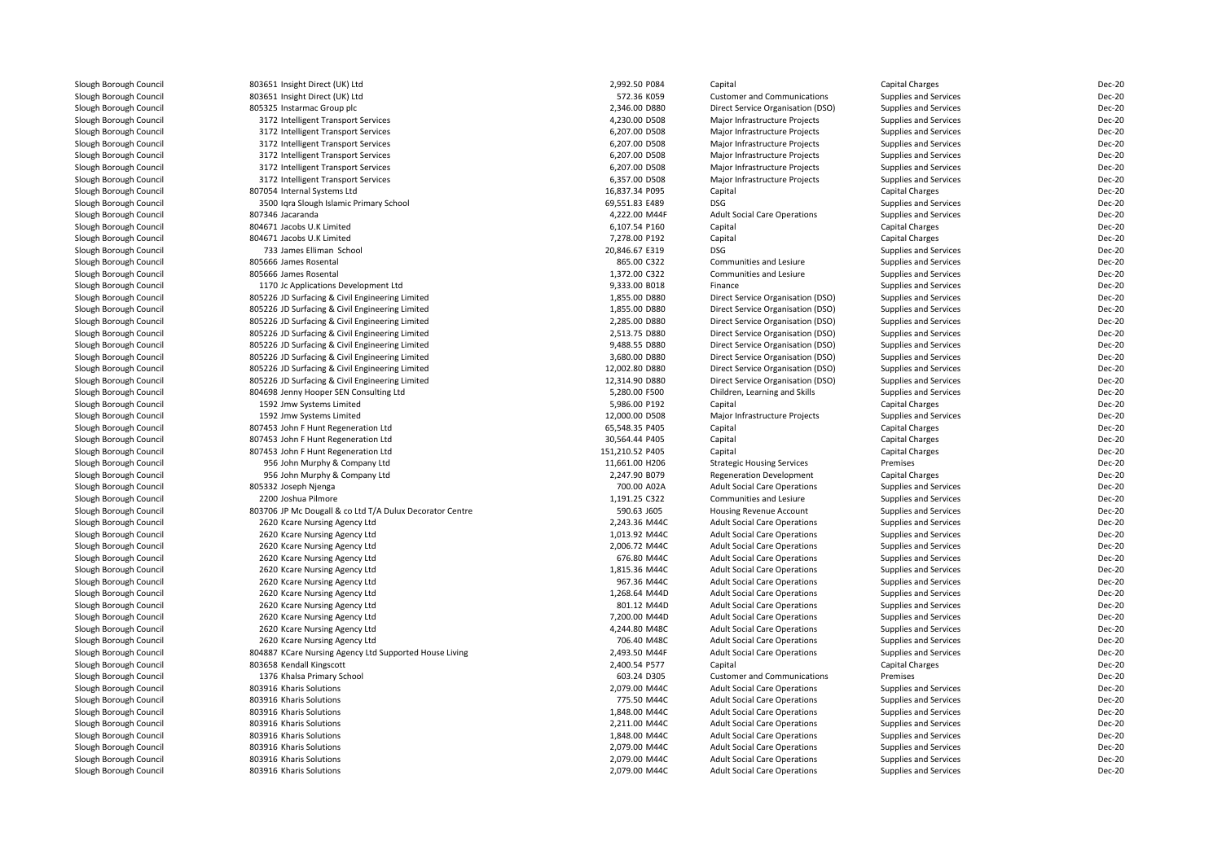| | | | | | | |
|---|---|---|---|---|---|---|
| Slough Borough Council | 803651 Insight Direct (UK) Ltd | 2,992.50 P084 | Capital | Capital Charges | Dec-20 |
| Slough Borough Council | 803651 Insight Direct (UK) Ltd | 572.36 K059 | Customer and Communications | Supplies and Services | Dec-20 |
| Slough Borough Council | 805325 Instarmac Group plc | 2,346.00 D880 | Direct Service Organisation (DSO) | Supplies and Services | Dec-20 |
| Slough Borough Council | 3172 Intelligent Transport Services | 4,230.00 D508 | Major Infrastructure Projects | Supplies and Services | Dec-20 |
| Slough Borough Council | 3172 Intelligent Transport Services | 6,207.00 D508 | Major Infrastructure Projects | Supplies and Services | Dec-20 |
| Slough Borough Council | 3172 Intelligent Transport Services | 6,207.00 D508 | Major Infrastructure Projects | Supplies and Services | Dec-20 |
| Slough Borough Council | 3172 Intelligent Transport Services | 6,207.00 D508 | Major Infrastructure Projects | Supplies and Services | Dec-20 |
| Slough Borough Council | 3172 Intelligent Transport Services | 6,207.00 D508 | Major Infrastructure Projects | Supplies and Services | Dec-20 |
| Slough Borough Council | 3172 Intelligent Transport Services | 6,357.00 D508 | Major Infrastructure Projects | Supplies and Services | Dec-20 |
| Slough Borough Council | 807054 Internal Systems Ltd | 16,837.34 P095 | Capital | Capital Charges | Dec-20 |
| Slough Borough Council | 3500 Iqra Slough Islamic Primary School | 69,551.83 E489 | DSG | Supplies and Services | Dec-20 |
| Slough Borough Council | 807346 Jacaranda | 4,222.00 M44F | Adult Social Care Operations | Supplies and Services | Dec-20 |
| Slough Borough Council | 804671 Jacobs U.K Limited | 6,107.54 P160 | Capital | Capital Charges | Dec-20 |
| Slough Borough Council | 804671 Jacobs U.K Limited | 7,278.00 P192 | Capital | Capital Charges | Dec-20 |
| Slough Borough Council | 733 James Elliman School | 20,846.67 E319 | DSG | Supplies and Services | Dec-20 |
| Slough Borough Council | 805666 James Rosental | 865.00 C322 | Communities and Lesiure | Supplies and Services | Dec-20 |
| Slough Borough Council | 805666 James Rosental | 1,372.00 C322 | Communities and Lesiure | Supplies and Services | Dec-20 |
| Slough Borough Council | 1170 Jc Applications Development Ltd | 9,333.00 B018 | Finance | Supplies and Services | Dec-20 |
| Slough Borough Council | 805226 JD Surfacing & Civil Engineering Limited | 1,855.00 D880 | Direct Service Organisation (DSO) | Supplies and Services | Dec-20 |
| Slough Borough Council | 805226 JD Surfacing & Civil Engineering Limited | 1,855.00 D880 | Direct Service Organisation (DSO) | Supplies and Services | Dec-20 |
| Slough Borough Council | 805226 JD Surfacing & Civil Engineering Limited | 2,285.00 D880 | Direct Service Organisation (DSO) | Supplies and Services | Dec-20 |
| Slough Borough Council | 805226 JD Surfacing & Civil Engineering Limited | 2,513.75 D880 | Direct Service Organisation (DSO) | Supplies and Services | Dec-20 |
| Slough Borough Council | 805226 JD Surfacing & Civil Engineering Limited | 9,488.55 D880 | Direct Service Organisation (DSO) | Supplies and Services | Dec-20 |
| Slough Borough Council | 805226 JD Surfacing & Civil Engineering Limited | 3,680.00 D880 | Direct Service Organisation (DSO) | Supplies and Services | Dec-20 |
| Slough Borough Council | 805226 JD Surfacing & Civil Engineering Limited | 12,002.80 D880 | Direct Service Organisation (DSO) | Supplies and Services | Dec-20 |
| Slough Borough Council | 805226 JD Surfacing & Civil Engineering Limited | 12,314.90 D880 | Direct Service Organisation (DSO) | Supplies and Services | Dec-20 |
| Slough Borough Council | 804698 Jenny Hooper SEN Consulting Ltd | 5,280.00 F500 | Children, Learning and Skills | Supplies and Services | Dec-20 |
| Slough Borough Council | 1592 Jmw Systems Limited | 5,986.00 P192 | Capital | Capital Charges | Dec-20 |
| Slough Borough Council | 1592 Jmw Systems Limited | 12,000.00 D508 | Major Infrastructure Projects | Supplies and Services | Dec-20 |
| Slough Borough Council | 807453 John F Hunt Regeneration Ltd | 65,548.35 P405 | Capital | Capital Charges | Dec-20 |
| Slough Borough Council | 807453 John F Hunt Regeneration Ltd | 30,564.44 P405 | Capital | Capital Charges | Dec-20 |
| Slough Borough Council | 807453 John F Hunt Regeneration Ltd | 151,210.52 P405 | Capital | Capital Charges | Dec-20 |
| Slough Borough Council | 956 John Murphy & Company Ltd | 11,661.00 H206 | Strategic Housing Services | Premises | Dec-20 |
| Slough Borough Council | 956 John Murphy & Company Ltd | 2,247.90 B079 | Regeneration Development | Capital Charges | Dec-20 |
| Slough Borough Council | 805332 Joseph Njenga | 700.00 A02A | Adult Social Care Operations | Supplies and Services | Dec-20 |
| Slough Borough Council | 2200 Joshua Pilmore | 1,191.25 C322 | Communities and Lesiure | Supplies and Services | Dec-20 |
| Slough Borough Council | 803706 JP Mc Dougall & co Ltd T/A Dulux Decorator Centre | 590.63 J605 | Housing Revenue Account | Supplies and Services | Dec-20 |
| Slough Borough Council | 2620 Kcare Nursing Agency Ltd | 2,243.36 M44C | Adult Social Care Operations | Supplies and Services | Dec-20 |
| Slough Borough Council | 2620 Kcare Nursing Agency Ltd | 1,013.92 M44C | Adult Social Care Operations | Supplies and Services | Dec-20 |
| Slough Borough Council | 2620 Kcare Nursing Agency Ltd | 2,006.72 M44C | Adult Social Care Operations | Supplies and Services | Dec-20 |
| Slough Borough Council | 2620 Kcare Nursing Agency Ltd | 676.80 M44C | Adult Social Care Operations | Supplies and Services | Dec-20 |
| Slough Borough Council | 2620 Kcare Nursing Agency Ltd | 1,815.36 M44C | Adult Social Care Operations | Supplies and Services | Dec-20 |
| Slough Borough Council | 2620 Kcare Nursing Agency Ltd | 967.36 M44C | Adult Social Care Operations | Supplies and Services | Dec-20 |
| Slough Borough Council | 2620 Kcare Nursing Agency Ltd | 1,268.64 M44D | Adult Social Care Operations | Supplies and Services | Dec-20 |
| Slough Borough Council | 2620 Kcare Nursing Agency Ltd | 801.12 M44D | Adult Social Care Operations | Supplies and Services | Dec-20 |
| Slough Borough Council | 2620 Kcare Nursing Agency Ltd | 7,200.00 M44D | Adult Social Care Operations | Supplies and Services | Dec-20 |
| Slough Borough Council | 2620 Kcare Nursing Agency Ltd | 4,244.80 M48C | Adult Social Care Operations | Supplies and Services | Dec-20 |
| Slough Borough Council | 2620 Kcare Nursing Agency Ltd | 706.40 M48C | Adult Social Care Operations | Supplies and Services | Dec-20 |
| Slough Borough Council | 804887 KCare Nursing Agency Ltd Supported House Living | 2,493.50 M44F | Adult Social Care Operations | Supplies and Services | Dec-20 |
| Slough Borough Council | 803658 Kendall Kingscott | 2,400.54 P577 | Capital | Capital Charges | Dec-20 |
| Slough Borough Council | 1376 Khalsa Primary School | 603.24 D305 | Customer and Communications | Premises | Dec-20 |
| Slough Borough Council | 803916 Kharis Solutions | 2,079.00 M44C | Adult Social Care Operations | Supplies and Services | Dec-20 |
| Slough Borough Council | 803916 Kharis Solutions | 775.50 M44C | Adult Social Care Operations | Supplies and Services | Dec-20 |
| Slough Borough Council | 803916 Kharis Solutions | 1,848.00 M44C | Adult Social Care Operations | Supplies and Services | Dec-20 |
| Slough Borough Council | 803916 Kharis Solutions | 2,211.00 M44C | Adult Social Care Operations | Supplies and Services | Dec-20 |
| Slough Borough Council | 803916 Kharis Solutions | 1,848.00 M44C | Adult Social Care Operations | Supplies and Services | Dec-20 |
| Slough Borough Council | 803916 Kharis Solutions | 2,079.00 M44C | Adult Social Care Operations | Supplies and Services | Dec-20 |
| Slough Borough Council | 803916 Kharis Solutions | 2,079.00 M44C | Adult Social Care Operations | Supplies and Services | Dec-20 |
| Slough Borough Council | 803916 Kharis Solutions | 2,079.00 M44C | Adult Social Care Operations | Supplies and Services | Dec-20 |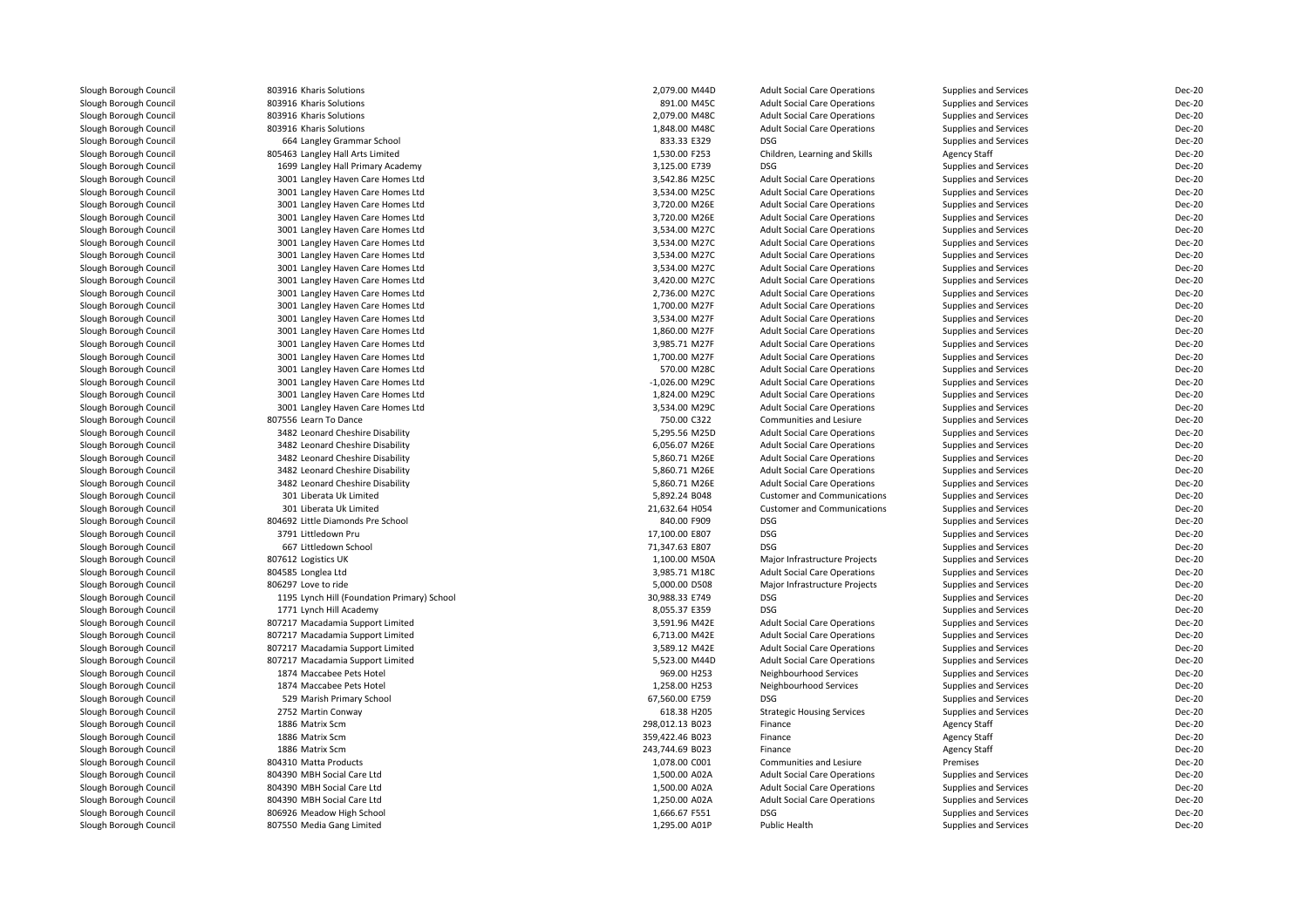| | | | | | | |
|---|---|---|---|---|---|---|
| Slough Borough Council | 803916 Kharis Solutions | 2,079.00 M44D | Adult Social Care Operations | Supplies and Services | Dec-20 |
| Slough Borough Council | 803916 Kharis Solutions | 891.00 M45C | Adult Social Care Operations | Supplies and Services | Dec-20 |
| Slough Borough Council | 803916 Kharis Solutions | 2,079.00 M48C | Adult Social Care Operations | Supplies and Services | Dec-20 |
| Slough Borough Council | 803916 Kharis Solutions | 1,848.00 M48C | Adult Social Care Operations | Supplies and Services | Dec-20 |
| Slough Borough Council | 664 Langley Grammar School | 833.33 E329 | DSG | Supplies and Services | Dec-20 |
| Slough Borough Council | 805463 Langley Hall Arts Limited | 1,530.00 F253 | Children, Learning and Skills | Agency Staff | Dec-20 |
| Slough Borough Council | 1699 Langley Hall Primary Academy | 3,125.00 E739 | DSG | Supplies and Services | Dec-20 |
| Slough Borough Council | 3001 Langley Haven Care Homes Ltd | 3,542.86 M25C | Adult Social Care Operations | Supplies and Services | Dec-20 |
| Slough Borough Council | 3001 Langley Haven Care Homes Ltd | 3,534.00 M25C | Adult Social Care Operations | Supplies and Services | Dec-20 |
| Slough Borough Council | 3001 Langley Haven Care Homes Ltd | 3,720.00 M26E | Adult Social Care Operations | Supplies and Services | Dec-20 |
| Slough Borough Council | 3001 Langley Haven Care Homes Ltd | 3,720.00 M26E | Adult Social Care Operations | Supplies and Services | Dec-20 |
| Slough Borough Council | 3001 Langley Haven Care Homes Ltd | 3,534.00 M27C | Adult Social Care Operations | Supplies and Services | Dec-20 |
| Slough Borough Council | 3001 Langley Haven Care Homes Ltd | 3,534.00 M27C | Adult Social Care Operations | Supplies and Services | Dec-20 |
| Slough Borough Council | 3001 Langley Haven Care Homes Ltd | 3,534.00 M27C | Adult Social Care Operations | Supplies and Services | Dec-20 |
| Slough Borough Council | 3001 Langley Haven Care Homes Ltd | 3,534.00 M27C | Adult Social Care Operations | Supplies and Services | Dec-20 |
| Slough Borough Council | 3001 Langley Haven Care Homes Ltd | 3,420.00 M27C | Adult Social Care Operations | Supplies and Services | Dec-20 |
| Slough Borough Council | 3001 Langley Haven Care Homes Ltd | 2,736.00 M27C | Adult Social Care Operations | Supplies and Services | Dec-20 |
| Slough Borough Council | 3001 Langley Haven Care Homes Ltd | 1,700.00 M27F | Adult Social Care Operations | Supplies and Services | Dec-20 |
| Slough Borough Council | 3001 Langley Haven Care Homes Ltd | 3,534.00 M27F | Adult Social Care Operations | Supplies and Services | Dec-20 |
| Slough Borough Council | 3001 Langley Haven Care Homes Ltd | 1,860.00 M27F | Adult Social Care Operations | Supplies and Services | Dec-20 |
| Slough Borough Council | 3001 Langley Haven Care Homes Ltd | 3,985.71 M27F | Adult Social Care Operations | Supplies and Services | Dec-20 |
| Slough Borough Council | 3001 Langley Haven Care Homes Ltd | 1,700.00 M27F | Adult Social Care Operations | Supplies and Services | Dec-20 |
| Slough Borough Council | 3001 Langley Haven Care Homes Ltd | 570.00 M28C | Adult Social Care Operations | Supplies and Services | Dec-20 |
| Slough Borough Council | 3001 Langley Haven Care Homes Ltd | -1,026.00 M29C | Adult Social Care Operations | Supplies and Services | Dec-20 |
| Slough Borough Council | 3001 Langley Haven Care Homes Ltd | 1,824.00 M29C | Adult Social Care Operations | Supplies and Services | Dec-20 |
| Slough Borough Council | 3001 Langley Haven Care Homes Ltd | 3,534.00 M29C | Adult Social Care Operations | Supplies and Services | Dec-20 |
| Slough Borough Council | 807556 Learn To Dance | 750.00 C322 | Communities and Lesiure | Supplies and Services | Dec-20 |
| Slough Borough Council | 3482 Leonard Cheshire Disability | 5,295.56 M25D | Adult Social Care Operations | Supplies and Services | Dec-20 |
| Slough Borough Council | 3482 Leonard Cheshire Disability | 6,056.07 M26E | Adult Social Care Operations | Supplies and Services | Dec-20 |
| Slough Borough Council | 3482 Leonard Cheshire Disability | 5,860.71 M26E | Adult Social Care Operations | Supplies and Services | Dec-20 |
| Slough Borough Council | 3482 Leonard Cheshire Disability | 5,860.71 M26E | Adult Social Care Operations | Supplies and Services | Dec-20 |
| Slough Borough Council | 3482 Leonard Cheshire Disability | 5,860.71 M26E | Adult Social Care Operations | Supplies and Services | Dec-20 |
| Slough Borough Council | 301 Liberata Uk Limited | 5,892.24 B048 | Customer and Communications | Supplies and Services | Dec-20 |
| Slough Borough Council | 301 Liberata Uk Limited | 21,632.64 H054 | Customer and Communications | Supplies and Services | Dec-20 |
| Slough Borough Council | 804692 Little Diamonds Pre School | 840.00 F909 | DSG | Supplies and Services | Dec-20 |
| Slough Borough Council | 3791 Littledown Pru | 17,100.00 E807 | DSG | Supplies and Services | Dec-20 |
| Slough Borough Council | 667 Littledown School | 71,347.63 E807 | DSG | Supplies and Services | Dec-20 |
| Slough Borough Council | 807612 Logistics UK | 1,100.00 M50A | Major Infrastructure Projects | Supplies and Services | Dec-20 |
| Slough Borough Council | 804585 Longlea Ltd | 3,985.71 M18C | Adult Social Care Operations | Supplies and Services | Dec-20 |
| Slough Borough Council | 806297 Love to ride | 5,000.00 D508 | Major Infrastructure Projects | Supplies and Services | Dec-20 |
| Slough Borough Council | 1195 Lynch Hill (Foundation Primary) School | 30,988.33 E749 | DSG | Supplies and Services | Dec-20 |
| Slough Borough Council | 1771 Lynch Hill Academy | 8,055.37 E359 | DSG | Supplies and Services | Dec-20 |
| Slough Borough Council | 807217 Macadamia Support Limited | 3,591.96 M42E | Adult Social Care Operations | Supplies and Services | Dec-20 |
| Slough Borough Council | 807217 Macadamia Support Limited | 6,713.00 M42E | Adult Social Care Operations | Supplies and Services | Dec-20 |
| Slough Borough Council | 807217 Macadamia Support Limited | 3,589.12 M42E | Adult Social Care Operations | Supplies and Services | Dec-20 |
| Slough Borough Council | 807217 Macadamia Support Limited | 5,523.00 M44D | Adult Social Care Operations | Supplies and Services | Dec-20 |
| Slough Borough Council | 1874 Maccabee Pets Hotel | 969.00 H253 | Neighbourhood Services | Supplies and Services | Dec-20 |
| Slough Borough Council | 1874 Maccabee Pets Hotel | 1,258.00 H253 | Neighbourhood Services | Supplies and Services | Dec-20 |
| Slough Borough Council | 529 Marish Primary School | 67,560.00 E759 | DSG | Supplies and Services | Dec-20 |
| Slough Borough Council | 2752 Martin Conway | 618.38 H205 | Strategic Housing Services | Supplies and Services | Dec-20 |
| Slough Borough Council | 1886 Matrix Scm | 298,012.13 B023 | Finance | Agency Staff | Dec-20 |
| Slough Borough Council | 1886 Matrix Scm | 359,422.46 B023 | Finance | Agency Staff | Dec-20 |
| Slough Borough Council | 1886 Matrix Scm | 243,744.69 B023 | Finance | Agency Staff | Dec-20 |
| Slough Borough Council | 804310 Matta Products | 1,078.00 C001 | Communities and Lesiure | Premises | Dec-20 |
| Slough Borough Council | 804390 MBH Social Care Ltd | 1,500.00 A02A | Adult Social Care Operations | Supplies and Services | Dec-20 |
| Slough Borough Council | 804390 MBH Social Care Ltd | 1,500.00 A02A | Adult Social Care Operations | Supplies and Services | Dec-20 |
| Slough Borough Council | 804390 MBH Social Care Ltd | 1,250.00 A02A | Adult Social Care Operations | Supplies and Services | Dec-20 |
| Slough Borough Council | 806926 Meadow High School | 1,666.67 F551 | DSG | Supplies and Services | Dec-20 |
| Slough Borough Council | 807550 Media Gang Limited | 1,295.00 A01P | Public Health | Supplies and Services | Dec-20 |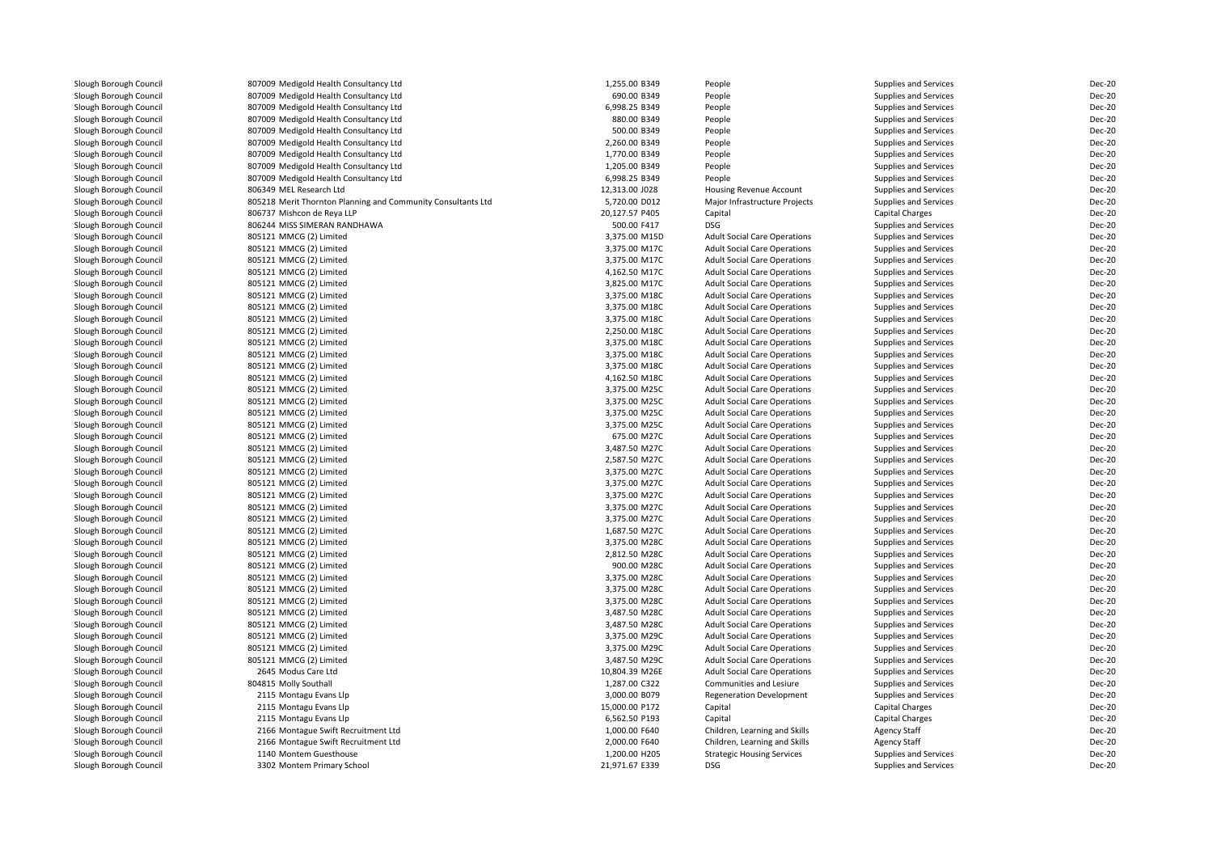| | | | | | |
|---|---|---|---|---|---|
| Slough Borough Council | 807009 Medigold Health Consultancy Ltd | 1,255.00 B349 | People | Supplies and Services | Dec-20 |
| Slough Borough Council | 807009 Medigold Health Consultancy Ltd | 690.00 B349 | People | Supplies and Services | Dec-20 |
| Slough Borough Council | 807009 Medigold Health Consultancy Ltd | 6,998.25 B349 | People | Supplies and Services | Dec-20 |
| Slough Borough Council | 807009 Medigold Health Consultancy Ltd | 880.00 B349 | People | Supplies and Services | Dec-20 |
| Slough Borough Council | 807009 Medigold Health Consultancy Ltd | 500.00 B349 | People | Supplies and Services | Dec-20 |
| Slough Borough Council | 807009 Medigold Health Consultancy Ltd | 2,260.00 B349 | People | Supplies and Services | Dec-20 |
| Slough Borough Council | 807009 Medigold Health Consultancy Ltd | 1,770.00 B349 | People | Supplies and Services | Dec-20 |
| Slough Borough Council | 807009 Medigold Health Consultancy Ltd | 1,205.00 B349 | People | Supplies and Services | Dec-20 |
| Slough Borough Council | 807009 Medigold Health Consultancy Ltd | 6,998.25 B349 | People | Supplies and Services | Dec-20 |
| Slough Borough Council | 806349 MEL Research Ltd | 12,313.00 J028 | Housing Revenue Account | Supplies and Services | Dec-20 |
| Slough Borough Council | 805218 Merit Thornton Planning and Community Consultants Ltd | 5,720.00 D012 | Major Infrastructure Projects | Supplies and Services | Dec-20 |
| Slough Borough Council | 806737 Mishcon de Reya LLP | 20,127.57 P405 | Capital | Capital Charges | Dec-20 |
| Slough Borough Council | 806244 MISS SIMERAN RANDHAWA | 500.00 F417 | DSG | Supplies and Services | Dec-20 |
| Slough Borough Council | 805121 MMCG (2) Limited | 3,375.00 M15D | Adult Social Care Operations | Supplies and Services | Dec-20 |
| Slough Borough Council | 805121 MMCG (2) Limited | 3,375.00 M17C | Adult Social Care Operations | Supplies and Services | Dec-20 |
| Slough Borough Council | 805121 MMCG (2) Limited | 3,375.00 M17C | Adult Social Care Operations | Supplies and Services | Dec-20 |
| Slough Borough Council | 805121 MMCG (2) Limited | 4,162.50 M17C | Adult Social Care Operations | Supplies and Services | Dec-20 |
| Slough Borough Council | 805121 MMCG (2) Limited | 3,825.00 M17C | Adult Social Care Operations | Supplies and Services | Dec-20 |
| Slough Borough Council | 805121 MMCG (2) Limited | 3,375.00 M18C | Adult Social Care Operations | Supplies and Services | Dec-20 |
| Slough Borough Council | 805121 MMCG (2) Limited | 3,375.00 M18C | Adult Social Care Operations | Supplies and Services | Dec-20 |
| Slough Borough Council | 805121 MMCG (2) Limited | 3,375.00 M18C | Adult Social Care Operations | Supplies and Services | Dec-20 |
| Slough Borough Council | 805121 MMCG (2) Limited | 2,250.00 M18C | Adult Social Care Operations | Supplies and Services | Dec-20 |
| Slough Borough Council | 805121 MMCG (2) Limited | 3,375.00 M18C | Adult Social Care Operations | Supplies and Services | Dec-20 |
| Slough Borough Council | 805121 MMCG (2) Limited | 3,375.00 M18C | Adult Social Care Operations | Supplies and Services | Dec-20 |
| Slough Borough Council | 805121 MMCG (2) Limited | 3,375.00 M18C | Adult Social Care Operations | Supplies and Services | Dec-20 |
| Slough Borough Council | 805121 MMCG (2) Limited | 4,162.50 M18C | Adult Social Care Operations | Supplies and Services | Dec-20 |
| Slough Borough Council | 805121 MMCG (2) Limited | 3,375.00 M25C | Adult Social Care Operations | Supplies and Services | Dec-20 |
| Slough Borough Council | 805121 MMCG (2) Limited | 3,375.00 M25C | Adult Social Care Operations | Supplies and Services | Dec-20 |
| Slough Borough Council | 805121 MMCG (2) Limited | 3,375.00 M25C | Adult Social Care Operations | Supplies and Services | Dec-20 |
| Slough Borough Council | 805121 MMCG (2) Limited | 3,375.00 M25C | Adult Social Care Operations | Supplies and Services | Dec-20 |
| Slough Borough Council | 805121 MMCG (2) Limited | 675.00 M27C | Adult Social Care Operations | Supplies and Services | Dec-20 |
| Slough Borough Council | 805121 MMCG (2) Limited | 3,487.50 M27C | Adult Social Care Operations | Supplies and Services | Dec-20 |
| Slough Borough Council | 805121 MMCG (2) Limited | 2,587.50 M27C | Adult Social Care Operations | Supplies and Services | Dec-20 |
| Slough Borough Council | 805121 MMCG (2) Limited | 3,375.00 M27C | Adult Social Care Operations | Supplies and Services | Dec-20 |
| Slough Borough Council | 805121 MMCG (2) Limited | 3,375.00 M27C | Adult Social Care Operations | Supplies and Services | Dec-20 |
| Slough Borough Council | 805121 MMCG (2) Limited | 3,375.00 M27C | Adult Social Care Operations | Supplies and Services | Dec-20 |
| Slough Borough Council | 805121 MMCG (2) Limited | 3,375.00 M27C | Adult Social Care Operations | Supplies and Services | Dec-20 |
| Slough Borough Council | 805121 MMCG (2) Limited | 3,375.00 M27C | Adult Social Care Operations | Supplies and Services | Dec-20 |
| Slough Borough Council | 805121 MMCG (2) Limited | 1,687.50 M27C | Adult Social Care Operations | Supplies and Services | Dec-20 |
| Slough Borough Council | 805121 MMCG (2) Limited | 3,375.00 M28C | Adult Social Care Operations | Supplies and Services | Dec-20 |
| Slough Borough Council | 805121 MMCG (2) Limited | 2,812.50 M28C | Adult Social Care Operations | Supplies and Services | Dec-20 |
| Slough Borough Council | 805121 MMCG (2) Limited | 900.00 M28C | Adult Social Care Operations | Supplies and Services | Dec-20 |
| Slough Borough Council | 805121 MMCG (2) Limited | 3,375.00 M28C | Adult Social Care Operations | Supplies and Services | Dec-20 |
| Slough Borough Council | 805121 MMCG (2) Limited | 3,375.00 M28C | Adult Social Care Operations | Supplies and Services | Dec-20 |
| Slough Borough Council | 805121 MMCG (2) Limited | 3,375.00 M28C | Adult Social Care Operations | Supplies and Services | Dec-20 |
| Slough Borough Council | 805121 MMCG (2) Limited | 3,487.50 M28C | Adult Social Care Operations | Supplies and Services | Dec-20 |
| Slough Borough Council | 805121 MMCG (2) Limited | 3,487.50 M28C | Adult Social Care Operations | Supplies and Services | Dec-20 |
| Slough Borough Council | 805121 MMCG (2) Limited | 3,375.00 M29C | Adult Social Care Operations | Supplies and Services | Dec-20 |
| Slough Borough Council | 805121 MMCG (2) Limited | 3,375.00 M29C | Adult Social Care Operations | Supplies and Services | Dec-20 |
| Slough Borough Council | 805121 MMCG (2) Limited | 3,487.50 M29C | Adult Social Care Operations | Supplies and Services | Dec-20 |
| Slough Borough Council | 2645 Modus Care Ltd | 10,804.39 M26E | Adult Social Care Operations | Supplies and Services | Dec-20 |
| Slough Borough Council | 804815 Molly Southall | 1,287.00 C322 | Communities and Lesiure | Supplies and Services | Dec-20 |
| Slough Borough Council | 2115 Montagu Evans Llp | 3,000.00 B079 | Regeneration Development | Supplies and Services | Dec-20 |
| Slough Borough Council | 2115 Montagu Evans Llp | 15,000.00 P172 | Capital | Capital Charges | Dec-20 |
| Slough Borough Council | 2115 Montagu Evans Llp | 6,562.50 P193 | Capital | Capital Charges | Dec-20 |
| Slough Borough Council | 2166 Montague Swift Recruitment Ltd | 1,000.00 F640 | Children, Learning and Skills | Agency Staff | Dec-20 |
| Slough Borough Council | 2166 Montague Swift Recruitment Ltd | 2,000.00 F640 | Children, Learning and Skills | Agency Staff | Dec-20 |
| Slough Borough Council | 1140 Montem Guesthouse | 1,200.00 H205 | Strategic Housing Services | Supplies and Services | Dec-20 |
| Slough Borough Council | 3302 Montem Primary School | 21,971.67 E339 | DSG | Supplies and Services | Dec-20 |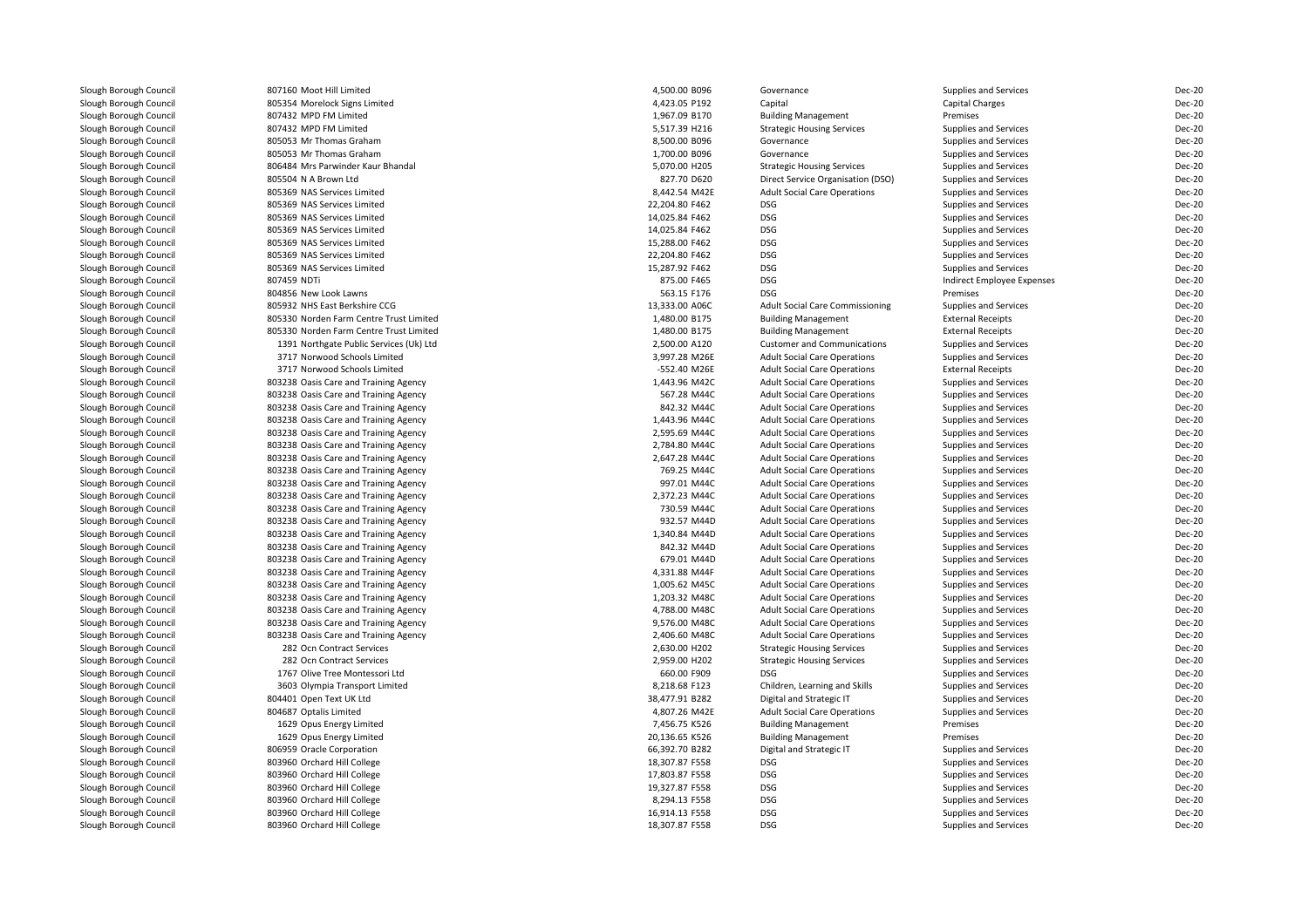| | | | | | | |
|---|---|---|---|---|---|---|
| Slough Borough Council | 807160 Moot Hill Limited | 4,500.00 B096 | Governance | Supplies and Services | Dec-20 |
| Slough Borough Council | 805354 Morelock Signs Limited | 4,423.05 P192 | Capital | Capital Charges | Dec-20 |
| Slough Borough Council | 807432 MPD FM Limited | 1,967.09 B170 | Building Management | Premises | Dec-20 |
| Slough Borough Council | 807432 MPD FM Limited | 5,517.39 H216 | Strategic Housing Services | Supplies and Services | Dec-20 |
| Slough Borough Council | 805053 Mr Thomas Graham | 8,500.00 B096 | Governance | Supplies and Services | Dec-20 |
| Slough Borough Council | 805053 Mr Thomas Graham | 1,700.00 B096 | Governance | Supplies and Services | Dec-20 |
| Slough Borough Council | 806484 Mrs Parwinder Kaur Bhandal | 5,070.00 H205 | Strategic Housing Services | Supplies and Services | Dec-20 |
| Slough Borough Council | 805504 N A Brown Ltd | 827.70 D620 | Direct Service Organisation (DSO) | Supplies and Services | Dec-20 |
| Slough Borough Council | 805369 NAS Services Limited | 8,442.54 M42E | Adult Social Care Operations | Supplies and Services | Dec-20 |
| Slough Borough Council | 805369 NAS Services Limited | 22,204.80 F462 | DSG | Supplies and Services | Dec-20 |
| Slough Borough Council | 805369 NAS Services Limited | 14,025.84 F462 | DSG | Supplies and Services | Dec-20 |
| Slough Borough Council | 805369 NAS Services Limited | 14,025.84 F462 | DSG | Supplies and Services | Dec-20 |
| Slough Borough Council | 805369 NAS Services Limited | 15,288.00 F462 | DSG | Supplies and Services | Dec-20 |
| Slough Borough Council | 805369 NAS Services Limited | 22,204.80 F462 | DSG | Supplies and Services | Dec-20 |
| Slough Borough Council | 805369 NAS Services Limited | 15,287.92 F462 | DSG | Supplies and Services | Dec-20 |
| Slough Borough Council | 807459 NDTi | 875.00 F465 | DSG | Indirect Employee Expenses | Dec-20 |
| Slough Borough Council | 804856 New Look Lawns | 563.15 F176 | DSG | Premises | Dec-20 |
| Slough Borough Council | 805932 NHS East Berkshire CCG | 13,333.00 A06C | Adult Social Care Commissioning | Supplies and Services | Dec-20 |
| Slough Borough Council | 805330 Norden Farm Centre Trust Limited | 1,480.00 B175 | Building Management | External Receipts | Dec-20 |
| Slough Borough Council | 805330 Norden Farm Centre Trust Limited | 1,480.00 B175 | Building Management | External Receipts | Dec-20 |
| Slough Borough Council | 1391 Northgate Public Services (Uk) Ltd | 2,500.00 A120 | Customer and Communications | Supplies and Services | Dec-20 |
| Slough Borough Council | 3717 Norwood Schools Limited | 3,997.28 M26E | Adult Social Care Operations | Supplies and Services | Dec-20 |
| Slough Borough Council | 3717 Norwood Schools Limited | -552.40 M26E | Adult Social Care Operations | External Receipts | Dec-20 |
| Slough Borough Council | 803238 Oasis Care and Training Agency | 1,443.96 M42C | Adult Social Care Operations | Supplies and Services | Dec-20 |
| Slough Borough Council | 803238 Oasis Care and Training Agency | 567.28 M44C | Adult Social Care Operations | Supplies and Services | Dec-20 |
| Slough Borough Council | 803238 Oasis Care and Training Agency | 842.32 M44C | Adult Social Care Operations | Supplies and Services | Dec-20 |
| Slough Borough Council | 803238 Oasis Care and Training Agency | 1,443.96 M44C | Adult Social Care Operations | Supplies and Services | Dec-20 |
| Slough Borough Council | 803238 Oasis Care and Training Agency | 2,595.69 M44C | Adult Social Care Operations | Supplies and Services | Dec-20 |
| Slough Borough Council | 803238 Oasis Care and Training Agency | 2,784.80 M44C | Adult Social Care Operations | Supplies and Services | Dec-20 |
| Slough Borough Council | 803238 Oasis Care and Training Agency | 2,647.28 M44C | Adult Social Care Operations | Supplies and Services | Dec-20 |
| Slough Borough Council | 803238 Oasis Care and Training Agency | 769.25 M44C | Adult Social Care Operations | Supplies and Services | Dec-20 |
| Slough Borough Council | 803238 Oasis Care and Training Agency | 997.01 M44C | Adult Social Care Operations | Supplies and Services | Dec-20 |
| Slough Borough Council | 803238 Oasis Care and Training Agency | 2,372.23 M44C | Adult Social Care Operations | Supplies and Services | Dec-20 |
| Slough Borough Council | 803238 Oasis Care and Training Agency | 730.59 M44C | Adult Social Care Operations | Supplies and Services | Dec-20 |
| Slough Borough Council | 803238 Oasis Care and Training Agency | 932.57 M44D | Adult Social Care Operations | Supplies and Services | Dec-20 |
| Slough Borough Council | 803238 Oasis Care and Training Agency | 1,340.84 M44D | Adult Social Care Operations | Supplies and Services | Dec-20 |
| Slough Borough Council | 803238 Oasis Care and Training Agency | 842.32 M44D | Adult Social Care Operations | Supplies and Services | Dec-20 |
| Slough Borough Council | 803238 Oasis Care and Training Agency | 679.01 M44D | Adult Social Care Operations | Supplies and Services | Dec-20 |
| Slough Borough Council | 803238 Oasis Care and Training Agency | 4,331.88 M44F | Adult Social Care Operations | Supplies and Services | Dec-20 |
| Slough Borough Council | 803238 Oasis Care and Training Agency | 1,005.62 M45C | Adult Social Care Operations | Supplies and Services | Dec-20 |
| Slough Borough Council | 803238 Oasis Care and Training Agency | 1,203.32 M48C | Adult Social Care Operations | Supplies and Services | Dec-20 |
| Slough Borough Council | 803238 Oasis Care and Training Agency | 4,788.00 M48C | Adult Social Care Operations | Supplies and Services | Dec-20 |
| Slough Borough Council | 803238 Oasis Care and Training Agency | 9,576.00 M48C | Adult Social Care Operations | Supplies and Services | Dec-20 |
| Slough Borough Council | 803238 Oasis Care and Training Agency | 2,406.60 M48C | Adult Social Care Operations | Supplies and Services | Dec-20 |
| Slough Borough Council | 282 Ocn Contract Services | 2,630.00 H202 | Strategic Housing Services | Supplies and Services | Dec-20 |
| Slough Borough Council | 282 Ocn Contract Services | 2,959.00 H202 | Strategic Housing Services | Supplies and Services | Dec-20 |
| Slough Borough Council | 1767 Olive Tree Montessori Ltd | 660.00 F909 | DSG | Supplies and Services | Dec-20 |
| Slough Borough Council | 3603 Olympia Transport Limited | 8,218.68 F123 | Children, Learning and Skills | Supplies and Services | Dec-20 |
| Slough Borough Council | 804401 Open Text UK Ltd | 38,477.91 B282 | Digital and Strategic IT | Supplies and Services | Dec-20 |
| Slough Borough Council | 804687 Optalis Limited | 4,807.26 M42E | Adult Social Care Operations | Supplies and Services | Dec-20 |
| Slough Borough Council | 1629 Opus Energy Limited | 7,456.75 K526 | Building Management | Premises | Dec-20 |
| Slough Borough Council | 1629 Opus Energy Limited | 20,136.65 K526 | Building Management | Premises | Dec-20 |
| Slough Borough Council | 806959 Oracle Corporation | 66,392.70 B282 | Digital and Strategic IT | Supplies and Services | Dec-20 |
| Slough Borough Council | 803960 Orchard Hill College | 18,307.87 F558 | DSG | Supplies and Services | Dec-20 |
| Slough Borough Council | 803960 Orchard Hill College | 17,803.87 F558 | DSG | Supplies and Services | Dec-20 |
| Slough Borough Council | 803960 Orchard Hill College | 19,327.87 F558 | DSG | Supplies and Services | Dec-20 |
| Slough Borough Council | 803960 Orchard Hill College | 8,294.13 F558 | DSG | Supplies and Services | Dec-20 |
| Slough Borough Council | 803960 Orchard Hill College | 16,914.13 F558 | DSG | Supplies and Services | Dec-20 |
| Slough Borough Council | 803960 Orchard Hill College | 18,307.87 F558 | DSG | Supplies and Services | Dec-20 |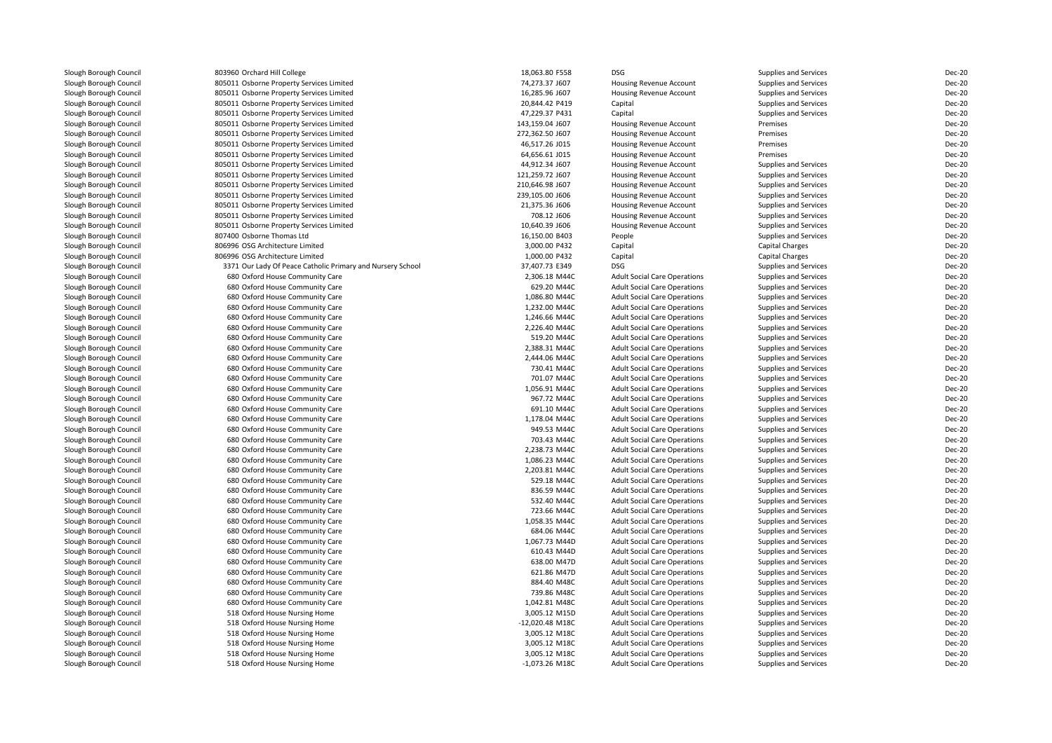| | | | | | |
|---|---|---|---|---|---|
| Slough Borough Council | 803960 Orchard Hill College | 18,063.80 F558 | DSG | Supplies and Services | Dec-20 |
| Slough Borough Council | 805011 Osborne Property Services Limited | 74,273.37 J607 | Housing Revenue Account | Supplies and Services | Dec-20 |
| Slough Borough Council | 805011 Osborne Property Services Limited | 16,285.96 J607 | Housing Revenue Account | Supplies and Services | Dec-20 |
| Slough Borough Council | 805011 Osborne Property Services Limited | 20,844.42 P419 | Capital | Supplies and Services | Dec-20 |
| Slough Borough Council | 805011 Osborne Property Services Limited | 47,229.37 P431 | Capital | Supplies and Services | Dec-20 |
| Slough Borough Council | 805011 Osborne Property Services Limited | 143,159.04 J607 | Housing Revenue Account | Premises | Dec-20 |
| Slough Borough Council | 805011 Osborne Property Services Limited | 272,362.50 J607 | Housing Revenue Account | Premises | Dec-20 |
| Slough Borough Council | 805011 Osborne Property Services Limited | 46,517.26 J015 | Housing Revenue Account | Premises | Dec-20 |
| Slough Borough Council | 805011 Osborne Property Services Limited | 64,656.61 J015 | Housing Revenue Account | Premises | Dec-20 |
| Slough Borough Council | 805011 Osborne Property Services Limited | 44,912.34 J607 | Housing Revenue Account | Supplies and Services | Dec-20 |
| Slough Borough Council | 805011 Osborne Property Services Limited | 121,259.72 J607 | Housing Revenue Account | Supplies and Services | Dec-20 |
| Slough Borough Council | 805011 Osborne Property Services Limited | 210,646.98 J607 | Housing Revenue Account | Supplies and Services | Dec-20 |
| Slough Borough Council | 805011 Osborne Property Services Limited | 239,105.00 J606 | Housing Revenue Account | Supplies and Services | Dec-20 |
| Slough Borough Council | 805011 Osborne Property Services Limited | 21,375.36 J606 | Housing Revenue Account | Supplies and Services | Dec-20 |
| Slough Borough Council | 805011 Osborne Property Services Limited | 708.12 J606 | Housing Revenue Account | Supplies and Services | Dec-20 |
| Slough Borough Council | 805011 Osborne Property Services Limited | 10,640.39 J606 | Housing Revenue Account | Supplies and Services | Dec-20 |
| Slough Borough Council | 807400 Osborne Thomas Ltd | 16,150.00 B403 | People | Supplies and Services | Dec-20 |
| Slough Borough Council | 806996 OSG Architecture Limited | 3,000.00 P432 | Capital | Capital Charges | Dec-20 |
| Slough Borough Council | 806996 OSG Architecture Limited | 1,000.00 P432 | Capital | Capital Charges | Dec-20 |
| Slough Borough Council | 3371 Our Lady Of Peace Catholic Primary and Nursery School | 37,407.73 E349 | DSG | Supplies and Services | Dec-20 |
| Slough Borough Council | 680 Oxford House Community Care | 2,306.18 M44C | Adult Social Care Operations | Supplies and Services | Dec-20 |
| Slough Borough Council | 680 Oxford House Community Care | 629.20 M44C | Adult Social Care Operations | Supplies and Services | Dec-20 |
| Slough Borough Council | 680 Oxford House Community Care | 1,086.80 M44C | Adult Social Care Operations | Supplies and Services | Dec-20 |
| Slough Borough Council | 680 Oxford House Community Care | 1,232.00 M44C | Adult Social Care Operations | Supplies and Services | Dec-20 |
| Slough Borough Council | 680 Oxford House Community Care | 1,246.66 M44C | Adult Social Care Operations | Supplies and Services | Dec-20 |
| Slough Borough Council | 680 Oxford House Community Care | 2,226.40 M44C | Adult Social Care Operations | Supplies and Services | Dec-20 |
| Slough Borough Council | 680 Oxford House Community Care | 519.20 M44C | Adult Social Care Operations | Supplies and Services | Dec-20 |
| Slough Borough Council | 680 Oxford House Community Care | 2,388.31 M44C | Adult Social Care Operations | Supplies and Services | Dec-20 |
| Slough Borough Council | 680 Oxford House Community Care | 2,444.06 M44C | Adult Social Care Operations | Supplies and Services | Dec-20 |
| Slough Borough Council | 680 Oxford House Community Care | 730.41 M44C | Adult Social Care Operations | Supplies and Services | Dec-20 |
| Slough Borough Council | 680 Oxford House Community Care | 701.07 M44C | Adult Social Care Operations | Supplies and Services | Dec-20 |
| Slough Borough Council | 680 Oxford House Community Care | 1,056.91 M44C | Adult Social Care Operations | Supplies and Services | Dec-20 |
| Slough Borough Council | 680 Oxford House Community Care | 967.72 M44C | Adult Social Care Operations | Supplies and Services | Dec-20 |
| Slough Borough Council | 680 Oxford House Community Care | 691.10 M44C | Adult Social Care Operations | Supplies and Services | Dec-20 |
| Slough Borough Council | 680 Oxford House Community Care | 1,178.04 M44C | Adult Social Care Operations | Supplies and Services | Dec-20 |
| Slough Borough Council | 680 Oxford House Community Care | 949.53 M44C | Adult Social Care Operations | Supplies and Services | Dec-20 |
| Slough Borough Council | 680 Oxford House Community Care | 703.43 M44C | Adult Social Care Operations | Supplies and Services | Dec-20 |
| Slough Borough Council | 680 Oxford House Community Care | 2,238.73 M44C | Adult Social Care Operations | Supplies and Services | Dec-20 |
| Slough Borough Council | 680 Oxford House Community Care | 1,086.23 M44C | Adult Social Care Operations | Supplies and Services | Dec-20 |
| Slough Borough Council | 680 Oxford House Community Care | 2,203.81 M44C | Adult Social Care Operations | Supplies and Services | Dec-20 |
| Slough Borough Council | 680 Oxford House Community Care | 529.18 M44C | Adult Social Care Operations | Supplies and Services | Dec-20 |
| Slough Borough Council | 680 Oxford House Community Care | 836.59 M44C | Adult Social Care Operations | Supplies and Services | Dec-20 |
| Slough Borough Council | 680 Oxford House Community Care | 532.40 M44C | Adult Social Care Operations | Supplies and Services | Dec-20 |
| Slough Borough Council | 680 Oxford House Community Care | 723.66 M44C | Adult Social Care Operations | Supplies and Services | Dec-20 |
| Slough Borough Council | 680 Oxford House Community Care | 1,058.35 M44C | Adult Social Care Operations | Supplies and Services | Dec-20 |
| Slough Borough Council | 680 Oxford House Community Care | 684.06 M44C | Adult Social Care Operations | Supplies and Services | Dec-20 |
| Slough Borough Council | 680 Oxford House Community Care | 1,067.73 M44D | Adult Social Care Operations | Supplies and Services | Dec-20 |
| Slough Borough Council | 680 Oxford House Community Care | 610.43 M44D | Adult Social Care Operations | Supplies and Services | Dec-20 |
| Slough Borough Council | 680 Oxford House Community Care | 638.00 M47D | Adult Social Care Operations | Supplies and Services | Dec-20 |
| Slough Borough Council | 680 Oxford House Community Care | 621.86 M47D | Adult Social Care Operations | Supplies and Services | Dec-20 |
| Slough Borough Council | 680 Oxford House Community Care | 884.40 M48C | Adult Social Care Operations | Supplies and Services | Dec-20 |
| Slough Borough Council | 680 Oxford House Community Care | 739.86 M48C | Adult Social Care Operations | Supplies and Services | Dec-20 |
| Slough Borough Council | 680 Oxford House Community Care | 1,042.81 M48C | Adult Social Care Operations | Supplies and Services | Dec-20 |
| Slough Borough Council | 518 Oxford House Nursing Home | 3,005.12 M15D | Adult Social Care Operations | Supplies and Services | Dec-20 |
| Slough Borough Council | 518 Oxford House Nursing Home | -12,020.48 M18C | Adult Social Care Operations | Supplies and Services | Dec-20 |
| Slough Borough Council | 518 Oxford House Nursing Home | 3,005.12 M18C | Adult Social Care Operations | Supplies and Services | Dec-20 |
| Slough Borough Council | 518 Oxford House Nursing Home | 3,005.12 M18C | Adult Social Care Operations | Supplies and Services | Dec-20 |
| Slough Borough Council | 518 Oxford House Nursing Home | 3,005.12 M18C | Adult Social Care Operations | Supplies and Services | Dec-20 |
| Slough Borough Council | 518 Oxford House Nursing Home | -1,073.26 M18C | Adult Social Care Operations | Supplies and Services | Dec-20 |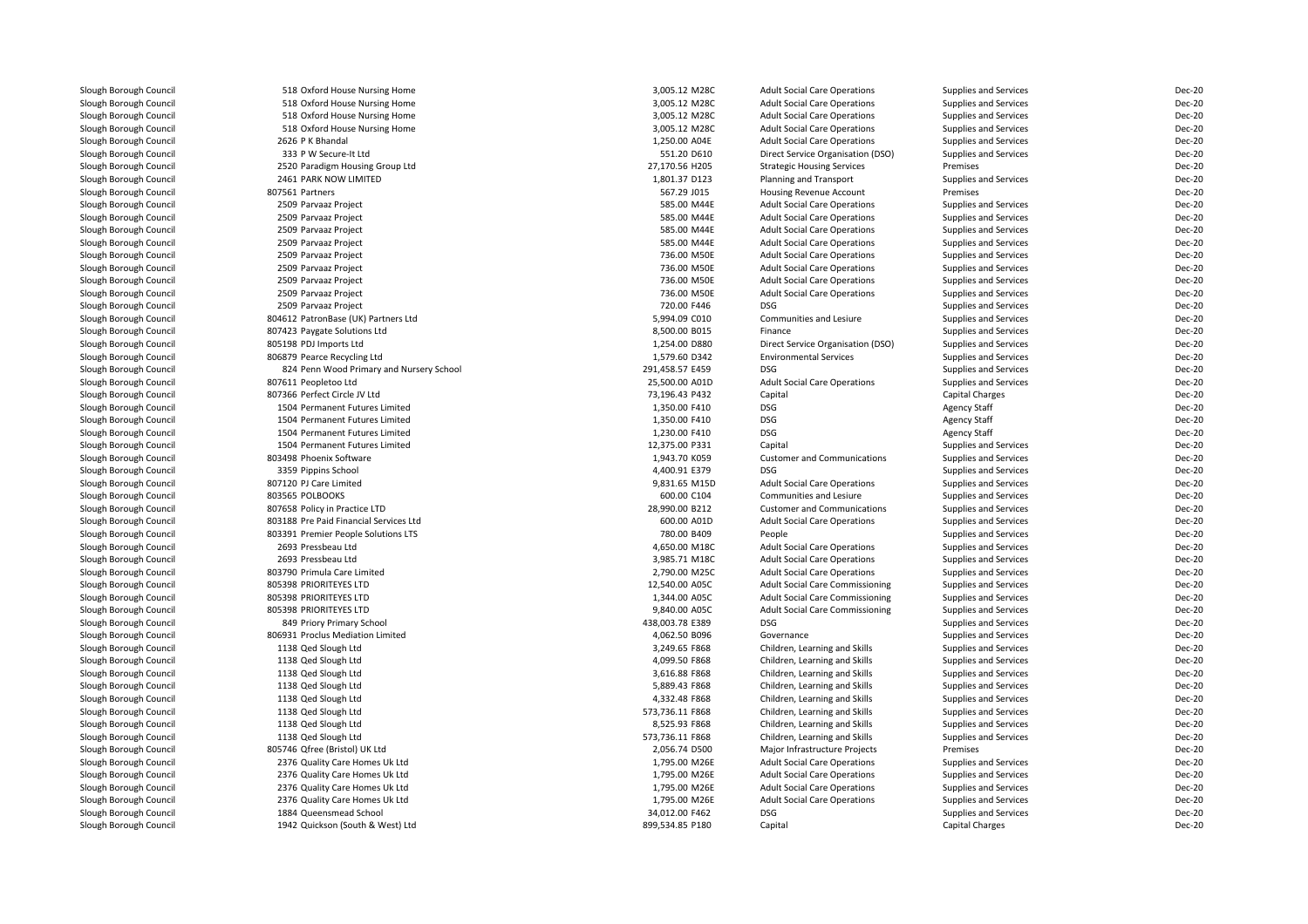| | | | | | | |
|---|---|---|---|---|---|---|
| Slough Borough Council | 518 Oxford House Nursing Home | 3,005.12 M28C | Adult Social Care Operations | Supplies and Services | Dec-20 |
| Slough Borough Council | 518 Oxford House Nursing Home | 3,005.12 M28C | Adult Social Care Operations | Supplies and Services | Dec-20 |
| Slough Borough Council | 518 Oxford House Nursing Home | 3,005.12 M28C | Adult Social Care Operations | Supplies and Services | Dec-20 |
| Slough Borough Council | 518 Oxford House Nursing Home | 3,005.12 M28C | Adult Social Care Operations | Supplies and Services | Dec-20 |
| Slough Borough Council | 2626 P K Bhandal | 1,250.00 A04E | Adult Social Care Operations | Supplies and Services | Dec-20 |
| Slough Borough Council | 333 P W Secure-It Ltd | 551.20 D610 | Direct Service Organisation (DSO) | Supplies and Services | Dec-20 |
| Slough Borough Council | 2520 Paradigm Housing Group Ltd | 27,170.56 H205 | Strategic Housing Services | Premises | Dec-20 |
| Slough Borough Council | 2461 PARK NOW LIMITED | 1,801.37 D123 | Planning and Transport | Supplies and Services | Dec-20 |
| Slough Borough Council | 807561 Partners | 567.29 J015 | Housing Revenue Account | Premises | Dec-20 |
| Slough Borough Council | 2509 Parvaaz Project | 585.00 M44E | Adult Social Care Operations | Supplies and Services | Dec-20 |
| Slough Borough Council | 2509 Parvaaz Project | 585.00 M44E | Adult Social Care Operations | Supplies and Services | Dec-20 |
| Slough Borough Council | 2509 Parvaaz Project | 585.00 M44E | Adult Social Care Operations | Supplies and Services | Dec-20 |
| Slough Borough Council | 2509 Parvaaz Project | 585.00 M44E | Adult Social Care Operations | Supplies and Services | Dec-20 |
| Slough Borough Council | 2509 Parvaaz Project | 736.00 M50E | Adult Social Care Operations | Supplies and Services | Dec-20 |
| Slough Borough Council | 2509 Parvaaz Project | 736.00 M50E | Adult Social Care Operations | Supplies and Services | Dec-20 |
| Slough Borough Council | 2509 Parvaaz Project | 736.00 M50E | Adult Social Care Operations | Supplies and Services | Dec-20 |
| Slough Borough Council | 2509 Parvaaz Project | 736.00 M50E | Adult Social Care Operations | Supplies and Services | Dec-20 |
| Slough Borough Council | 2509 Parvaaz Project | 720.00 F446 | DSG | Supplies and Services | Dec-20 |
| Slough Borough Council | 804612 PatronBase (UK) Partners Ltd | 5,994.09 C010 | Communities and Lesiure | Supplies and Services | Dec-20 |
| Slough Borough Council | 807423 Paygate Solutions Ltd | 8,500.00 B015 | Finance | Supplies and Services | Dec-20 |
| Slough Borough Council | 805198 PDJ Imports Ltd | 1,254.00 D880 | Direct Service Organisation (DSO) | Supplies and Services | Dec-20 |
| Slough Borough Council | 806879 Pearce Recycling Ltd | 1,579.60 D342 | Environmental Services | Supplies and Services | Dec-20 |
| Slough Borough Council | 824 Penn Wood Primary and Nursery School | 291,458.57 E459 | DSG | Supplies and Services | Dec-20 |
| Slough Borough Council | 807611 Peopletoo Ltd | 25,500.00 A01D | Adult Social Care Operations | Supplies and Services | Dec-20 |
| Slough Borough Council | 807366 Perfect Circle JV Ltd | 73,196.43 P432 | Capital | Capital Charges | Dec-20 |
| Slough Borough Council | 1504 Permanent Futures Limited | 1,350.00 F410 | DSG | Agency Staff | Dec-20 |
| Slough Borough Council | 1504 Permanent Futures Limited | 1,350.00 F410 | DSG | Agency Staff | Dec-20 |
| Slough Borough Council | 1504 Permanent Futures Limited | 1,230.00 F410 | DSG | Agency Staff | Dec-20 |
| Slough Borough Council | 1504 Permanent Futures Limited | 12,375.00 P331 | Capital | Supplies and Services | Dec-20 |
| Slough Borough Council | 803498 Phoenix Software | 1,943.70 K059 | Customer and Communications | Supplies and Services | Dec-20 |
| Slough Borough Council | 3359 Pippins School | 4,400.91 E379 | DSG | Supplies and Services | Dec-20 |
| Slough Borough Council | 807120 PJ Care Limited | 9,831.65 M15D | Adult Social Care Operations | Supplies and Services | Dec-20 |
| Slough Borough Council | 803565 POLBOOKS | 600.00 C104 | Communities and Lesiure | Supplies and Services | Dec-20 |
| Slough Borough Council | 807658 Policy in Practice LTD | 28,990.00 B212 | Customer and Communications | Supplies and Services | Dec-20 |
| Slough Borough Council | 803188 Pre Paid Financial Services Ltd | 600.00 A01D | Adult Social Care Operations | Supplies and Services | Dec-20 |
| Slough Borough Council | 803391 Premier People Solutions LTS | 780.00 B409 | People | Supplies and Services | Dec-20 |
| Slough Borough Council | 2693 Pressbeau Ltd | 4,650.00 M18C | Adult Social Care Operations | Supplies and Services | Dec-20 |
| Slough Borough Council | 2693 Pressbeau Ltd | 3,985.71 M18C | Adult Social Care Operations | Supplies and Services | Dec-20 |
| Slough Borough Council | 803790 Primula Care Limited | 2,790.00 M25C | Adult Social Care Operations | Supplies and Services | Dec-20 |
| Slough Borough Council | 805398 PRIORITEYES LTD | 12,540.00 A05C | Adult Social Care Commissioning | Supplies and Services | Dec-20 |
| Slough Borough Council | 805398 PRIORITEYES LTD | 1,344.00 A05C | Adult Social Care Commissioning | Supplies and Services | Dec-20 |
| Slough Borough Council | 805398 PRIORITEYES LTD | 9,840.00 A05C | Adult Social Care Commissioning | Supplies and Services | Dec-20 |
| Slough Borough Council | 849 Priory Primary School | 438,003.78 E389 | DSG | Supplies and Services | Dec-20 |
| Slough Borough Council | 806931 Proclus Mediation Limited | 4,062.50 B096 | Governance | Supplies and Services | Dec-20 |
| Slough Borough Council | 1138 Qed Slough Ltd | 3,249.65 F868 | Children, Learning and Skills | Supplies and Services | Dec-20 |
| Slough Borough Council | 1138 Qed Slough Ltd | 4,099.50 F868 | Children, Learning and Skills | Supplies and Services | Dec-20 |
| Slough Borough Council | 1138 Qed Slough Ltd | 3,616.88 F868 | Children, Learning and Skills | Supplies and Services | Dec-20 |
| Slough Borough Council | 1138 Qed Slough Ltd | 5,889.43 F868 | Children, Learning and Skills | Supplies and Services | Dec-20 |
| Slough Borough Council | 1138 Qed Slough Ltd | 4,332.48 F868 | Children, Learning and Skills | Supplies and Services | Dec-20 |
| Slough Borough Council | 1138 Qed Slough Ltd | 573,736.11 F868 | Children, Learning and Skills | Supplies and Services | Dec-20 |
| Slough Borough Council | 1138 Qed Slough Ltd | 8,525.93 F868 | Children, Learning and Skills | Supplies and Services | Dec-20 |
| Slough Borough Council | 1138 Qed Slough Ltd | 573,736.11 F868 | Children, Learning and Skills | Supplies and Services | Dec-20 |
| Slough Borough Council | 805746 Qfree (Bristol) UK Ltd | 2,056.74 D500 | Major Infrastructure Projects | Premises | Dec-20 |
| Slough Borough Council | 2376 Quality Care Homes Uk Ltd | 1,795.00 M26E | Adult Social Care Operations | Supplies and Services | Dec-20 |
| Slough Borough Council | 2376 Quality Care Homes Uk Ltd | 1,795.00 M26E | Adult Social Care Operations | Supplies and Services | Dec-20 |
| Slough Borough Council | 2376 Quality Care Homes Uk Ltd | 1,795.00 M26E | Adult Social Care Operations | Supplies and Services | Dec-20 |
| Slough Borough Council | 2376 Quality Care Homes Uk Ltd | 1,795.00 M26E | Adult Social Care Operations | Supplies and Services | Dec-20 |
| Slough Borough Council | 1884 Queensmead School | 34,012.00 F462 | DSG | Supplies and Services | Dec-20 |
| Slough Borough Council | 1942 Quickson (South & West) Ltd | 899,534.85 P180 | Capital | Capital Charges | Dec-20 |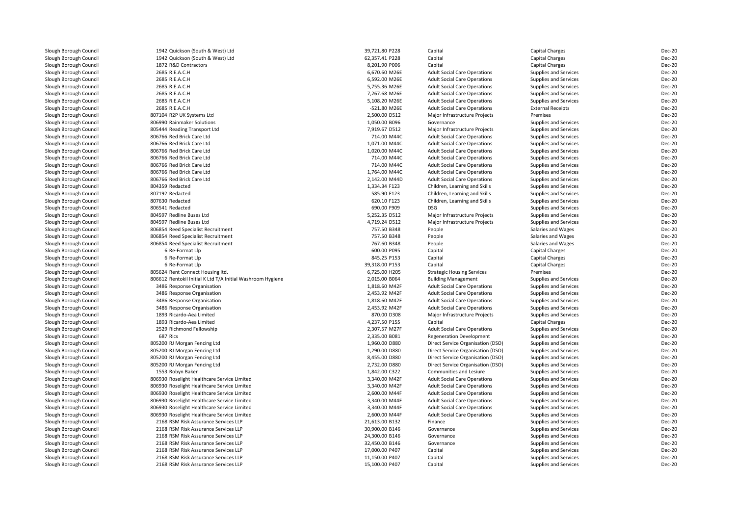| | | | | | | |
|---|---|---|---|---|---|---|
| Slough Borough Council | 1942 Quickson (South & West) Ltd | 39,721.80 P228 | Capital | Capital Charges | Dec-20 |
| Slough Borough Council | 1942 Quickson (South & West) Ltd | 62,357.41 P228 | Capital | Capital Charges | Dec-20 |
| Slough Borough Council | 1872 R&D Contractors | 8,201.90 P006 | Capital | Capital Charges | Dec-20 |
| Slough Borough Council | 2685 R.E.A.C.H | 6,670.60 M26E | Adult Social Care Operations | Supplies and Services | Dec-20 |
| Slough Borough Council | 2685 R.E.A.C.H | 6,592.00 M26E | Adult Social Care Operations | Supplies and Services | Dec-20 |
| Slough Borough Council | 2685 R.E.A.C.H | 5,755.36 M26E | Adult Social Care Operations | Supplies and Services | Dec-20 |
| Slough Borough Council | 2685 R.E.A.C.H | 7,267.68 M26E | Adult Social Care Operations | Supplies and Services | Dec-20 |
| Slough Borough Council | 2685 R.E.A.C.H | 5,108.20 M26E | Adult Social Care Operations | Supplies and Services | Dec-20 |
| Slough Borough Council | 2685 R.E.A.C.H | -521.80 M26E | Adult Social Care Operations | External Receipts | Dec-20 |
| Slough Borough Council | 807104 R2P UK Systems Ltd | 2,500.00 D512 | Major Infrastructure Projects | Premises | Dec-20 |
| Slough Borough Council | 806990 Rainmaker Solutions | 1,050.00 B096 | Governance | Supplies and Services | Dec-20 |
| Slough Borough Council | 805444 Reading Transport Ltd | 7,919.67 D512 | Major Infrastructure Projects | Supplies and Services | Dec-20 |
| Slough Borough Council | 806766 Red Brick Care Ltd | 714.00 M44C | Adult Social Care Operations | Supplies and Services | Dec-20 |
| Slough Borough Council | 806766 Red Brick Care Ltd | 1,071.00 M44C | Adult Social Care Operations | Supplies and Services | Dec-20 |
| Slough Borough Council | 806766 Red Brick Care Ltd | 1,020.00 M44C | Adult Social Care Operations | Supplies and Services | Dec-20 |
| Slough Borough Council | 806766 Red Brick Care Ltd | 714.00 M44C | Adult Social Care Operations | Supplies and Services | Dec-20 |
| Slough Borough Council | 806766 Red Brick Care Ltd | 714.00 M44C | Adult Social Care Operations | Supplies and Services | Dec-20 |
| Slough Borough Council | 806766 Red Brick Care Ltd | 1,764.00 M44C | Adult Social Care Operations | Supplies and Services | Dec-20 |
| Slough Borough Council | 806766 Red Brick Care Ltd | 2,142.00 M44D | Adult Social Care Operations | Supplies and Services | Dec-20 |
| Slough Borough Council | 804359 Redacted | 1,334.34 F123 | Children, Learning and Skills | Supplies and Services | Dec-20 |
| Slough Borough Council | 807192 Redacted | 585.90 F123 | Children, Learning and Skills | Supplies and Services | Dec-20 |
| Slough Borough Council | 807630 Redacted | 620.10 F123 | Children, Learning and Skills | Supplies and Services | Dec-20 |
| Slough Borough Council | 806541 Redacted | 690.00 F909 | DSG | Supplies and Services | Dec-20 |
| Slough Borough Council | 804597 Redline Buses Ltd | 5,252.35 D512 | Major Infrastructure Projects | Supplies and Services | Dec-20 |
| Slough Borough Council | 804597 Redline Buses Ltd | 4,719.24 D512 | Major Infrastructure Projects | Supplies and Services | Dec-20 |
| Slough Borough Council | 806854 Reed Specialist Recruitment | 757.50 B348 | People | Salaries and Wages | Dec-20 |
| Slough Borough Council | 806854 Reed Specialist Recruitment | 757.50 B348 | People | Salaries and Wages | Dec-20 |
| Slough Borough Council | 806854 Reed Specialist Recruitment | 767.60 B348 | People | Salaries and Wages | Dec-20 |
| Slough Borough Council | 6 Re-Format Llp | 600.00 P095 | Capital | Capital Charges | Dec-20 |
| Slough Borough Council | 6 Re-Format Llp | 845.25 P153 | Capital | Capital Charges | Dec-20 |
| Slough Borough Council | 6 Re-Format Llp | 39,318.00 P153 | Capital | Capital Charges | Dec-20 |
| Slough Borough Council | 805624 Rent Connect Housing ltd. | 6,725.00 H205 | Strategic Housing Services | Premises | Dec-20 |
| Slough Borough Council | 806612 Rentokil Initial K Ltd T/A Initial Washroom Hygiene | 2,015.00 B064 | Building Management | Supplies and Services | Dec-20 |
| Slough Borough Council | 3486 Response Organisation | 1,818.60 M42F | Adult Social Care Operations | Supplies and Services | Dec-20 |
| Slough Borough Council | 3486 Response Organisation | 2,453.92 M42F | Adult Social Care Operations | Supplies and Services | Dec-20 |
| Slough Borough Council | 3486 Response Organisation | 1,818.60 M42F | Adult Social Care Operations | Supplies and Services | Dec-20 |
| Slough Borough Council | 3486 Response Organisation | 2,453.92 M42F | Adult Social Care Operations | Supplies and Services | Dec-20 |
| Slough Borough Council | 1893 Ricardo-Aea Limited | 870.00 D308 | Major Infrastructure Projects | Supplies and Services | Dec-20 |
| Slough Borough Council | 1893 Ricardo-Aea Limited | 4,237.50 P155 | Capital | Capital Charges | Dec-20 |
| Slough Borough Council | 2529 Richmond Fellowship | 2,307.57 M27F | Adult Social Care Operations | Supplies and Services | Dec-20 |
| Slough Borough Council | 687 Rics | 2,335.00 B081 | Regeneration Development | Supplies and Services | Dec-20 |
| Slough Borough Council | 805200 RJ Morgan Fencing Ltd | 1,960.00 D880 | Direct Service Organisation (DSO) | Supplies and Services | Dec-20 |
| Slough Borough Council | 805200 RJ Morgan Fencing Ltd | 1,290.00 D880 | Direct Service Organisation (DSO) | Supplies and Services | Dec-20 |
| Slough Borough Council | 805200 RJ Morgan Fencing Ltd | 8,455.00 D880 | Direct Service Organisation (DSO) | Supplies and Services | Dec-20 |
| Slough Borough Council | 805200 RJ Morgan Fencing Ltd | 2,732.00 D880 | Direct Service Organisation (DSO) | Supplies and Services | Dec-20 |
| Slough Borough Council | 1553 Robyn Baker | 1,842.00 C322 | Communities and Lesiure | Supplies and Services | Dec-20 |
| Slough Borough Council | 806930 Roselight Healthcare Service Limited | 3,340.00 M42F | Adult Social Care Operations | Supplies and Services | Dec-20 |
| Slough Borough Council | 806930 Roselight Healthcare Service Limited | 3,340.00 M42F | Adult Social Care Operations | Supplies and Services | Dec-20 |
| Slough Borough Council | 806930 Roselight Healthcare Service Limited | 2,600.00 M44F | Adult Social Care Operations | Supplies and Services | Dec-20 |
| Slough Borough Council | 806930 Roselight Healthcare Service Limited | 3,340.00 M44F | Adult Social Care Operations | Supplies and Services | Dec-20 |
| Slough Borough Council | 806930 Roselight Healthcare Service Limited | 3,340.00 M44F | Adult Social Care Operations | Supplies and Services | Dec-20 |
| Slough Borough Council | 806930 Roselight Healthcare Service Limited | 2,600.00 M44F | Adult Social Care Operations | Supplies and Services | Dec-20 |
| Slough Borough Council | 2168 RSM Risk Assurance Services LLP | 21,613.00 B132 | Finance | Supplies and Services | Dec-20 |
| Slough Borough Council | 2168 RSM Risk Assurance Services LLP | 30,900.00 B146 | Governance | Supplies and Services | Dec-20 |
| Slough Borough Council | 2168 RSM Risk Assurance Services LLP | 24,300.00 B146 | Governance | Supplies and Services | Dec-20 |
| Slough Borough Council | 2168 RSM Risk Assurance Services LLP | 32,450.00 B146 | Governance | Supplies and Services | Dec-20 |
| Slough Borough Council | 2168 RSM Risk Assurance Services LLP | 17,000.00 P407 | Capital | Supplies and Services | Dec-20 |
| Slough Borough Council | 2168 RSM Risk Assurance Services LLP | 11,150.00 P407 | Capital | Supplies and Services | Dec-20 |
| Slough Borough Council | 2168 RSM Risk Assurance Services LLP | 15,100.00 P407 | Capital | Supplies and Services | Dec-20 |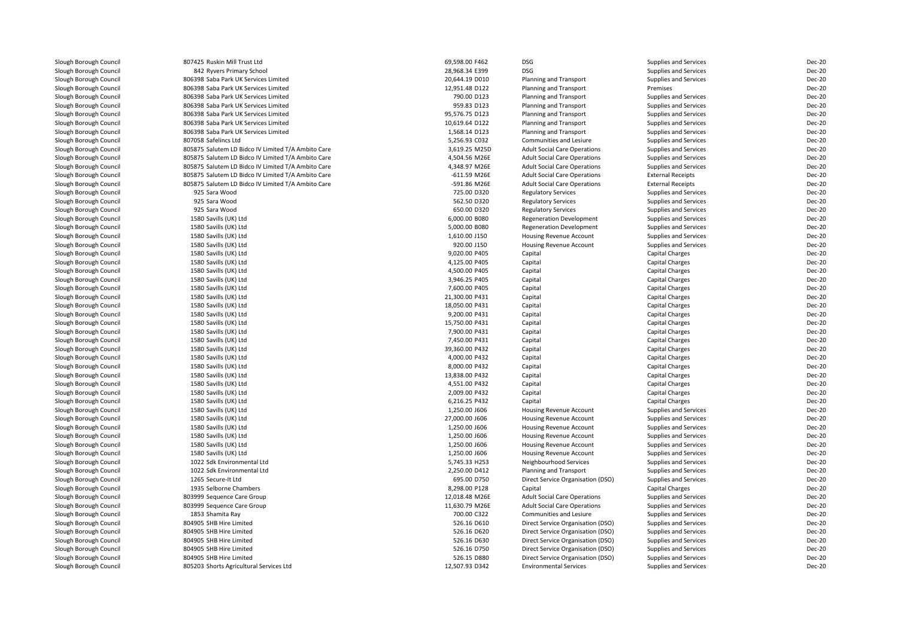| | | | | | | |
|---|---|---|---|---|---|---|
| Slough Borough Council | 807425 Ruskin Mill Trust Ltd | 69,598.00 F462 | DSG | Supplies and Services | Dec-20 |
| Slough Borough Council | 842 Ryvers Primary School | 28,968.34 E399 | DSG | Supplies and Services | Dec-20 |
| Slough Borough Council | 806398 Saba Park UK Services Limited | 20,644.19 D010 | Planning and Transport | Supplies and Services | Dec-20 |
| Slough Borough Council | 806398 Saba Park UK Services Limited | 12,951.48 D122 | Planning and Transport | Premises | Dec-20 |
| Slough Borough Council | 806398 Saba Park UK Services Limited | 790.00 D123 | Planning and Transport | Supplies and Services | Dec-20 |
| Slough Borough Council | 806398 Saba Park UK Services Limited | 959.83 D123 | Planning and Transport | Supplies and Services | Dec-20 |
| Slough Borough Council | 806398 Saba Park UK Services Limited | 95,576.75 D123 | Planning and Transport | Supplies and Services | Dec-20 |
| Slough Borough Council | 806398 Saba Park UK Services Limited | 10,619.64 D122 | Planning and Transport | Supplies and Services | Dec-20 |
| Slough Borough Council | 806398 Saba Park UK Services Limited | 1,568.14 D123 | Planning and Transport | Supplies and Services | Dec-20 |
| Slough Borough Council | 807058 Safelincs Ltd | 5,256.93 C032 | Communities and Lesiure | Supplies and Services | Dec-20 |
| Slough Borough Council | 805875 Salutem LD Bidco IV Limited T/A Ambito Care | 3,619.25 M25D | Adult Social Care Operations | Supplies and Services | Dec-20 |
| Slough Borough Council | 805875 Salutem LD Bidco IV Limited T/A Ambito Care | 4,504.56 M26E | Adult Social Care Operations | Supplies and Services | Dec-20 |
| Slough Borough Council | 805875 Salutem LD Bidco IV Limited T/A Ambito Care | 4,348.97 M26E | Adult Social Care Operations | Supplies and Services | Dec-20 |
| Slough Borough Council | 805875 Salutem LD Bidco IV Limited T/A Ambito Care | -611.59 M26E | Adult Social Care Operations | External Receipts | Dec-20 |
| Slough Borough Council | 805875 Salutem LD Bidco IV Limited T/A Ambito Care | -591.86 M26E | Adult Social Care Operations | External Receipts | Dec-20 |
| Slough Borough Council | 925 Sara Wood | 725.00 D320 | Regulatory Services | Supplies and Services | Dec-20 |
| Slough Borough Council | 925 Sara Wood | 562.50 D320 | Regulatory Services | Supplies and Services | Dec-20 |
| Slough Borough Council | 925 Sara Wood | 650.00 D320 | Regulatory Services | Supplies and Services | Dec-20 |
| Slough Borough Council | 1580 Savills (UK) Ltd | 6,000.00 B080 | Regeneration Development | Supplies and Services | Dec-20 |
| Slough Borough Council | 1580 Savills (UK) Ltd | 5,000.00 B080 | Regeneration Development | Supplies and Services | Dec-20 |
| Slough Borough Council | 1580 Savills (UK) Ltd | 1,610.00 J150 | Housing Revenue Account | Supplies and Services | Dec-20 |
| Slough Borough Council | 1580 Savills (UK) Ltd | 920.00 J150 | Housing Revenue Account | Supplies and Services | Dec-20 |
| Slough Borough Council | 1580 Savills (UK) Ltd | 9,020.00 P405 | Capital | Capital Charges | Dec-20 |
| Slough Borough Council | 1580 Savills (UK) Ltd | 4,125.00 P405 | Capital | Capital Charges | Dec-20 |
| Slough Borough Council | 1580 Savills (UK) Ltd | 4,500.00 P405 | Capital | Capital Charges | Dec-20 |
| Slough Borough Council | 1580 Savills (UK) Ltd | 3,946.25 P405 | Capital | Capital Charges | Dec-20 |
| Slough Borough Council | 1580 Savills (UK) Ltd | 7,600.00 P405 | Capital | Capital Charges | Dec-20 |
| Slough Borough Council | 1580 Savills (UK) Ltd | 21,300.00 P431 | Capital | Capital Charges | Dec-20 |
| Slough Borough Council | 1580 Savills (UK) Ltd | 18,050.00 P431 | Capital | Capital Charges | Dec-20 |
| Slough Borough Council | 1580 Savills (UK) Ltd | 9,200.00 P431 | Capital | Capital Charges | Dec-20 |
| Slough Borough Council | 1580 Savills (UK) Ltd | 15,750.00 P431 | Capital | Capital Charges | Dec-20 |
| Slough Borough Council | 1580 Savills (UK) Ltd | 7,900.00 P431 | Capital | Capital Charges | Dec-20 |
| Slough Borough Council | 1580 Savills (UK) Ltd | 7,450.00 P431 | Capital | Capital Charges | Dec-20 |
| Slough Borough Council | 1580 Savills (UK) Ltd | 39,360.00 P432 | Capital | Capital Charges | Dec-20 |
| Slough Borough Council | 1580 Savills (UK) Ltd | 4,000.00 P432 | Capital | Capital Charges | Dec-20 |
| Slough Borough Council | 1580 Savills (UK) Ltd | 8,000.00 P432 | Capital | Capital Charges | Dec-20 |
| Slough Borough Council | 1580 Savills (UK) Ltd | 13,838.00 P432 | Capital | Capital Charges | Dec-20 |
| Slough Borough Council | 1580 Savills (UK) Ltd | 4,551.00 P432 | Capital | Capital Charges | Dec-20 |
| Slough Borough Council | 1580 Savills (UK) Ltd | 2,009.00 P432 | Capital | Capital Charges | Dec-20 |
| Slough Borough Council | 1580 Savills (UK) Ltd | 6,216.25 P432 | Capital | Capital Charges | Dec-20 |
| Slough Borough Council | 1580 Savills (UK) Ltd | 1,250.00 J606 | Housing Revenue Account | Supplies and Services | Dec-20 |
| Slough Borough Council | 1580 Savills (UK) Ltd | 27,000.00 J606 | Housing Revenue Account | Supplies and Services | Dec-20 |
| Slough Borough Council | 1580 Savills (UK) Ltd | 1,250.00 J606 | Housing Revenue Account | Supplies and Services | Dec-20 |
| Slough Borough Council | 1580 Savills (UK) Ltd | 1,250.00 J606 | Housing Revenue Account | Supplies and Services | Dec-20 |
| Slough Borough Council | 1580 Savills (UK) Ltd | 1,250.00 J606 | Housing Revenue Account | Supplies and Services | Dec-20 |
| Slough Borough Council | 1580 Savills (UK) Ltd | 1,250.00 J606 | Housing Revenue Account | Supplies and Services | Dec-20 |
| Slough Borough Council | 1022 Sdk Environmental Ltd | 5,745.33 H253 | Neighbourhood Services | Supplies and Services | Dec-20 |
| Slough Borough Council | 1022 Sdk Environmental Ltd | 2,250.00 D412 | Planning and Transport | Supplies and Services | Dec-20 |
| Slough Borough Council | 1265 Secure-It Ltd | 695.00 D750 | Direct Service Organisation (DSO) | Supplies and Services | Dec-20 |
| Slough Borough Council | 1935 Selborne Chambers | 8,298.00 P128 | Capital | Capital Charges | Dec-20 |
| Slough Borough Council | 803999 Sequence Care Group | 12,018.48 M26E | Adult Social Care Operations | Supplies and Services | Dec-20 |
| Slough Borough Council | 803999 Sequence Care Group | 11,630.79 M26E | Adult Social Care Operations | Supplies and Services | Dec-20 |
| Slough Borough Council | 1853 Shamita Ray | 700.00 C322 | Communities and Lesiure | Supplies and Services | Dec-20 |
| Slough Borough Council | 804905 SHB Hire Limited | 526.16 D610 | Direct Service Organisation (DSO) | Supplies and Services | Dec-20 |
| Slough Borough Council | 804905 SHB Hire Limited | 526.16 D620 | Direct Service Organisation (DSO) | Supplies and Services | Dec-20 |
| Slough Borough Council | 804905 SHB Hire Limited | 526.16 D630 | Direct Service Organisation (DSO) | Supplies and Services | Dec-20 |
| Slough Borough Council | 804905 SHB Hire Limited | 526.16 D750 | Direct Service Organisation (DSO) | Supplies and Services | Dec-20 |
| Slough Borough Council | 804905 SHB Hire Limited | 526.15 D880 | Direct Service Organisation (DSO) | Supplies and Services | Dec-20 |
| Slough Borough Council | 805203 Shorts Agricultural Services Ltd | 12,507.93 D342 | Environmental Services | Supplies and Services | Dec-20 |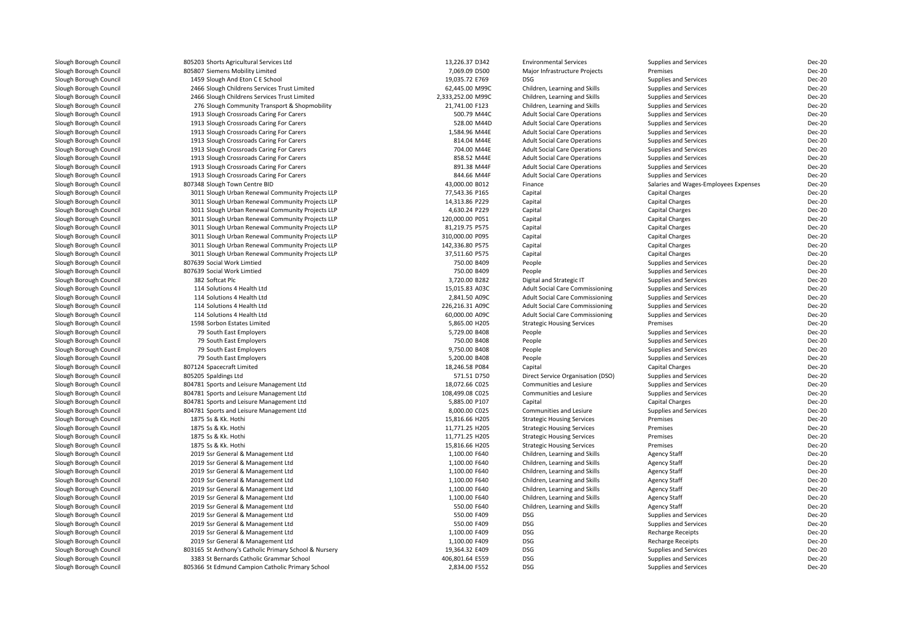| | | | | | | | |
|---|---|---|---|---|---|---|---|
| Slough Borough Council | 805203 Shorts Agricultural Services Ltd | 13,226.37 | D342 | Environmental Services | Supplies and Services | Dec-20 |
| Slough Borough Council | 805807 Siemens Mobility Limited | 7,069.09 | D500 | Major Infrastructure Projects | Premises | Dec-20 |
| Slough Borough Council | 1459 Slough And Eton C E School | 19,035.72 | E769 | DSG | Supplies and Services | Dec-20 |
| Slough Borough Council | 2466 Slough Childrens Services Trust Limited | 62,445.00 | M99C | Children, Learning and Skills | Supplies and Services | Dec-20 |
| Slough Borough Council | 2466 Slough Childrens Services Trust Limited | 2,333,252.00 | M99C | Children, Learning and Skills | Supplies and Services | Dec-20 |
| Slough Borough Council | 276 Slough Community Transport & Shopmobility | 21,741.00 | F123 | Children, Learning and Skills | Supplies and Services | Dec-20 |
| Slough Borough Council | 1913 Slough Crossroads Caring For Carers | 500.79 | M44C | Adult Social Care Operations | Supplies and Services | Dec-20 |
| Slough Borough Council | 1913 Slough Crossroads Caring For Carers | 528.00 | M44D | Adult Social Care Operations | Supplies and Services | Dec-20 |
| Slough Borough Council | 1913 Slough Crossroads Caring For Carers | 1,584.96 | M44E | Adult Social Care Operations | Supplies and Services | Dec-20 |
| Slough Borough Council | 1913 Slough Crossroads Caring For Carers | 814.04 | M44E | Adult Social Care Operations | Supplies and Services | Dec-20 |
| Slough Borough Council | 1913 Slough Crossroads Caring For Carers | 704.00 | M44E | Adult Social Care Operations | Supplies and Services | Dec-20 |
| Slough Borough Council | 1913 Slough Crossroads Caring For Carers | 858.52 | M44E | Adult Social Care Operations | Supplies and Services | Dec-20 |
| Slough Borough Council | 1913 Slough Crossroads Caring For Carers | 891.38 | M44F | Adult Social Care Operations | Supplies and Services | Dec-20 |
| Slough Borough Council | 1913 Slough Crossroads Caring For Carers | 844.66 | M44F | Adult Social Care Operations | Supplies and Services | Dec-20 |
| Slough Borough Council | 807348 Slough Town Centre BID | 43,000.00 | B012 | Finance | Salaries and Wages-Employees Expenses | Dec-20 |
| Slough Borough Council | 3011 Slough Urban Renewal Community Projects LLP | 77,543.36 | P165 | Capital | Capital Charges | Dec-20 |
| Slough Borough Council | 3011 Slough Urban Renewal Community Projects LLP | 14,313.86 | P229 | Capital | Capital Charges | Dec-20 |
| Slough Borough Council | 3011 Slough Urban Renewal Community Projects LLP | 4,630.24 | P229 | Capital | Capital Charges | Dec-20 |
| Slough Borough Council | 3011 Slough Urban Renewal Community Projects LLP | 120,000.00 | P051 | Capital | Capital Charges | Dec-20 |
| Slough Borough Council | 3011 Slough Urban Renewal Community Projects LLP | 81,219.75 | P575 | Capital | Capital Charges | Dec-20 |
| Slough Borough Council | 3011 Slough Urban Renewal Community Projects LLP | 310,000.00 | P095 | Capital | Capital Charges | Dec-20 |
| Slough Borough Council | 3011 Slough Urban Renewal Community Projects LLP | 142,336.80 | P575 | Capital | Capital Charges | Dec-20 |
| Slough Borough Council | 3011 Slough Urban Renewal Community Projects LLP | 37,511.60 | P575 | Capital | Capital Charges | Dec-20 |
| Slough Borough Council | 807639 Social Work Limtied | 750.00 | B409 | People | Supplies and Services | Dec-20 |
| Slough Borough Council | 807639 Social Work Limtied | 750.00 | B409 | People | Supplies and Services | Dec-20 |
| Slough Borough Council | 382 Softcat Plc | 3,720.00 | B282 | Digital and Strategic IT | Supplies and Services | Dec-20 |
| Slough Borough Council | 114 Solutions 4 Health Ltd | 15,015.83 | A03C | Adult Social Care Commissioning | Supplies and Services | Dec-20 |
| Slough Borough Council | 114 Solutions 4 Health Ltd | 2,841.50 | A09C | Adult Social Care Commissioning | Supplies and Services | Dec-20 |
| Slough Borough Council | 114 Solutions 4 Health Ltd | 226,216.31 | A09C | Adult Social Care Commissioning | Supplies and Services | Dec-20 |
| Slough Borough Council | 114 Solutions 4 Health Ltd | 60,000.00 | A09C | Adult Social Care Commissioning | Supplies and Services | Dec-20 |
| Slough Borough Council | 1598 Sorbon Estates Limited | 5,865.00 | H205 | Strategic Housing Services | Premises | Dec-20 |
| Slough Borough Council | 79 South East Employers | 5,729.00 | B408 | People | Supplies and Services | Dec-20 |
| Slough Borough Council | 79 South East Employers | 750.00 | B408 | People | Supplies and Services | Dec-20 |
| Slough Borough Council | 79 South East Employers | 9,750.00 | B408 | People | Supplies and Services | Dec-20 |
| Slough Borough Council | 79 South East Employers | 5,200.00 | B408 | People | Supplies and Services | Dec-20 |
| Slough Borough Council | 807124 Spacecraft Limited | 18,246.58 | P084 | Capital | Capital Charges | Dec-20 |
| Slough Borough Council | 805205 Spaldings Ltd | 571.51 | D750 | Direct Service Organisation (DSO) | Supplies and Services | Dec-20 |
| Slough Borough Council | 804781 Sports and Leisure Management Ltd | 18,072.66 | C025 | Communities and Lesiure | Supplies and Services | Dec-20 |
| Slough Borough Council | 804781 Sports and Leisure Management Ltd | 108,499.08 | C025 | Communities and Lesiure | Supplies and Services | Dec-20 |
| Slough Borough Council | 804781 Sports and Leisure Management Ltd | 5,885.00 | P107 | Capital | Capital Charges | Dec-20 |
| Slough Borough Council | 804781 Sports and Leisure Management Ltd | 8,000.00 | C025 | Communities and Lesiure | Supplies and Services | Dec-20 |
| Slough Borough Council | 1875 Ss & Kk. Hothi | 15,816.66 | H205 | Strategic Housing Services | Premises | Dec-20 |
| Slough Borough Council | 1875 Ss & Kk. Hothi | 11,771.25 | H205 | Strategic Housing Services | Premises | Dec-20 |
| Slough Borough Council | 1875 Ss & Kk. Hothi | 11,771.25 | H205 | Strategic Housing Services | Premises | Dec-20 |
| Slough Borough Council | 1875 Ss & Kk. Hothi | 15,816.66 | H205 | Strategic Housing Services | Premises | Dec-20 |
| Slough Borough Council | 2019 Ssr General & Management Ltd | 1,100.00 | F640 | Children, Learning and Skills | Agency Staff | Dec-20 |
| Slough Borough Council | 2019 Ssr General & Management Ltd | 1,100.00 | F640 | Children, Learning and Skills | Agency Staff | Dec-20 |
| Slough Borough Council | 2019 Ssr General & Management Ltd | 1,100.00 | F640 | Children, Learning and Skills | Agency Staff | Dec-20 |
| Slough Borough Council | 2019 Ssr General & Management Ltd | 1,100.00 | F640 | Children, Learning and Skills | Agency Staff | Dec-20 |
| Slough Borough Council | 2019 Ssr General & Management Ltd | 1,100.00 | F640 | Children, Learning and Skills | Agency Staff | Dec-20 |
| Slough Borough Council | 2019 Ssr General & Management Ltd | 1,100.00 | F640 | Children, Learning and Skills | Agency Staff | Dec-20 |
| Slough Borough Council | 2019 Ssr General & Management Ltd | 550.00 | F640 | Children, Learning and Skills | Agency Staff | Dec-20 |
| Slough Borough Council | 2019 Ssr General & Management Ltd | 550.00 | F409 | DSG | Supplies and Services | Dec-20 |
| Slough Borough Council | 2019 Ssr General & Management Ltd | 550.00 | F409 | DSG | Supplies and Services | Dec-20 |
| Slough Borough Council | 2019 Ssr General & Management Ltd | 1,100.00 | F409 | DSG | Recharge Receipts | Dec-20 |
| Slough Borough Council | 2019 Ssr General & Management Ltd | 1,100.00 | F409 | DSG | Recharge Receipts | Dec-20 |
| Slough Borough Council | 803165 St Anthony's Catholic Primary School & Nursery | 19,364.32 | E409 | DSG | Supplies and Services | Dec-20 |
| Slough Borough Council | 3383 St Bernards Catholic Grammar School | 406,801.64 | E559 | DSG | Supplies and Services | Dec-20 |
| Slough Borough Council | 805366 St Edmund Campion Catholic Primary School | 2,834.00 | F552 | DSG | Supplies and Services | Dec-20 |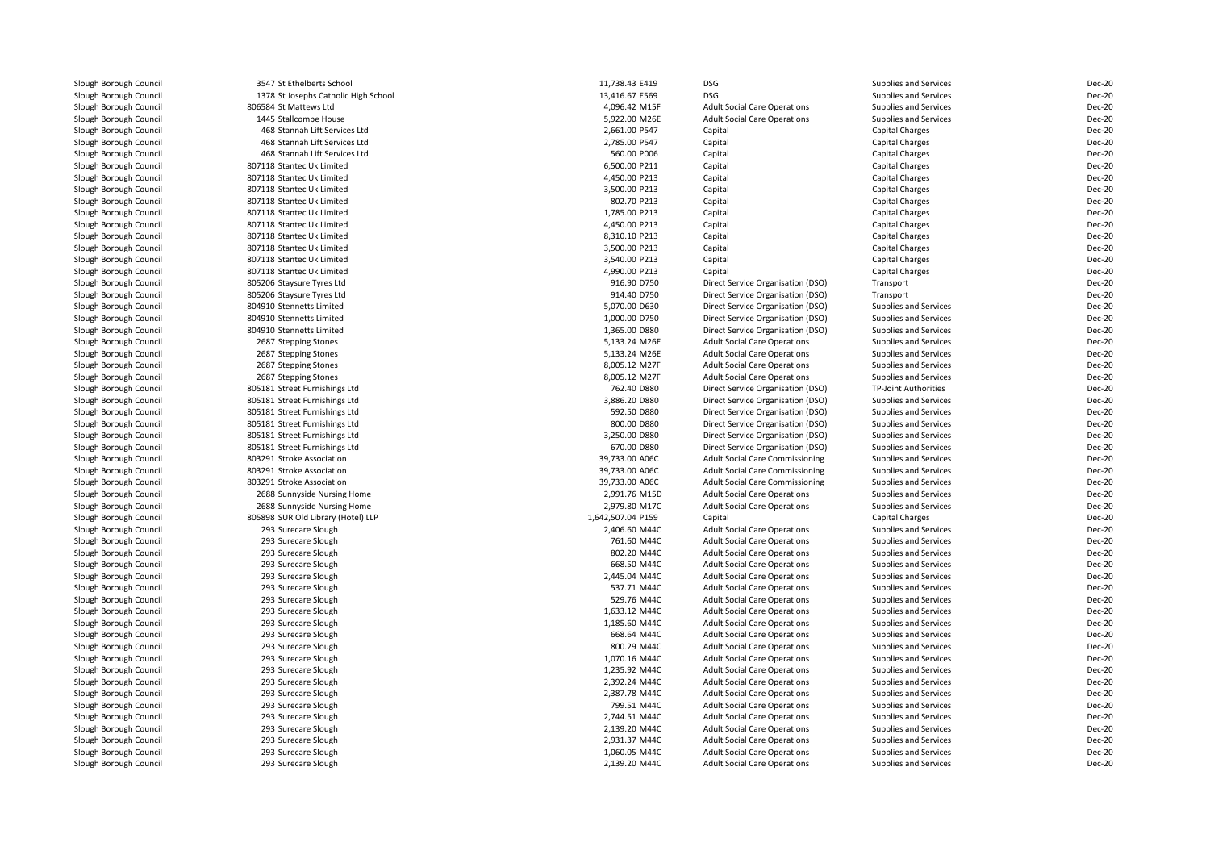| | | | | | | |
|---|---|---|---|---|---|---|
| Slough Borough Council | 3547 St Ethelberts School | 11,738.43 | E419 | DSG | Supplies and Services | Dec-20 |
| Slough Borough Council | 1378 St Josephs Catholic High School | 13,416.67 | E569 | DSG | Supplies and Services | Dec-20 |
| Slough Borough Council | 806584 St Mattews Ltd | 4,096.42 | M15F | Adult Social Care Operations | Supplies and Services | Dec-20 |
| Slough Borough Council | 1445 Stallcombe House | 5,922.00 | M26E | Adult Social Care Operations | Supplies and Services | Dec-20 |
| Slough Borough Council | 468 Stannah Lift Services Ltd | 2,661.00 | P547 | Capital | Capital Charges | Dec-20 |
| Slough Borough Council | 468 Stannah Lift Services Ltd | 2,785.00 | P547 | Capital | Capital Charges | Dec-20 |
| Slough Borough Council | 468 Stannah Lift Services Ltd | 560.00 | P006 | Capital | Capital Charges | Dec-20 |
| Slough Borough Council | 807118 Stantec Uk Limited | 6,500.00 | P211 | Capital | Capital Charges | Dec-20 |
| Slough Borough Council | 807118 Stantec Uk Limited | 4,450.00 | P213 | Capital | Capital Charges | Dec-20 |
| Slough Borough Council | 807118 Stantec Uk Limited | 3,500.00 | P213 | Capital | Capital Charges | Dec-20 |
| Slough Borough Council | 807118 Stantec Uk Limited | 802.70 | P213 | Capital | Capital Charges | Dec-20 |
| Slough Borough Council | 807118 Stantec Uk Limited | 1,785.00 | P213 | Capital | Capital Charges | Dec-20 |
| Slough Borough Council | 807118 Stantec Uk Limited | 4,450.00 | P213 | Capital | Capital Charges | Dec-20 |
| Slough Borough Council | 807118 Stantec Uk Limited | 8,310.10 | P213 | Capital | Capital Charges | Dec-20 |
| Slough Borough Council | 807118 Stantec Uk Limited | 3,500.00 | P213 | Capital | Capital Charges | Dec-20 |
| Slough Borough Council | 807118 Stantec Uk Limited | 3,540.00 | P213 | Capital | Capital Charges | Dec-20 |
| Slough Borough Council | 807118 Stantec Uk Limited | 4,990.00 | P213 | Capital | Capital Charges | Dec-20 |
| Slough Borough Council | 805206 Staysure Tyres Ltd | 916.90 | D750 | Direct Service Organisation (DSO) | Transport | Dec-20 |
| Slough Borough Council | 805206 Staysure Tyres Ltd | 914.40 | D750 | Direct Service Organisation (DSO) | Transport | Dec-20 |
| Slough Borough Council | 804910 Stennetts Limited | 5,070.00 | D630 | Direct Service Organisation (DSO) | Supplies and Services | Dec-20 |
| Slough Borough Council | 804910 Stennetts Limited | 1,000.00 | D750 | Direct Service Organisation (DSO) | Supplies and Services | Dec-20 |
| Slough Borough Council | 804910 Stennetts Limited | 1,365.00 | D880 | Direct Service Organisation (DSO) | Supplies and Services | Dec-20 |
| Slough Borough Council | 2687 Stepping Stones | 5,133.24 | M26E | Adult Social Care Operations | Supplies and Services | Dec-20 |
| Slough Borough Council | 2687 Stepping Stones | 5,133.24 | M26E | Adult Social Care Operations | Supplies and Services | Dec-20 |
| Slough Borough Council | 2687 Stepping Stones | 8,005.12 | M27F | Adult Social Care Operations | Supplies and Services | Dec-20 |
| Slough Borough Council | 2687 Stepping Stones | 8,005.12 | M27F | Adult Social Care Operations | Supplies and Services | Dec-20 |
| Slough Borough Council | 805181 Street Furnishings Ltd | 762.40 | D880 | Direct Service Organisation (DSO) | TP-Joint Authorities | Dec-20 |
| Slough Borough Council | 805181 Street Furnishings Ltd | 3,886.20 | D880 | Direct Service Organisation (DSO) | Supplies and Services | Dec-20 |
| Slough Borough Council | 805181 Street Furnishings Ltd | 592.50 | D880 | Direct Service Organisation (DSO) | Supplies and Services | Dec-20 |
| Slough Borough Council | 805181 Street Furnishings Ltd | 800.00 | D880 | Direct Service Organisation (DSO) | Supplies and Services | Dec-20 |
| Slough Borough Council | 805181 Street Furnishings Ltd | 3,250.00 | D880 | Direct Service Organisation (DSO) | Supplies and Services | Dec-20 |
| Slough Borough Council | 805181 Street Furnishings Ltd | 670.00 | D880 | Direct Service Organisation (DSO) | Supplies and Services | Dec-20 |
| Slough Borough Council | 803291 Stroke Association | 39,733.00 | A06C | Adult Social Care Commissioning | Supplies and Services | Dec-20 |
| Slough Borough Council | 803291 Stroke Association | 39,733.00 | A06C | Adult Social Care Commissioning | Supplies and Services | Dec-20 |
| Slough Borough Council | 803291 Stroke Association | 39,733.00 | A06C | Adult Social Care Commissioning | Supplies and Services | Dec-20 |
| Slough Borough Council | 2688 Sunnyside Nursing Home | 2,991.76 | M15D | Adult Social Care Operations | Supplies and Services | Dec-20 |
| Slough Borough Council | 2688 Sunnyside Nursing Home | 2,979.80 | M17C | Adult Social Care Operations | Supplies and Services | Dec-20 |
| Slough Borough Council | 805898 SUR Old Library (Hotel) LLP | 1,642,507.04 | P159 | Capital | Capital Charges | Dec-20 |
| Slough Borough Council | 293 Surecare Slough | 2,406.60 | M44C | Adult Social Care Operations | Supplies and Services | Dec-20 |
| Slough Borough Council | 293 Surecare Slough | 761.60 | M44C | Adult Social Care Operations | Supplies and Services | Dec-20 |
| Slough Borough Council | 293 Surecare Slough | 802.20 | M44C | Adult Social Care Operations | Supplies and Services | Dec-20 |
| Slough Borough Council | 293 Surecare Slough | 668.50 | M44C | Adult Social Care Operations | Supplies and Services | Dec-20 |
| Slough Borough Council | 293 Surecare Slough | 2,445.04 | M44C | Adult Social Care Operations | Supplies and Services | Dec-20 |
| Slough Borough Council | 293 Surecare Slough | 537.71 | M44C | Adult Social Care Operations | Supplies and Services | Dec-20 |
| Slough Borough Council | 293 Surecare Slough | 529.76 | M44C | Adult Social Care Operations | Supplies and Services | Dec-20 |
| Slough Borough Council | 293 Surecare Slough | 1,633.12 | M44C | Adult Social Care Operations | Supplies and Services | Dec-20 |
| Slough Borough Council | 293 Surecare Slough | 1,185.60 | M44C | Adult Social Care Operations | Supplies and Services | Dec-20 |
| Slough Borough Council | 293 Surecare Slough | 668.64 | M44C | Adult Social Care Operations | Supplies and Services | Dec-20 |
| Slough Borough Council | 293 Surecare Slough | 800.29 | M44C | Adult Social Care Operations | Supplies and Services | Dec-20 |
| Slough Borough Council | 293 Surecare Slough | 1,070.16 | M44C | Adult Social Care Operations | Supplies and Services | Dec-20 |
| Slough Borough Council | 293 Surecare Slough | 1,235.92 | M44C | Adult Social Care Operations | Supplies and Services | Dec-20 |
| Slough Borough Council | 293 Surecare Slough | 2,392.24 | M44C | Adult Social Care Operations | Supplies and Services | Dec-20 |
| Slough Borough Council | 293 Surecare Slough | 2,387.78 | M44C | Adult Social Care Operations | Supplies and Services | Dec-20 |
| Slough Borough Council | 293 Surecare Slough | 799.51 | M44C | Adult Social Care Operations | Supplies and Services | Dec-20 |
| Slough Borough Council | 293 Surecare Slough | 2,744.51 | M44C | Adult Social Care Operations | Supplies and Services | Dec-20 |
| Slough Borough Council | 293 Surecare Slough | 2,139.20 | M44C | Adult Social Care Operations | Supplies and Services | Dec-20 |
| Slough Borough Council | 293 Surecare Slough | 2,931.37 | M44C | Adult Social Care Operations | Supplies and Services | Dec-20 |
| Slough Borough Council | 293 Surecare Slough | 1,060.05 | M44C | Adult Social Care Operations | Supplies and Services | Dec-20 |
| Slough Borough Council | 293 Surecare Slough | 2,139.20 | M44C | Adult Social Care Operations | Supplies and Services | Dec-20 |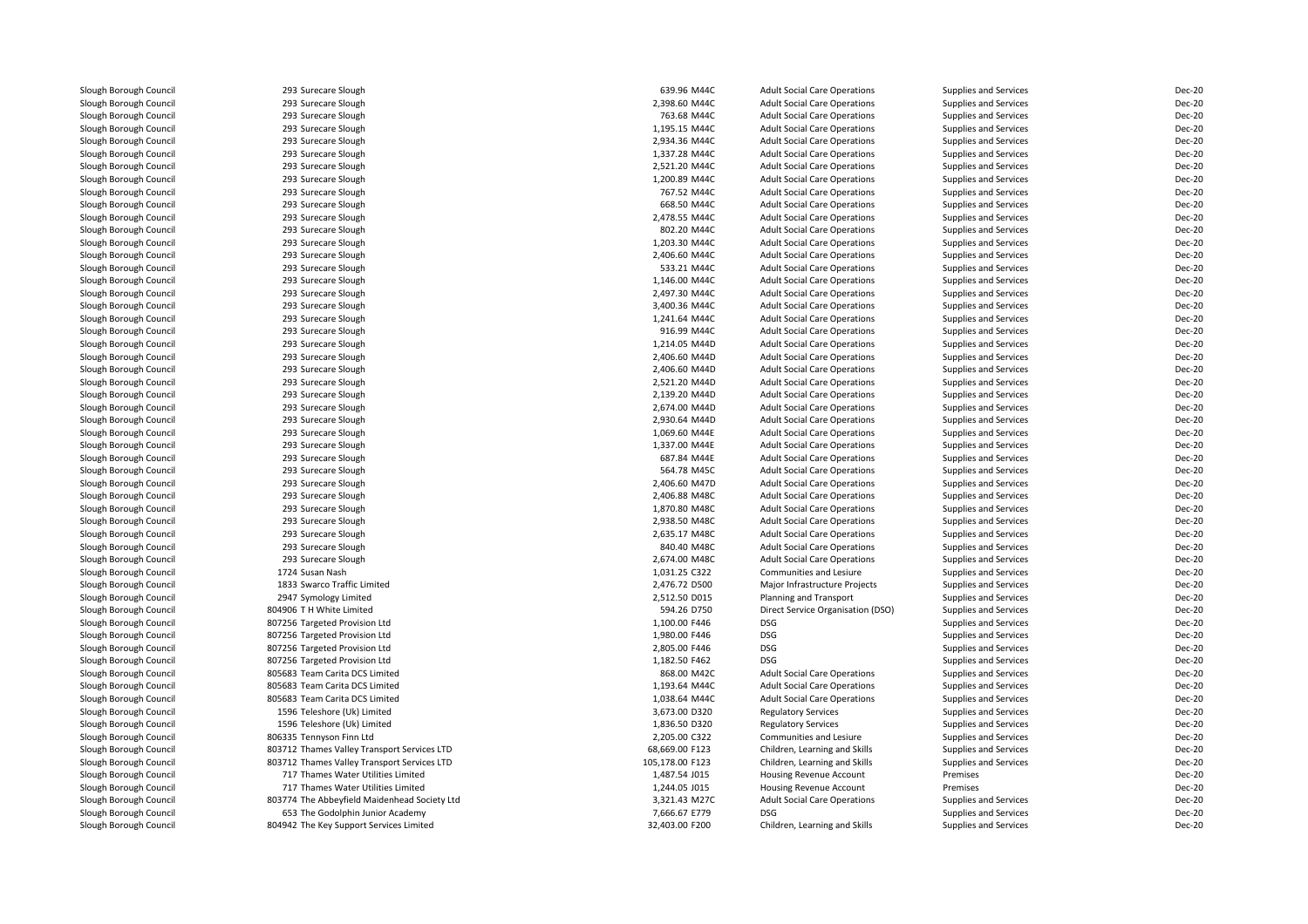| | | | | | | |
|---|---|---|---|---|---|---|
| Slough Borough Council | 293 Surecare Slough | 639.96 M44C | Adult Social Care Operations | Supplies and Services | Dec-20 |
| Slough Borough Council | 293 Surecare Slough | 2,398.60 M44C | Adult Social Care Operations | Supplies and Services | Dec-20 |
| Slough Borough Council | 293 Surecare Slough | 763.68 M44C | Adult Social Care Operations | Supplies and Services | Dec-20 |
| Slough Borough Council | 293 Surecare Slough | 1,195.15 M44C | Adult Social Care Operations | Supplies and Services | Dec-20 |
| Slough Borough Council | 293 Surecare Slough | 2,934.36 M44C | Adult Social Care Operations | Supplies and Services | Dec-20 |
| Slough Borough Council | 293 Surecare Slough | 1,337.28 M44C | Adult Social Care Operations | Supplies and Services | Dec-20 |
| Slough Borough Council | 293 Surecare Slough | 2,521.20 M44C | Adult Social Care Operations | Supplies and Services | Dec-20 |
| Slough Borough Council | 293 Surecare Slough | 1,200.89 M44C | Adult Social Care Operations | Supplies and Services | Dec-20 |
| Slough Borough Council | 293 Surecare Slough | 767.52 M44C | Adult Social Care Operations | Supplies and Services | Dec-20 |
| Slough Borough Council | 293 Surecare Slough | 668.50 M44C | Adult Social Care Operations | Supplies and Services | Dec-20 |
| Slough Borough Council | 293 Surecare Slough | 2,478.55 M44C | Adult Social Care Operations | Supplies and Services | Dec-20 |
| Slough Borough Council | 293 Surecare Slough | 802.20 M44C | Adult Social Care Operations | Supplies and Services | Dec-20 |
| Slough Borough Council | 293 Surecare Slough | 1,203.30 M44C | Adult Social Care Operations | Supplies and Services | Dec-20 |
| Slough Borough Council | 293 Surecare Slough | 2,406.60 M44C | Adult Social Care Operations | Supplies and Services | Dec-20 |
| Slough Borough Council | 293 Surecare Slough | 533.21 M44C | Adult Social Care Operations | Supplies and Services | Dec-20 |
| Slough Borough Council | 293 Surecare Slough | 1,146.00 M44C | Adult Social Care Operations | Supplies and Services | Dec-20 |
| Slough Borough Council | 293 Surecare Slough | 2,497.30 M44C | Adult Social Care Operations | Supplies and Services | Dec-20 |
| Slough Borough Council | 293 Surecare Slough | 3,400.36 M44C | Adult Social Care Operations | Supplies and Services | Dec-20 |
| Slough Borough Council | 293 Surecare Slough | 1,241.64 M44C | Adult Social Care Operations | Supplies and Services | Dec-20 |
| Slough Borough Council | 293 Surecare Slough | 916.99 M44C | Adult Social Care Operations | Supplies and Services | Dec-20 |
| Slough Borough Council | 293 Surecare Slough | 1,214.05 M44D | Adult Social Care Operations | Supplies and Services | Dec-20 |
| Slough Borough Council | 293 Surecare Slough | 2,406.60 M44D | Adult Social Care Operations | Supplies and Services | Dec-20 |
| Slough Borough Council | 293 Surecare Slough | 2,406.60 M44D | Adult Social Care Operations | Supplies and Services | Dec-20 |
| Slough Borough Council | 293 Surecare Slough | 2,521.20 M44D | Adult Social Care Operations | Supplies and Services | Dec-20 |
| Slough Borough Council | 293 Surecare Slough | 2,139.20 M44D | Adult Social Care Operations | Supplies and Services | Dec-20 |
| Slough Borough Council | 293 Surecare Slough | 2,674.00 M44D | Adult Social Care Operations | Supplies and Services | Dec-20 |
| Slough Borough Council | 293 Surecare Slough | 2,930.64 M44D | Adult Social Care Operations | Supplies and Services | Dec-20 |
| Slough Borough Council | 293 Surecare Slough | 1,069.60 M44E | Adult Social Care Operations | Supplies and Services | Dec-20 |
| Slough Borough Council | 293 Surecare Slough | 1,337.00 M44E | Adult Social Care Operations | Supplies and Services | Dec-20 |
| Slough Borough Council | 293 Surecare Slough | 687.84 M44E | Adult Social Care Operations | Supplies and Services | Dec-20 |
| Slough Borough Council | 293 Surecare Slough | 564.78 M45C | Adult Social Care Operations | Supplies and Services | Dec-20 |
| Slough Borough Council | 293 Surecare Slough | 2,406.60 M47D | Adult Social Care Operations | Supplies and Services | Dec-20 |
| Slough Borough Council | 293 Surecare Slough | 2,406.88 M48C | Adult Social Care Operations | Supplies and Services | Dec-20 |
| Slough Borough Council | 293 Surecare Slough | 1,870.80 M48C | Adult Social Care Operations | Supplies and Services | Dec-20 |
| Slough Borough Council | 293 Surecare Slough | 2,938.50 M48C | Adult Social Care Operations | Supplies and Services | Dec-20 |
| Slough Borough Council | 293 Surecare Slough | 2,635.17 M48C | Adult Social Care Operations | Supplies and Services | Dec-20 |
| Slough Borough Council | 293 Surecare Slough | 840.40 M48C | Adult Social Care Operations | Supplies and Services | Dec-20 |
| Slough Borough Council | 293 Surecare Slough | 2,674.00 M48C | Adult Social Care Operations | Supplies and Services | Dec-20 |
| Slough Borough Council | 1724 Susan Nash | 1,031.25 C322 | Communities and Lesiure | Supplies and Services | Dec-20 |
| Slough Borough Council | 1833 Swarco Traffic Limited | 2,476.72 D500 | Major Infrastructure Projects | Supplies and Services | Dec-20 |
| Slough Borough Council | 2947 Symology Limited | 2,512.50 D015 | Planning and Transport | Supplies and Services | Dec-20 |
| Slough Borough Council | 804906 T H White Limited | 594.26 D750 | Direct Service Organisation (DSO) | Supplies and Services | Dec-20 |
| Slough Borough Council | 807256 Targeted Provision Ltd | 1,100.00 F446 | DSG | Supplies and Services | Dec-20 |
| Slough Borough Council | 807256 Targeted Provision Ltd | 1,980.00 F446 | DSG | Supplies and Services | Dec-20 |
| Slough Borough Council | 807256 Targeted Provision Ltd | 2,805.00 F446 | DSG | Supplies and Services | Dec-20 |
| Slough Borough Council | 807256 Targeted Provision Ltd | 1,182.50 F462 | DSG | Supplies and Services | Dec-20 |
| Slough Borough Council | 805683 Team Carita DCS Limited | 868.00 M42C | Adult Social Care Operations | Supplies and Services | Dec-20 |
| Slough Borough Council | 805683 Team Carita DCS Limited | 1,193.64 M44C | Adult Social Care Operations | Supplies and Services | Dec-20 |
| Slough Borough Council | 805683 Team Carita DCS Limited | 1,038.64 M44C | Adult Social Care Operations | Supplies and Services | Dec-20 |
| Slough Borough Council | 1596 Teleshore (Uk) Limited | 3,673.00 D320 | Regulatory Services | Supplies and Services | Dec-20 |
| Slough Borough Council | 1596 Teleshore (Uk) Limited | 1,836.50 D320 | Regulatory Services | Supplies and Services | Dec-20 |
| Slough Borough Council | 806335 Tennyson Finn Ltd | 2,205.00 C322 | Communities and Lesiure | Supplies and Services | Dec-20 |
| Slough Borough Council | 803712 Thames Valley Transport Services LTD | 68,669.00 F123 | Children, Learning and Skills | Supplies and Services | Dec-20 |
| Slough Borough Council | 803712 Thames Valley Transport Services LTD | 105,178.00 F123 | Children, Learning and Skills | Supplies and Services | Dec-20 |
| Slough Borough Council | 717 Thames Water Utilities Limited | 1,487.54 J015 | Housing Revenue Account | Premises | Dec-20 |
| Slough Borough Council | 717 Thames Water Utilities Limited | 1,244.05 J015 | Housing Revenue Account | Premises | Dec-20 |
| Slough Borough Council | 803774 The Abbeyfield Maidenhead Society Ltd | 3,321.43 M27C | Adult Social Care Operations | Supplies and Services | Dec-20 |
| Slough Borough Council | 653 The Godolphin Junior Academy | 7,666.67 E779 | DSG | Supplies and Services | Dec-20 |
| Slough Borough Council | 804942 The Key Support Services Limited | 32,403.00 F200 | Children, Learning and Skills | Supplies and Services | Dec-20 |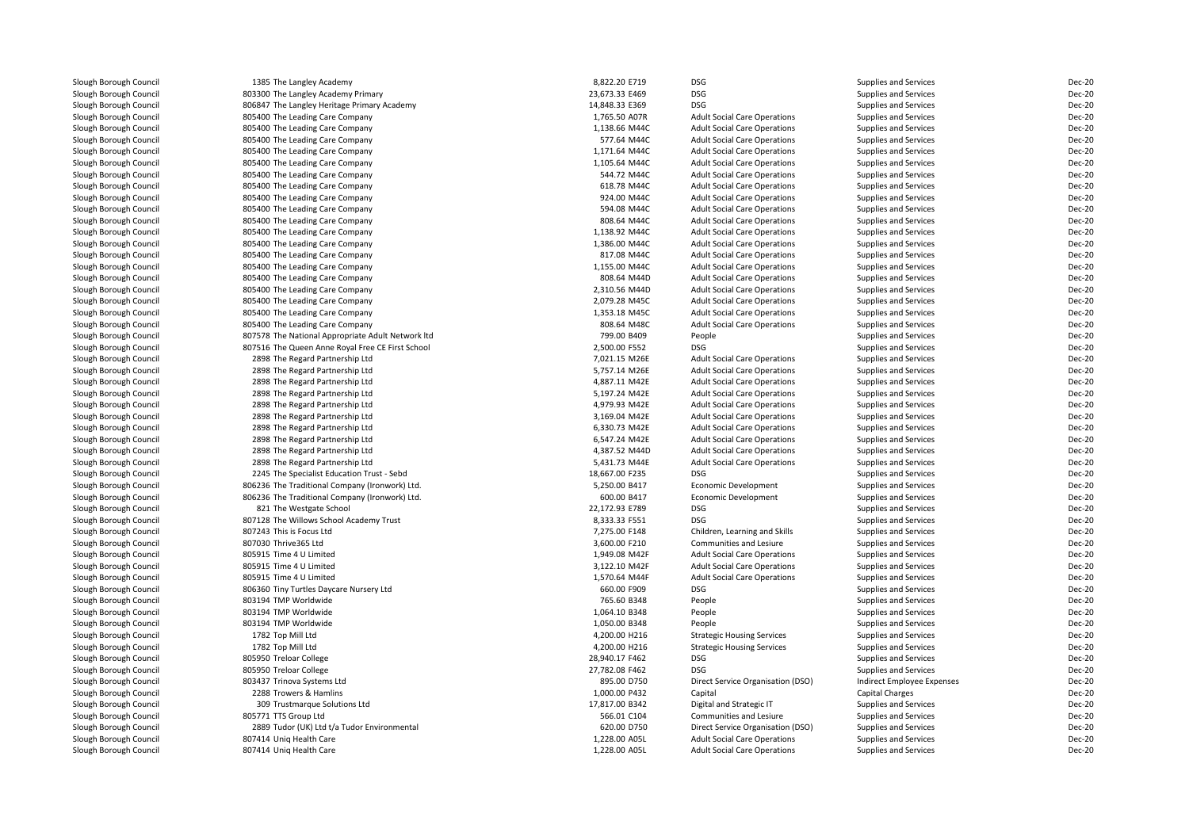| | | | | | | |
|---|---|---|---|---|---|---|
| Slough Borough Council | 1385 The Langley Academy | 8,822.20 E719 | DSG | Supplies and Services | Dec-20 |
| Slough Borough Council | 803300 The Langley Academy Primary | 23,673.33 E469 | DSG | Supplies and Services | Dec-20 |
| Slough Borough Council | 806847 The Langley Heritage Primary Academy | 14,848.33 E369 | DSG | Supplies and Services | Dec-20 |
| Slough Borough Council | 805400 The Leading Care Company | 1,765.50 A07R | Adult Social Care Operations | Supplies and Services | Dec-20 |
| Slough Borough Council | 805400 The Leading Care Company | 1,138.66 M44C | Adult Social Care Operations | Supplies and Services | Dec-20 |
| Slough Borough Council | 805400 The Leading Care Company | 577.64 M44C | Adult Social Care Operations | Supplies and Services | Dec-20 |
| Slough Borough Council | 805400 The Leading Care Company | 1,171.64 M44C | Adult Social Care Operations | Supplies and Services | Dec-20 |
| Slough Borough Council | 805400 The Leading Care Company | 1,105.64 M44C | Adult Social Care Operations | Supplies and Services | Dec-20 |
| Slough Borough Council | 805400 The Leading Care Company | 544.72 M44C | Adult Social Care Operations | Supplies and Services | Dec-20 |
| Slough Borough Council | 805400 The Leading Care Company | 618.78 M44C | Adult Social Care Operations | Supplies and Services | Dec-20 |
| Slough Borough Council | 805400 The Leading Care Company | 924.00 M44C | Adult Social Care Operations | Supplies and Services | Dec-20 |
| Slough Borough Council | 805400 The Leading Care Company | 594.08 M44C | Adult Social Care Operations | Supplies and Services | Dec-20 |
| Slough Borough Council | 805400 The Leading Care Company | 808.64 M44C | Adult Social Care Operations | Supplies and Services | Dec-20 |
| Slough Borough Council | 805400 The Leading Care Company | 1,138.92 M44C | Adult Social Care Operations | Supplies and Services | Dec-20 |
| Slough Borough Council | 805400 The Leading Care Company | 1,386.00 M44C | Adult Social Care Operations | Supplies and Services | Dec-20 |
| Slough Borough Council | 805400 The Leading Care Company | 817.08 M44C | Adult Social Care Operations | Supplies and Services | Dec-20 |
| Slough Borough Council | 805400 The Leading Care Company | 1,155.00 M44C | Adult Social Care Operations | Supplies and Services | Dec-20 |
| Slough Borough Council | 805400 The Leading Care Company | 808.64 M44D | Adult Social Care Operations | Supplies and Services | Dec-20 |
| Slough Borough Council | 805400 The Leading Care Company | 2,310.56 M44D | Adult Social Care Operations | Supplies and Services | Dec-20 |
| Slough Borough Council | 805400 The Leading Care Company | 2,079.28 M45C | Adult Social Care Operations | Supplies and Services | Dec-20 |
| Slough Borough Council | 805400 The Leading Care Company | 1,353.18 M45C | Adult Social Care Operations | Supplies and Services | Dec-20 |
| Slough Borough Council | 805400 The Leading Care Company | 808.64 M48C | Adult Social Care Operations | Supplies and Services | Dec-20 |
| Slough Borough Council | 807578 The National Appropriate Adult Network ltd | 799.00 B409 | People | Supplies and Services | Dec-20 |
| Slough Borough Council | 807516 The Queen Anne Royal Free CE First School | 2,500.00 F552 | DSG | Supplies and Services | Dec-20 |
| Slough Borough Council | 2898 The Regard Partnership Ltd | 7,021.15 M26E | Adult Social Care Operations | Supplies and Services | Dec-20 |
| Slough Borough Council | 2898 The Regard Partnership Ltd | 5,757.14 M26E | Adult Social Care Operations | Supplies and Services | Dec-20 |
| Slough Borough Council | 2898 The Regard Partnership Ltd | 4,887.11 M42E | Adult Social Care Operations | Supplies and Services | Dec-20 |
| Slough Borough Council | 2898 The Regard Partnership Ltd | 5,197.24 M42E | Adult Social Care Operations | Supplies and Services | Dec-20 |
| Slough Borough Council | 2898 The Regard Partnership Ltd | 4,979.93 M42E | Adult Social Care Operations | Supplies and Services | Dec-20 |
| Slough Borough Council | 2898 The Regard Partnership Ltd | 3,169.04 M42E | Adult Social Care Operations | Supplies and Services | Dec-20 |
| Slough Borough Council | 2898 The Regard Partnership Ltd | 6,330.73 M42E | Adult Social Care Operations | Supplies and Services | Dec-20 |
| Slough Borough Council | 2898 The Regard Partnership Ltd | 6,547.24 M42E | Adult Social Care Operations | Supplies and Services | Dec-20 |
| Slough Borough Council | 2898 The Regard Partnership Ltd | 4,387.52 M44D | Adult Social Care Operations | Supplies and Services | Dec-20 |
| Slough Borough Council | 2898 The Regard Partnership Ltd | 5,431.73 M44E | Adult Social Care Operations | Supplies and Services | Dec-20 |
| Slough Borough Council | 2245 The Specialist Education Trust - Sebd | 18,667.00 F235 | DSG | Supplies and Services | Dec-20 |
| Slough Borough Council | 806236 The Traditional Company (Ironwork) Ltd. | 5,250.00 B417 | Economic Development | Supplies and Services | Dec-20 |
| Slough Borough Council | 806236 The Traditional Company (Ironwork) Ltd. | 600.00 B417 | Economic Development | Supplies and Services | Dec-20 |
| Slough Borough Council | 821 The Westgate School | 22,172.93 E789 | DSG | Supplies and Services | Dec-20 |
| Slough Borough Council | 807128 The Willows School Academy Trust | 8,333.33 F551 | DSG | Supplies and Services | Dec-20 |
| Slough Borough Council | 807243 This is Focus Ltd | 7,275.00 F148 | Children, Learning and Skills | Supplies and Services | Dec-20 |
| Slough Borough Council | 807030 Thrive365 Ltd | 3,600.00 F210 | Communities and Lesiure | Supplies and Services | Dec-20 |
| Slough Borough Council | 805915 Time 4 U Limited | 1,949.08 M42F | Adult Social Care Operations | Supplies and Services | Dec-20 |
| Slough Borough Council | 805915 Time 4 U Limited | 3,122.10 M42F | Adult Social Care Operations | Supplies and Services | Dec-20 |
| Slough Borough Council | 805915 Time 4 U Limited | 1,570.64 M44F | Adult Social Care Operations | Supplies and Services | Dec-20 |
| Slough Borough Council | 806360 Tiny Turtles Daycare Nursery Ltd | 660.00 F909 | DSG | Supplies and Services | Dec-20 |
| Slough Borough Council | 803194 TMP Worldwide | 765.60 B348 | People | Supplies and Services | Dec-20 |
| Slough Borough Council | 803194 TMP Worldwide | 1,064.10 B348 | People | Supplies and Services | Dec-20 |
| Slough Borough Council | 803194 TMP Worldwide | 1,050.00 B348 | People | Supplies and Services | Dec-20 |
| Slough Borough Council | 1782 Top Mill Ltd | 4,200.00 H216 | Strategic Housing Services | Supplies and Services | Dec-20 |
| Slough Borough Council | 1782 Top Mill Ltd | 4,200.00 H216 | Strategic Housing Services | Supplies and Services | Dec-20 |
| Slough Borough Council | 805950 Treloar College | 28,940.17 F462 | DSG | Supplies and Services | Dec-20 |
| Slough Borough Council | 805950 Treloar College | 27,782.08 F462 | DSG | Supplies and Services | Dec-20 |
| Slough Borough Council | 803437 Trinova Systems Ltd | 895.00 D750 | Direct Service Organisation (DSO) | Indirect Employee Expenses | Dec-20 |
| Slough Borough Council | 2288 Trowers & Hamlins | 1,000.00 P432 | Capital | Capital Charges | Dec-20 |
| Slough Borough Council | 309 Trustmarque Solutions Ltd | 17,817.00 B342 | Digital and Strategic IT | Supplies and Services | Dec-20 |
| Slough Borough Council | 805771 TTS Group Ltd | 566.01 C104 | Communities and Lesiure | Supplies and Services | Dec-20 |
| Slough Borough Council | 2889 Tudor (UK) Ltd t/a Tudor Environmental | 620.00 D750 | Direct Service Organisation (DSO) | Supplies and Services | Dec-20 |
| Slough Borough Council | 807414 Uniq Health Care | 1,228.00 A05L | Adult Social Care Operations | Supplies and Services | Dec-20 |
| Slough Borough Council | 807414 Uniq Health Care | 1,228.00 A05L | Adult Social Care Operations | Supplies and Services | Dec-20 |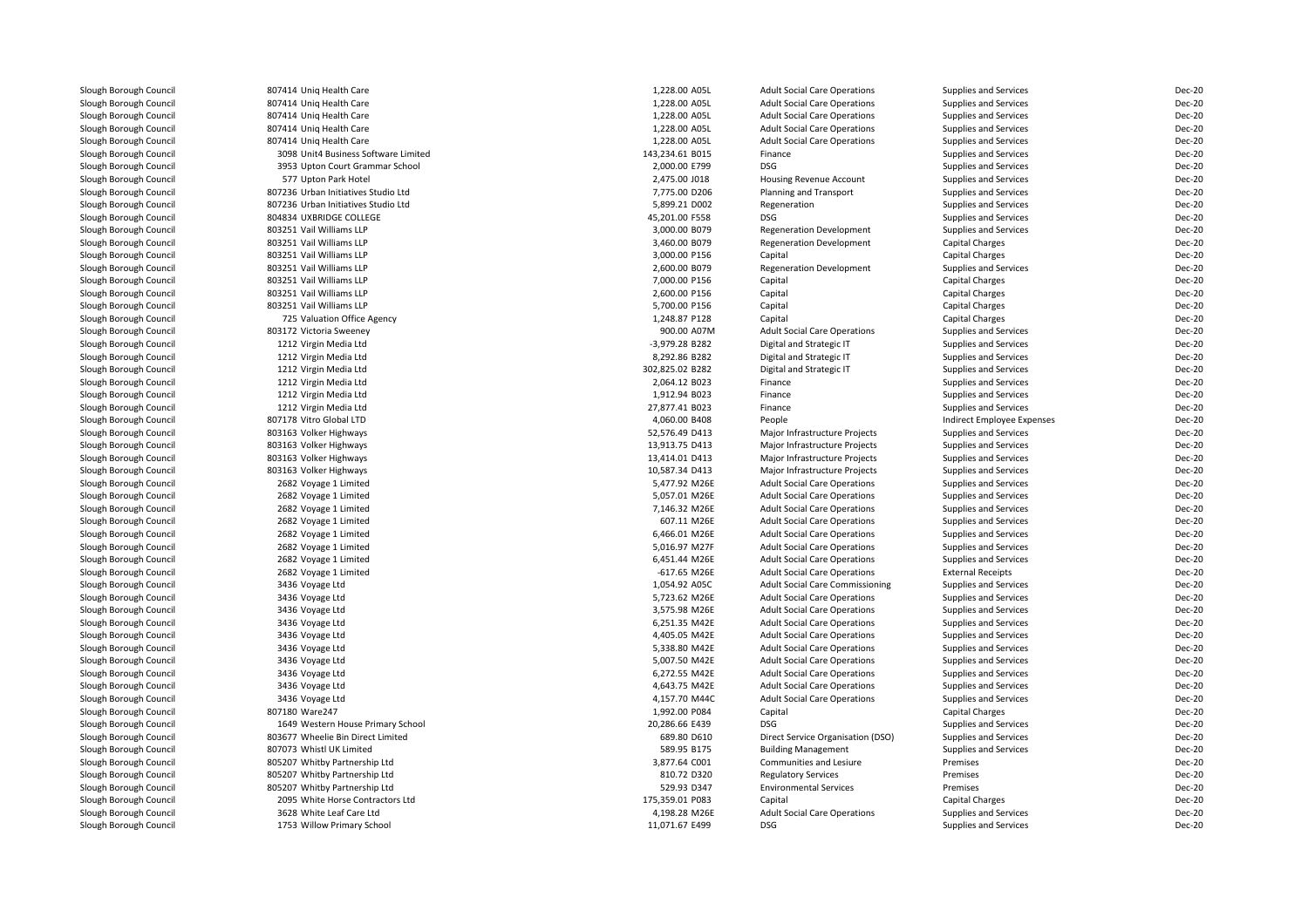| | | | | | | |
|---|---|---|---|---|---|---|
| Slough Borough Council | 807414 Uniq Health Care | 1,228.00 A05L | Adult Social Care Operations | Supplies and Services | Dec-20 |
| Slough Borough Council | 807414 Uniq Health Care | 1,228.00 A05L | Adult Social Care Operations | Supplies and Services | Dec-20 |
| Slough Borough Council | 807414 Uniq Health Care | 1,228.00 A05L | Adult Social Care Operations | Supplies and Services | Dec-20 |
| Slough Borough Council | 807414 Uniq Health Care | 1,228.00 A05L | Adult Social Care Operations | Supplies and Services | Dec-20 |
| Slough Borough Council | 807414 Uniq Health Care | 1,228.00 A05L | Adult Social Care Operations | Supplies and Services | Dec-20 |
| Slough Borough Council | 3098 Unit4 Business Software Limited | 143,234.61 B015 | Finance | Supplies and Services | Dec-20 |
| Slough Borough Council | 3953 Upton Court Grammar School | 2,000.00 E799 | DSG | Supplies and Services | Dec-20 |
| Slough Borough Council | 577 Upton Park Hotel | 2,475.00 J018 | Housing Revenue Account | Supplies and Services | Dec-20 |
| Slough Borough Council | 807236 Urban Initiatives Studio Ltd | 7,775.00 D206 | Planning and Transport | Supplies and Services | Dec-20 |
| Slough Borough Council | 807236 Urban Initiatives Studio Ltd | 5,899.21 D002 | Regeneration | Supplies and Services | Dec-20 |
| Slough Borough Council | 804834 UXBRIDGE COLLEGE | 45,201.00 F558 | DSG | Supplies and Services | Dec-20 |
| Slough Borough Council | 803251 Vail Williams LLP | 3,000.00 B079 | Regeneration Development | Supplies and Services | Dec-20 |
| Slough Borough Council | 803251 Vail Williams LLP | 3,460.00 B079 | Regeneration Development | Capital Charges | Dec-20 |
| Slough Borough Council | 803251 Vail Williams LLP | 3,000.00 P156 | Capital | Capital Charges | Dec-20 |
| Slough Borough Council | 803251 Vail Williams LLP | 2,600.00 B079 | Regeneration Development | Supplies and Services | Dec-20 |
| Slough Borough Council | 803251 Vail Williams LLP | 7,000.00 P156 | Capital | Capital Charges | Dec-20 |
| Slough Borough Council | 803251 Vail Williams LLP | 2,600.00 P156 | Capital | Capital Charges | Dec-20 |
| Slough Borough Council | 803251 Vail Williams LLP | 5,700.00 P156 | Capital | Capital Charges | Dec-20 |
| Slough Borough Council | 725 Valuation Office Agency | 1,248.87 P128 | Capital | Capital Charges | Dec-20 |
| Slough Borough Council | 803172 Victoria Sweeney | 900.00 A07M | Adult Social Care Operations | Supplies and Services | Dec-20 |
| Slough Borough Council | 1212 Virgin Media Ltd | -3,979.28 B282 | Digital and Strategic IT | Supplies and Services | Dec-20 |
| Slough Borough Council | 1212 Virgin Media Ltd | 8,292.86 B282 | Digital and Strategic IT | Supplies and Services | Dec-20 |
| Slough Borough Council | 1212 Virgin Media Ltd | 302,825.02 B282 | Digital and Strategic IT | Supplies and Services | Dec-20 |
| Slough Borough Council | 1212 Virgin Media Ltd | 2,064.12 B023 | Finance | Supplies and Services | Dec-20 |
| Slough Borough Council | 1212 Virgin Media Ltd | 1,912.94 B023 | Finance | Supplies and Services | Dec-20 |
| Slough Borough Council | 1212 Virgin Media Ltd | 27,877.41 B023 | Finance | Supplies and Services | Dec-20 |
| Slough Borough Council | 807178 Vitro Global LTD | 4,060.00 B408 | People | Indirect Employee Expenses | Dec-20 |
| Slough Borough Council | 803163 Volker Highways | 52,576.49 D413 | Major Infrastructure Projects | Supplies and Services | Dec-20 |
| Slough Borough Council | 803163 Volker Highways | 13,913.75 D413 | Major Infrastructure Projects | Supplies and Services | Dec-20 |
| Slough Borough Council | 803163 Volker Highways | 13,414.01 D413 | Major Infrastructure Projects | Supplies and Services | Dec-20 |
| Slough Borough Council | 803163 Volker Highways | 10,587.34 D413 | Major Infrastructure Projects | Supplies and Services | Dec-20 |
| Slough Borough Council | 2682 Voyage 1 Limited | 5,477.92 M26E | Adult Social Care Operations | Supplies and Services | Dec-20 |
| Slough Borough Council | 2682 Voyage 1 Limited | 5,057.01 M26E | Adult Social Care Operations | Supplies and Services | Dec-20 |
| Slough Borough Council | 2682 Voyage 1 Limited | 7,146.32 M26E | Adult Social Care Operations | Supplies and Services | Dec-20 |
| Slough Borough Council | 2682 Voyage 1 Limited | 607.11 M26E | Adult Social Care Operations | Supplies and Services | Dec-20 |
| Slough Borough Council | 2682 Voyage 1 Limited | 6,466.01 M26E | Adult Social Care Operations | Supplies and Services | Dec-20 |
| Slough Borough Council | 2682 Voyage 1 Limited | 5,016.97 M27F | Adult Social Care Operations | Supplies and Services | Dec-20 |
| Slough Borough Council | 2682 Voyage 1 Limited | 6,451.44 M26E | Adult Social Care Operations | Supplies and Services | Dec-20 |
| Slough Borough Council | 2682 Voyage 1 Limited | -617.65 M26E | Adult Social Care Operations | External Receipts | Dec-20 |
| Slough Borough Council | 3436 Voyage Ltd | 1,054.92 A05C | Adult Social Care Commissioning | Supplies and Services | Dec-20 |
| Slough Borough Council | 3436 Voyage Ltd | 5,723.62 M26E | Adult Social Care Operations | Supplies and Services | Dec-20 |
| Slough Borough Council | 3436 Voyage Ltd | 3,575.98 M26E | Adult Social Care Operations | Supplies and Services | Dec-20 |
| Slough Borough Council | 3436 Voyage Ltd | 6,251.35 M42E | Adult Social Care Operations | Supplies and Services | Dec-20 |
| Slough Borough Council | 3436 Voyage Ltd | 4,405.05 M42E | Adult Social Care Operations | Supplies and Services | Dec-20 |
| Slough Borough Council | 3436 Voyage Ltd | 5,338.80 M42E | Adult Social Care Operations | Supplies and Services | Dec-20 |
| Slough Borough Council | 3436 Voyage Ltd | 5,007.50 M42E | Adult Social Care Operations | Supplies and Services | Dec-20 |
| Slough Borough Council | 3436 Voyage Ltd | 6,272.55 M42E | Adult Social Care Operations | Supplies and Services | Dec-20 |
| Slough Borough Council | 3436 Voyage Ltd | 4,643.75 M42E | Adult Social Care Operations | Supplies and Services | Dec-20 |
| Slough Borough Council | 3436 Voyage Ltd | 4,157.70 M44C | Adult Social Care Operations | Supplies and Services | Dec-20 |
| Slough Borough Council | 807180 Ware247 | 1,992.00 P084 | Capital | Capital Charges | Dec-20 |
| Slough Borough Council | 1649 Western House Primary School | 20,286.66 E439 | DSG | Supplies and Services | Dec-20 |
| Slough Borough Council | 803677 Wheelie Bin Direct Limited | 689.80 D610 | Direct Service Organisation (DSO) | Supplies and Services | Dec-20 |
| Slough Borough Council | 807073 Whistl UK Limited | 589.95 B175 | Building Management | Supplies and Services | Dec-20 |
| Slough Borough Council | 805207 Whitby Partnership Ltd | 3,877.64 C001 | Communities and Lesiure | Premises | Dec-20 |
| Slough Borough Council | 805207 Whitby Partnership Ltd | 810.72 D320 | Regulatory Services | Premises | Dec-20 |
| Slough Borough Council | 805207 Whitby Partnership Ltd | 529.93 D347 | Environmental Services | Premises | Dec-20 |
| Slough Borough Council | 2095 White Horse Contractors Ltd | 175,359.01 P083 | Capital | Capital Charges | Dec-20 |
| Slough Borough Council | 3628 White Leaf Care Ltd | 4,198.28 M26E | Adult Social Care Operations | Supplies and Services | Dec-20 |
| Slough Borough Council | 1753 Willow Primary School | 11,071.67 E499 | DSG | Supplies and Services | Dec-20 |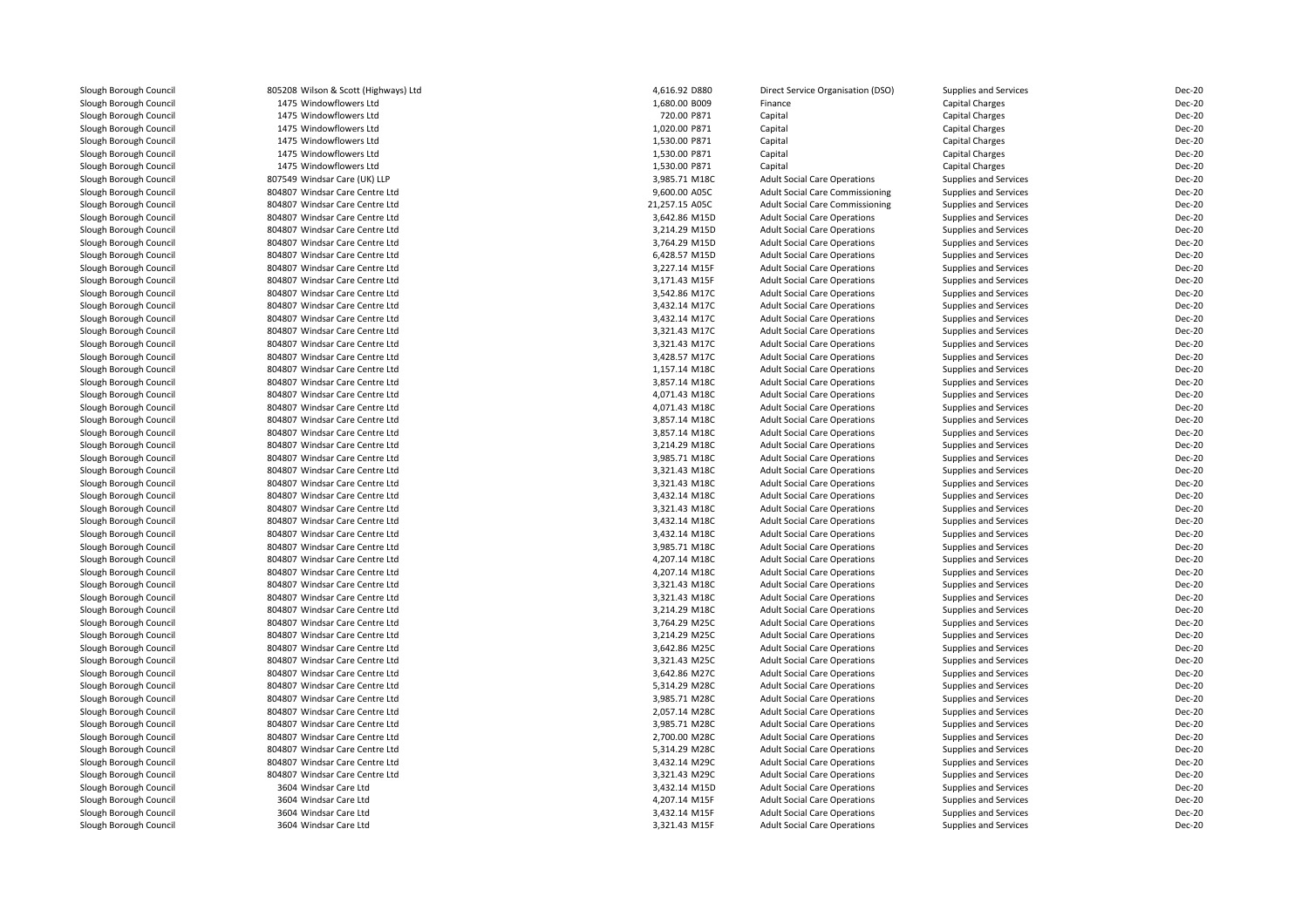| | | | | | | |
|---|---|---|---|---|---|---|
| Slough Borough Council | 805208 Wilson & Scott (Highways) Ltd | 4,616.92 D880 | Direct Service Organisation (DSO) | Supplies and Services | Dec-20 |
| Slough Borough Council | 1475 Windowflowers Ltd | 1,680.00 B009 | Finance | Capital Charges | Dec-20 |
| Slough Borough Council | 1475 Windowflowers Ltd | 720.00 P871 | Capital | Capital Charges | Dec-20 |
| Slough Borough Council | 1475 Windowflowers Ltd | 1,020.00 P871 | Capital | Capital Charges | Dec-20 |
| Slough Borough Council | 1475 Windowflowers Ltd | 1,530.00 P871 | Capital | Capital Charges | Dec-20 |
| Slough Borough Council | 1475 Windowflowers Ltd | 1,530.00 P871 | Capital | Capital Charges | Dec-20 |
| Slough Borough Council | 1475 Windowflowers Ltd | 1,530.00 P871 | Capital | Capital Charges | Dec-20 |
| Slough Borough Council | 807549 Windsar Care (UK) LLP | 3,985.71 M18C | Adult Social Care Operations | Supplies and Services | Dec-20 |
| Slough Borough Council | 804807 Windsar Care Centre Ltd | 9,600.00 A05C | Adult Social Care Commissioning | Supplies and Services | Dec-20 |
| Slough Borough Council | 804807 Windsar Care Centre Ltd | 21,257.15 A05C | Adult Social Care Commissioning | Supplies and Services | Dec-20 |
| Slough Borough Council | 804807 Windsar Care Centre Ltd | 3,642.86 M15D | Adult Social Care Operations | Supplies and Services | Dec-20 |
| Slough Borough Council | 804807 Windsar Care Centre Ltd | 3,214.29 M15D | Adult Social Care Operations | Supplies and Services | Dec-20 |
| Slough Borough Council | 804807 Windsar Care Centre Ltd | 3,764.29 M15D | Adult Social Care Operations | Supplies and Services | Dec-20 |
| Slough Borough Council | 804807 Windsar Care Centre Ltd | 6,428.57 M15D | Adult Social Care Operations | Supplies and Services | Dec-20 |
| Slough Borough Council | 804807 Windsar Care Centre Ltd | 3,227.14 M15F | Adult Social Care Operations | Supplies and Services | Dec-20 |
| Slough Borough Council | 804807 Windsar Care Centre Ltd | 3,171.43 M15F | Adult Social Care Operations | Supplies and Services | Dec-20 |
| Slough Borough Council | 804807 Windsar Care Centre Ltd | 3,542.86 M17C | Adult Social Care Operations | Supplies and Services | Dec-20 |
| Slough Borough Council | 804807 Windsar Care Centre Ltd | 3,432.14 M17C | Adult Social Care Operations | Supplies and Services | Dec-20 |
| Slough Borough Council | 804807 Windsar Care Centre Ltd | 3,432.14 M17C | Adult Social Care Operations | Supplies and Services | Dec-20 |
| Slough Borough Council | 804807 Windsar Care Centre Ltd | 3,321.43 M17C | Adult Social Care Operations | Supplies and Services | Dec-20 |
| Slough Borough Council | 804807 Windsar Care Centre Ltd | 3,321.43 M17C | Adult Social Care Operations | Supplies and Services | Dec-20 |
| Slough Borough Council | 804807 Windsar Care Centre Ltd | 3,428.57 M17C | Adult Social Care Operations | Supplies and Services | Dec-20 |
| Slough Borough Council | 804807 Windsar Care Centre Ltd | 1,157.14 M18C | Adult Social Care Operations | Supplies and Services | Dec-20 |
| Slough Borough Council | 804807 Windsar Care Centre Ltd | 3,857.14 M18C | Adult Social Care Operations | Supplies and Services | Dec-20 |
| Slough Borough Council | 804807 Windsar Care Centre Ltd | 4,071.43 M18C | Adult Social Care Operations | Supplies and Services | Dec-20 |
| Slough Borough Council | 804807 Windsar Care Centre Ltd | 4,071.43 M18C | Adult Social Care Operations | Supplies and Services | Dec-20 |
| Slough Borough Council | 804807 Windsar Care Centre Ltd | 3,857.14 M18C | Adult Social Care Operations | Supplies and Services | Dec-20 |
| Slough Borough Council | 804807 Windsar Care Centre Ltd | 3,857.14 M18C | Adult Social Care Operations | Supplies and Services | Dec-20 |
| Slough Borough Council | 804807 Windsar Care Centre Ltd | 3,214.29 M18C | Adult Social Care Operations | Supplies and Services | Dec-20 |
| Slough Borough Council | 804807 Windsar Care Centre Ltd | 3,985.71 M18C | Adult Social Care Operations | Supplies and Services | Dec-20 |
| Slough Borough Council | 804807 Windsar Care Centre Ltd | 3,321.43 M18C | Adult Social Care Operations | Supplies and Services | Dec-20 |
| Slough Borough Council | 804807 Windsar Care Centre Ltd | 3,321.43 M18C | Adult Social Care Operations | Supplies and Services | Dec-20 |
| Slough Borough Council | 804807 Windsar Care Centre Ltd | 3,432.14 M18C | Adult Social Care Operations | Supplies and Services | Dec-20 |
| Slough Borough Council | 804807 Windsar Care Centre Ltd | 3,321.43 M18C | Adult Social Care Operations | Supplies and Services | Dec-20 |
| Slough Borough Council | 804807 Windsar Care Centre Ltd | 3,432.14 M18C | Adult Social Care Operations | Supplies and Services | Dec-20 |
| Slough Borough Council | 804807 Windsar Care Centre Ltd | 3,432.14 M18C | Adult Social Care Operations | Supplies and Services | Dec-20 |
| Slough Borough Council | 804807 Windsar Care Centre Ltd | 3,985.71 M18C | Adult Social Care Operations | Supplies and Services | Dec-20 |
| Slough Borough Council | 804807 Windsar Care Centre Ltd | 4,207.14 M18C | Adult Social Care Operations | Supplies and Services | Dec-20 |
| Slough Borough Council | 804807 Windsar Care Centre Ltd | 4,207.14 M18C | Adult Social Care Operations | Supplies and Services | Dec-20 |
| Slough Borough Council | 804807 Windsar Care Centre Ltd | 3,321.43 M18C | Adult Social Care Operations | Supplies and Services | Dec-20 |
| Slough Borough Council | 804807 Windsar Care Centre Ltd | 3,321.43 M18C | Adult Social Care Operations | Supplies and Services | Dec-20 |
| Slough Borough Council | 804807 Windsar Care Centre Ltd | 3,214.29 M18C | Adult Social Care Operations | Supplies and Services | Dec-20 |
| Slough Borough Council | 804807 Windsar Care Centre Ltd | 3,764.29 M25C | Adult Social Care Operations | Supplies and Services | Dec-20 |
| Slough Borough Council | 804807 Windsar Care Centre Ltd | 3,214.29 M25C | Adult Social Care Operations | Supplies and Services | Dec-20 |
| Slough Borough Council | 804807 Windsar Care Centre Ltd | 3,642.86 M25C | Adult Social Care Operations | Supplies and Services | Dec-20 |
| Slough Borough Council | 804807 Windsar Care Centre Ltd | 3,321.43 M25C | Adult Social Care Operations | Supplies and Services | Dec-20 |
| Slough Borough Council | 804807 Windsar Care Centre Ltd | 3,642.86 M27C | Adult Social Care Operations | Supplies and Services | Dec-20 |
| Slough Borough Council | 804807 Windsar Care Centre Ltd | 5,314.29 M28C | Adult Social Care Operations | Supplies and Services | Dec-20 |
| Slough Borough Council | 804807 Windsar Care Centre Ltd | 3,985.71 M28C | Adult Social Care Operations | Supplies and Services | Dec-20 |
| Slough Borough Council | 804807 Windsar Care Centre Ltd | 2,057.14 M28C | Adult Social Care Operations | Supplies and Services | Dec-20 |
| Slough Borough Council | 804807 Windsar Care Centre Ltd | 3,985.71 M28C | Adult Social Care Operations | Supplies and Services | Dec-20 |
| Slough Borough Council | 804807 Windsar Care Centre Ltd | 2,700.00 M28C | Adult Social Care Operations | Supplies and Services | Dec-20 |
| Slough Borough Council | 804807 Windsar Care Centre Ltd | 5,314.29 M28C | Adult Social Care Operations | Supplies and Services | Dec-20 |
| Slough Borough Council | 804807 Windsar Care Centre Ltd | 3,432.14 M29C | Adult Social Care Operations | Supplies and Services | Dec-20 |
| Slough Borough Council | 804807 Windsar Care Centre Ltd | 3,321.43 M29C | Adult Social Care Operations | Supplies and Services | Dec-20 |
| Slough Borough Council | 3604 Windsar Care Ltd | 3,432.14 M15D | Adult Social Care Operations | Supplies and Services | Dec-20 |
| Slough Borough Council | 3604 Windsar Care Ltd | 4,207.14 M15F | Adult Social Care Operations | Supplies and Services | Dec-20 |
| Slough Borough Council | 3604 Windsar Care Ltd | 3,432.14 M15F | Adult Social Care Operations | Supplies and Services | Dec-20 |
| Slough Borough Council | 3604 Windsar Care Ltd | 3,321.43 M15F | Adult Social Care Operations | Supplies and Services | Dec-20 |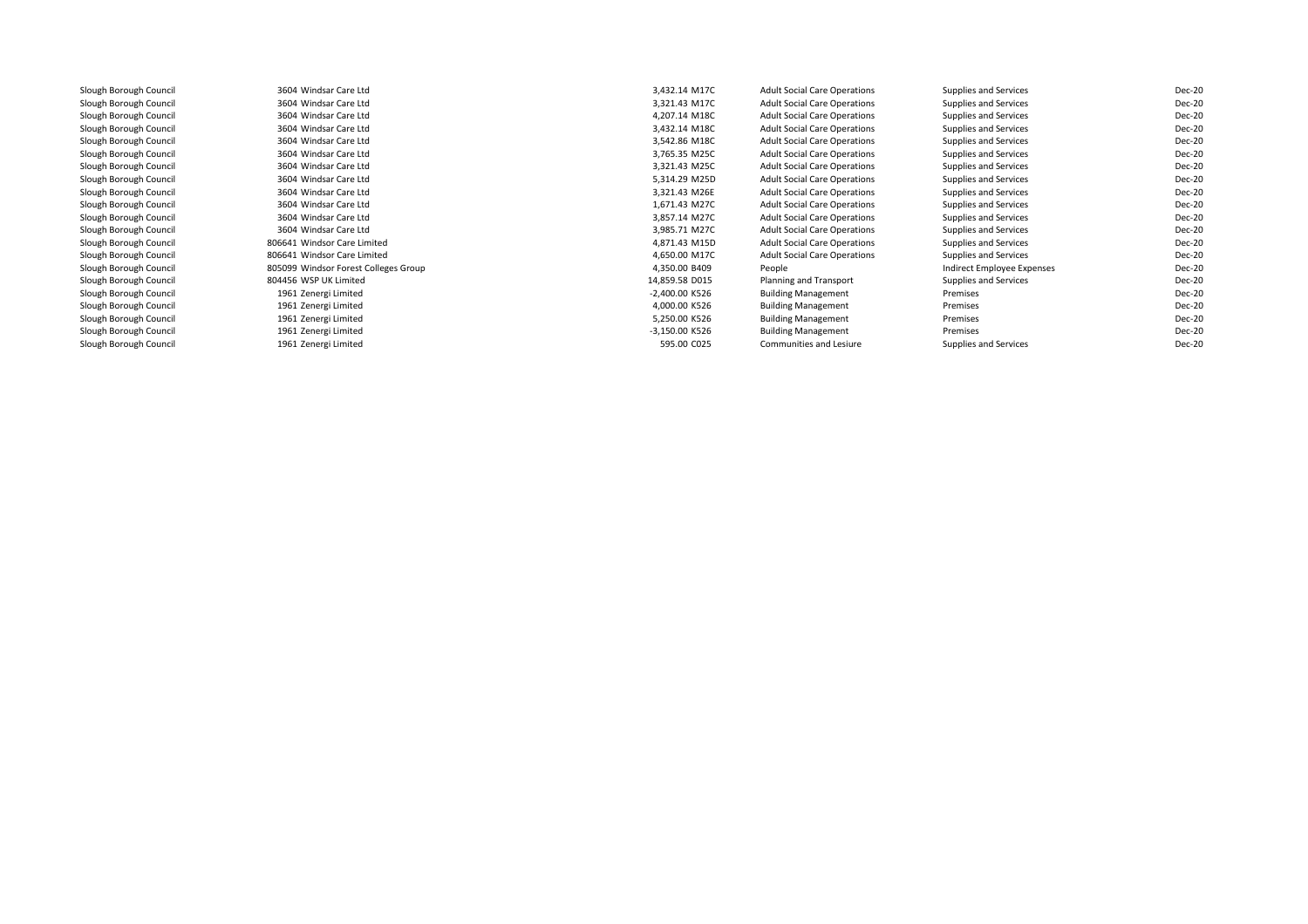| | | | | | | |
|---|---|---|---|---|---|---|
| Slough Borough Council | 3604 Windsar Care Ltd | 3,432.14 | M17C | Adult Social Care Operations | Supplies and Services | Dec-20 |
| Slough Borough Council | 3604 Windsar Care Ltd | 3,321.43 | M17C | Adult Social Care Operations | Supplies and Services | Dec-20 |
| Slough Borough Council | 3604 Windsar Care Ltd | 4,207.14 | M18C | Adult Social Care Operations | Supplies and Services | Dec-20 |
| Slough Borough Council | 3604 Windsar Care Ltd | 3,432.14 | M18C | Adult Social Care Operations | Supplies and Services | Dec-20 |
| Slough Borough Council | 3604 Windsar Care Ltd | 3,542.86 | M18C | Adult Social Care Operations | Supplies and Services | Dec-20 |
| Slough Borough Council | 3604 Windsar Care Ltd | 3,765.35 | M25C | Adult Social Care Operations | Supplies and Services | Dec-20 |
| Slough Borough Council | 3604 Windsar Care Ltd | 3,321.43 | M25C | Adult Social Care Operations | Supplies and Services | Dec-20 |
| Slough Borough Council | 3604 Windsar Care Ltd | 5,314.29 | M25D | Adult Social Care Operations | Supplies and Services | Dec-20 |
| Slough Borough Council | 3604 Windsar Care Ltd | 3,321.43 | M26E | Adult Social Care Operations | Supplies and Services | Dec-20 |
| Slough Borough Council | 3604 Windsar Care Ltd | 1,671.43 | M27C | Adult Social Care Operations | Supplies and Services | Dec-20 |
| Slough Borough Council | 3604 Windsar Care Ltd | 3,857.14 | M27C | Adult Social Care Operations | Supplies and Services | Dec-20 |
| Slough Borough Council | 3604 Windsar Care Ltd | 3,985.71 | M27C | Adult Social Care Operations | Supplies and Services | Dec-20 |
| Slough Borough Council | 806641 Windsor Care Limited | 4,871.43 | M15D | Adult Social Care Operations | Supplies and Services | Dec-20 |
| Slough Borough Council | 806641 Windsor Care Limited | 4,650.00 | M17C | Adult Social Care Operations | Supplies and Services | Dec-20 |
| Slough Borough Council | 805099 Windsor Forest Colleges Group | 4,350.00 | B409 | People | Indirect Employee Expenses | Dec-20 |
| Slough Borough Council | 804456 WSP UK Limited | 14,859.58 | D015 | Planning and Transport | Supplies and Services | Dec-20 |
| Slough Borough Council | 1961 Zenergi Limited | -2,400.00 | K526 | Building Management | Premises | Dec-20 |
| Slough Borough Council | 1961 Zenergi Limited | 4,000.00 | K526 | Building Management | Premises | Dec-20 |
| Slough Borough Council | 1961 Zenergi Limited | 5,250.00 | K526 | Building Management | Premises | Dec-20 |
| Slough Borough Council | 1961 Zenergi Limited | -3,150.00 | K526 | Building Management | Premises | Dec-20 |
| Slough Borough Council | 1961 Zenergi Limited | 595.00 | C025 | Communities and Lesiure | Supplies and Services | Dec-20 |